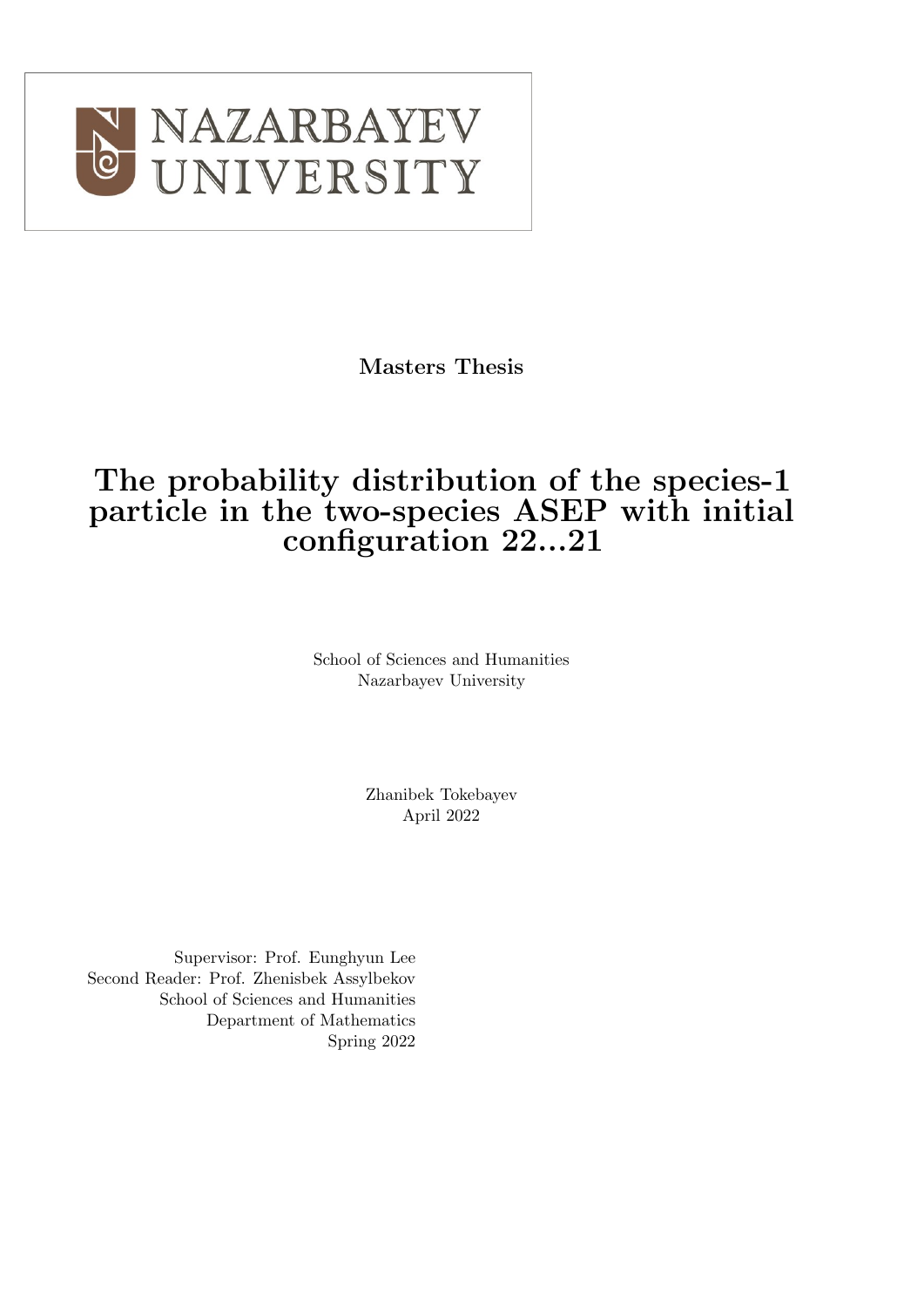NAZARBAYEV UNIVERSITY

**Masters Thesis**

# The probability distribution of the species-1 particle in the two-species ASEP with initial configuration 22...21

School of Sciences and Humanities
Nazarbayev University

Zhanibek Tokebayev
April 2022

Supervisor: Prof. Eunghyun Lee
Second Reader: Prof. Zhenisbek Assylbekov
School of Sciences and Humanities
Department of Mathematics
Spring 2022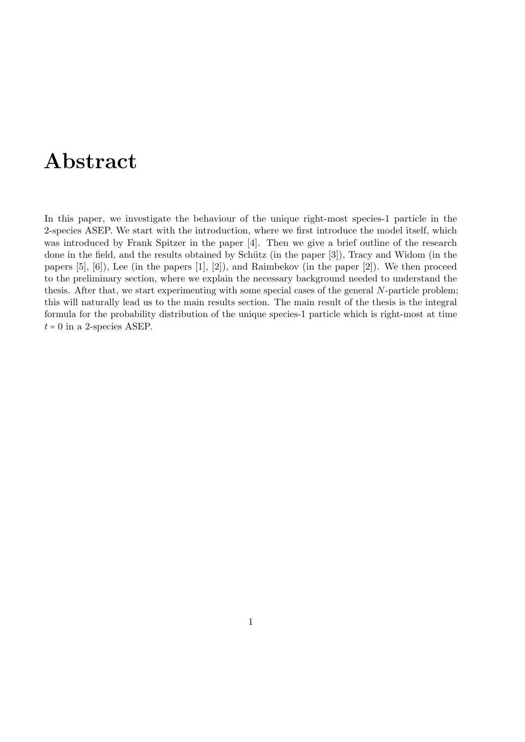# Abstract

In this paper, we investigate the behaviour of the unique right-most species-1 particle in the 2-species ASEP. We start with the introduction, where we first introduce the model itself, which was introduced by Frank Spitzer in the paper [4]. Then we give a brief outline of the research done in the field, and the results obtained by Schütz (in the paper [3]), Tracy and Widom (in the papers [5], [6]), Lee (in the papers [1], [2]), and Raimbekov (in the paper [2]). We then proceed to the preliminary section, where we explain the necessary background needed to understand the thesis. After that, we start experimenting with some special cases of the general $N$-particle problem; this will naturally lead us to the main results section. The main result of the thesis is the integral formula for the probability distribution of the unique species-1 particle which is right-most at time $t = 0$ in a 2-species ASEP.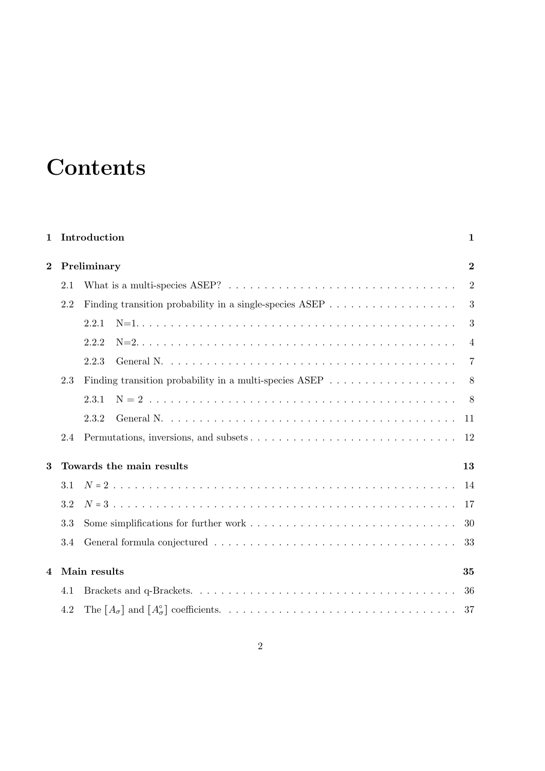# Contents

**1 Introduction** **1**

**2 Preliminary** **2**

2.1 What is a multi-species ASEP? . . . . . . . . . . . . . . . . . . . . . . . . . . . . . . . . . 2

2.2 Finding transition probability in a single-species ASEP . . . . . . . . . . . . . . . . . . 3

2.2.1 N=1. . . . . . . . . . . . . . . . . . . . . . . . . . . . . . . . . . . . . . . . . . . . 3

2.2.2 N=2. . . . . . . . . . . . . . . . . . . . . . . . . . . . . . . . . . . . . . . . . . . . 4

2.2.3 General N. . . . . . . . . . . . . . . . . . . . . . . . . . . . . . . . . . . . . . . . . 7

2.3 Finding transition probability in a multi-species ASEP . . . . . . . . . . . . . . . . . . 8

2.3.1 N = 2 . . . . . . . . . . . . . . . . . . . . . . . . . . . . . . . . . . . . . . . . . . 8

2.3.2 General N. . . . . . . . . . . . . . . . . . . . . . . . . . . . . . . . . . . . . . . . . 11

2.4 Permutations, inversions, and subsets . . . . . . . . . . . . . . . . . . . . . . . . . . . . 12

**3 Towards the main results** **13**

3.1 $N = 2$ . . . . . . . . . . . . . . . . . . . . . . . . . . . . . . . . . . . . . . . . . . . . . . 14

3.2 $N = 3$ . . . . . . . . . . . . . . . . . . . . . . . . . . . . . . . . . . . . . . . . . . . . . . 17

3.3 Some simplifications for further work . . . . . . . . . . . . . . . . . . . . . . . . . . . . 30

3.4 General formula conjectured . . . . . . . . . . . . . . . . . . . . . . . . . . . . . . . . . . 33

**4 Main results** **35**

4.1 Brackets and q-Brackets. . . . . . . . . . . . . . . . . . . . . . . . . . . . . . . . . . . . . 36

4.2 The $[A_\sigma]$ and $[A^\circ_\sigma]$ coefficients. . . . . . . . . . . . . . . . . . . . . . . . . . . . . . . 37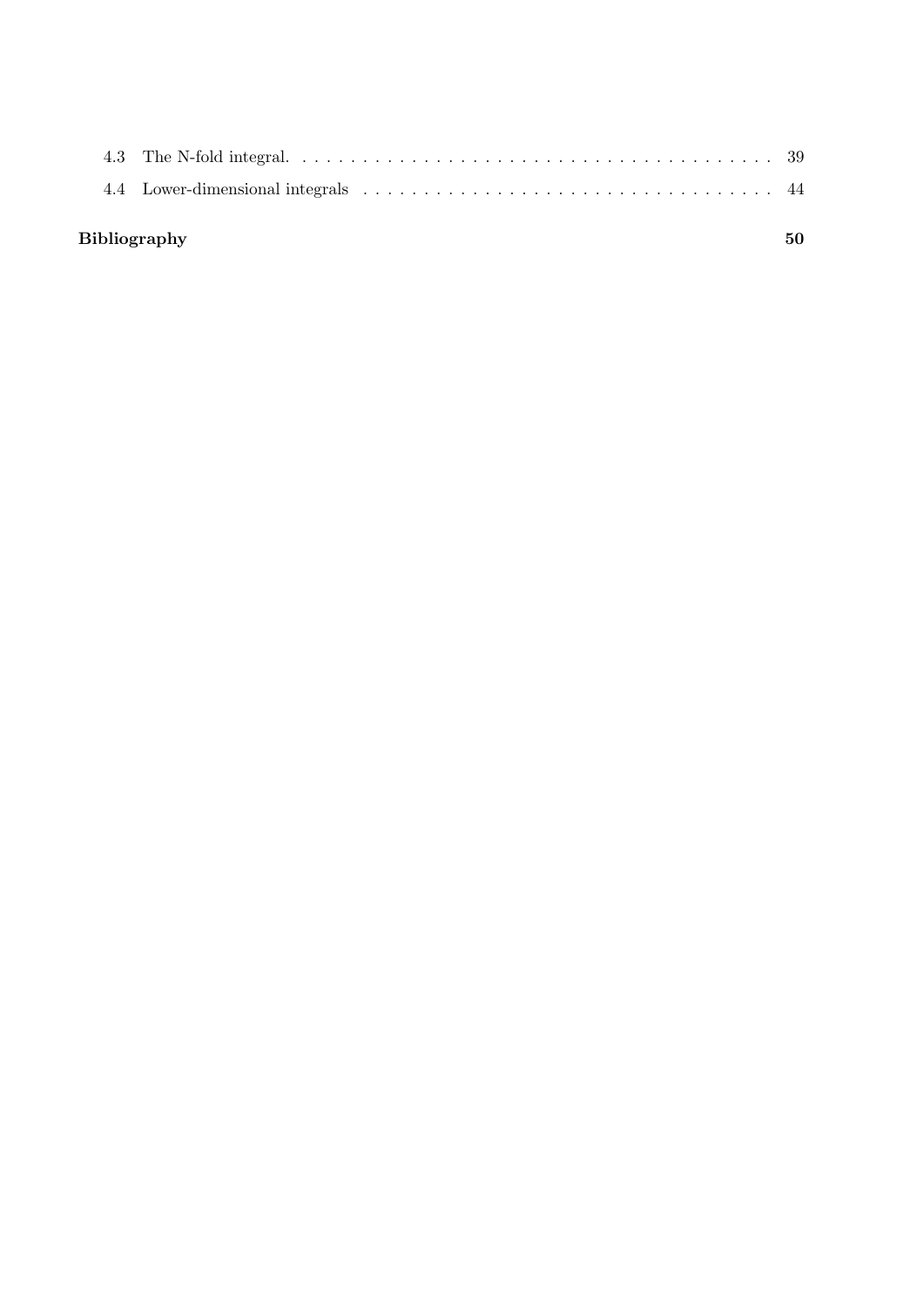4.3 The N-fold integral. . . . . . . . . . . . . . . . . . . . . . . . . . . . . . . . . . . . . . . . 39

4.4 Lower-dimensional integrals . . . . . . . . . . . . . . . . . . . . . . . . . . . . . . . . . . . 44

**Bibliography** **50**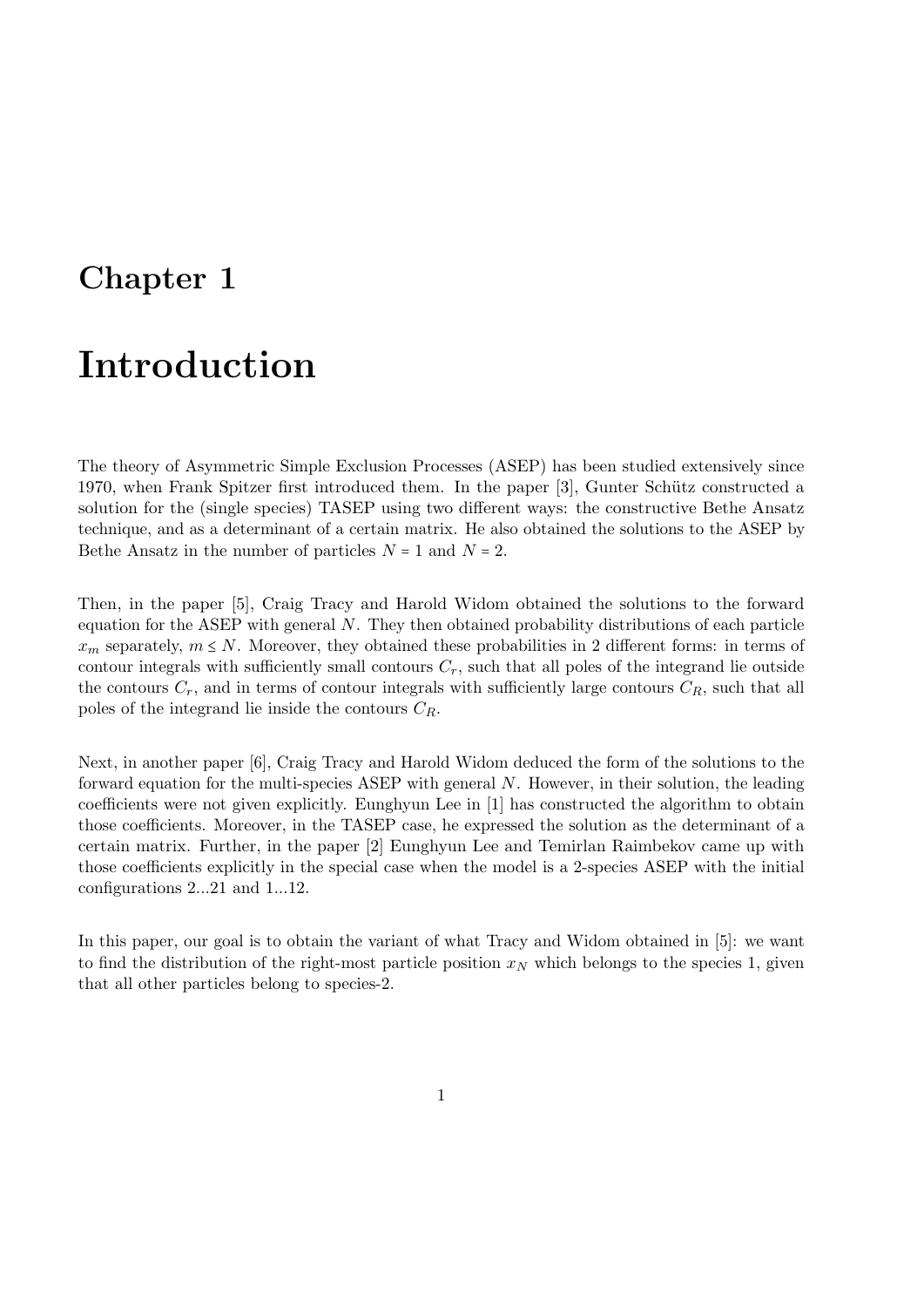# Chapter 1

# Introduction

The theory of Asymmetric Simple Exclusion Processes (ASEP) has been studied extensively since 1970, when Frank Spitzer first introduced them. In the paper [3], Gunter Schütz constructed a solution for the (single species) TASEP using two different ways: the constructive Bethe Ansatz technique, and as a determinant of a certain matrix. He also obtained the solutions to the ASEP by Bethe Ansatz in the number of particles $N = 1$ and $N = 2$.

Then, in the paper [5], Craig Tracy and Harold Widom obtained the solutions to the forward equation for the ASEP with general $N$. They then obtained probability distributions of each particle $x_m$ separately, $m \leq N$. Moreover, they obtained these probabilities in 2 different forms: in terms of contour integrals with sufficiently small contours $C_r$, such that all poles of the integrand lie outside the contours $C_r$, and in terms of contour integrals with sufficiently large contours $C_R$, such that all poles of the integrand lie inside the contours $C_R$.

Next, in another paper [6], Craig Tracy and Harold Widom deduced the form of the solutions to the forward equation for the multi-species ASEP with general $N$. However, in their solution, the leading coefficients were not given explicitly. Eunghyun Lee in [1] has constructed the algorithm to obtain those coefficients. Moreover, in the TASEP case, he expressed the solution as the determinant of a certain matrix. Further, in the paper [2] Eunghyun Lee and Temirlan Raimbekov came up with those coefficients explicitly in the special case when the model is a 2-species ASEP with the initial configurations 2...21 and 1...12.

In this paper, our goal is to obtain the variant of what Tracy and Widom obtained in [5]: we want to find the distribution of the right-most particle position $x_N$ which belongs to the species 1, given that all other particles belong to species-2.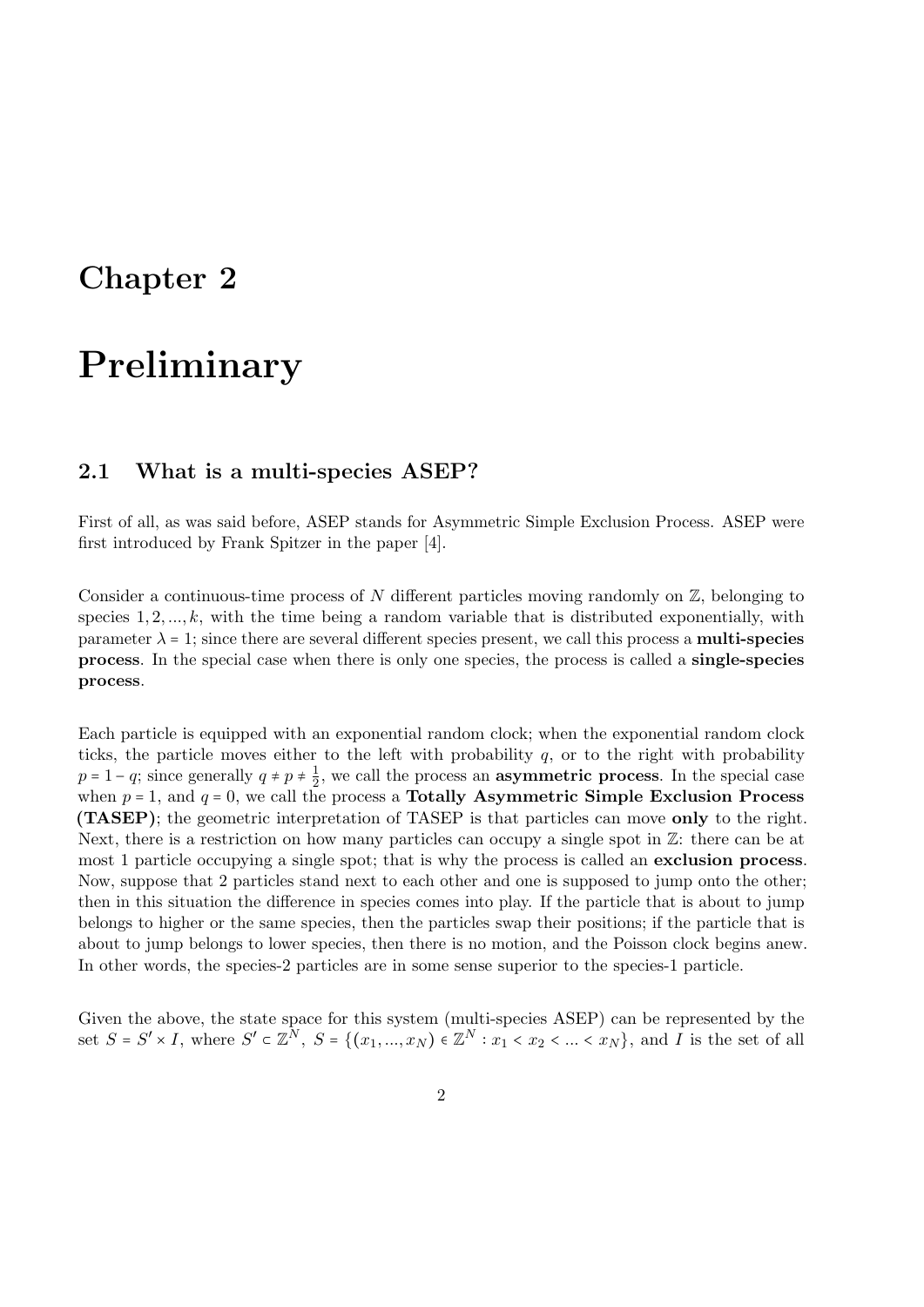# Chapter 2

# Preliminary

## 2.1 What is a multi-species ASEP?

First of all, as was said before, ASEP stands for Asymmetric Simple Exclusion Process. ASEP were first introduced by Frank Spitzer in the paper [4].

Consider a continuous-time process of $N$ different particles moving randomly on $\mathbb{Z}$, belonging to species $1, 2, ..., k$, with the time being a random variable that is distributed exponentially, with parameter $\lambda = 1$; since there are several different species present, we call this process a **multi-species process**. In the special case when there is only one species, the process is called a **single-species process**.

Each particle is equipped with an exponential random clock; when the exponential random clock ticks, the particle moves either to the left with probability $q$, or to the right with probability $p = 1 - q$; since generally $q \neq p \neq \frac{1}{2}$, we call the process an **asymmetric process**. In the special case when $p = 1$, and $q = 0$, we call the process a **Totally Asymmetric Simple Exclusion Process (TASEP)**; the geometric interpretation of TASEP is that particles can move **only** to the right. Next, there is a restriction on how many particles can occupy a single spot in $\mathbb{Z}$: there can be at most 1 particle occupying a single spot; that is why the process is called an **exclusion process**. Now, suppose that 2 particles stand next to each other and one is supposed to jump onto the other; then in this situation the difference in species comes into play. If the particle that is about to jump belongs to higher or the same species, then the particles swap their positions; if the particle that is about to jump belongs to lower species, then there is no motion, and the Poisson clock begins anew. In other words, the species-2 particles are in some sense superior to the species-1 particle.

Given the above, the state space for this system (multi-species ASEP) can be represented by the set $S = S' \times I$, where $S' \subset \mathbb{Z}^N$, $S = \{(x_1, ..., x_N) \in \mathbb{Z}^N : x_1 < x_2 < ... < x_N\}$, and $I$ is the set of all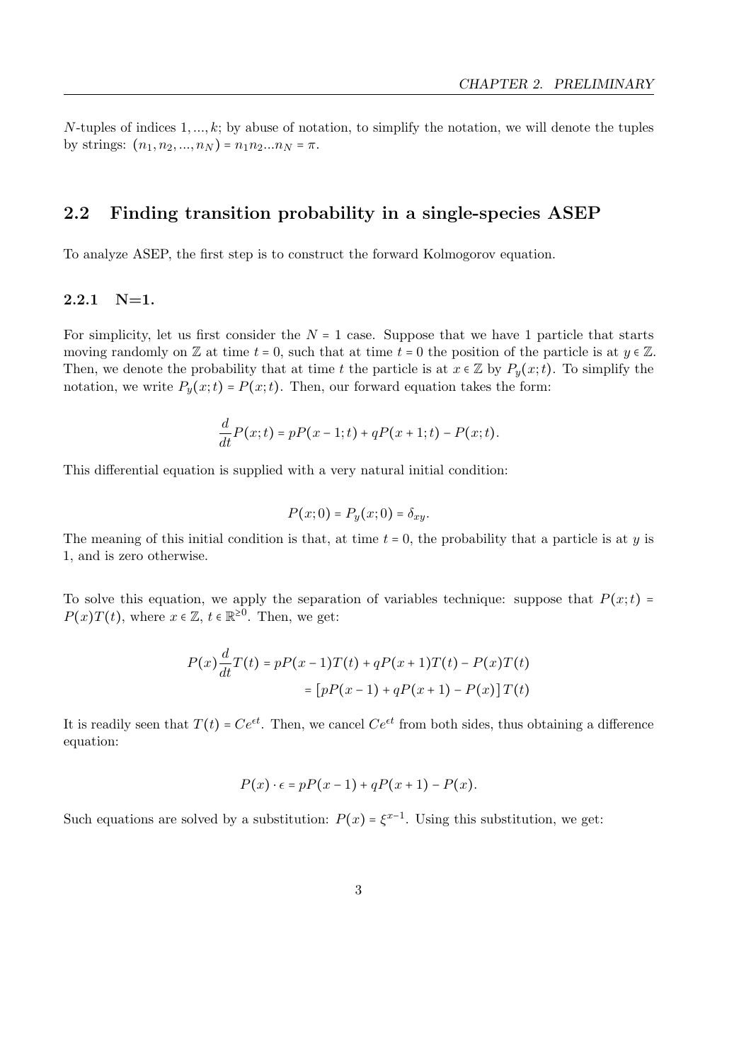$N$-tuples of indices $1, ..., k$; by abuse of notation, to simplify the notation, we will denote the tuples by strings: $(n_1, n_2, ..., n_N) = n_1 n_2 ... n_N = \pi$.

## 2.2 Finding transition probability in a single-species ASEP

To analyze ASEP, the first step is to construct the forward Kolmogorov equation.

### 2.2.1 N=1.

For simplicity, let us first consider the $N = 1$ case. Suppose that we have 1 particle that starts moving randomly on $\mathbb{Z}$ at time $t = 0$, such that at time $t = 0$ the position of the particle is at $y \in \mathbb{Z}$. Then, we denote the probability that at time $t$ the particle is at $x \in \mathbb{Z}$ by $P_y(x;t)$. To simplify the notation, we write $P_y(x;t) = P(x;t)$. Then, our forward equation takes the form:

$$\frac{d}{dt}P(x;t) = pP(x-1;t) + qP(x+1;t) - P(x;t).$$

This differential equation is supplied with a very natural initial condition:

$$P(x;0) = P_y(x;0) = \delta_{xy}.$$

The meaning of this initial condition is that, at time $t = 0$, the probability that a particle is at $y$ is 1, and is zero otherwise.

To solve this equation, we apply the separation of variables technique: suppose that $P(x;t) = P(x)T(t)$, where $x \in \mathbb{Z}$, $t \in \mathbb{R}^{\geq 0}$. Then, we get:

$$\begin{aligned}
P(x)\frac{d}{dt}T(t) &= pP(x-1)T(t) + qP(x+1)T(t) - P(x)T(t) \\
&= \left[pP(x-1) + qP(x+1) - P(x)\right]T(t)
\end{aligned}$$

It is readily seen that $T(t) = Ce^{\epsilon t}$. Then, we cancel $Ce^{\epsilon t}$ from both sides, thus obtaining a difference equation:

$$P(x) \cdot \epsilon = pP(x-1) + qP(x+1) - P(x).$$

Such equations are solved by a substitution: $P(x) = \xi^{x-1}$. Using this substitution, we get: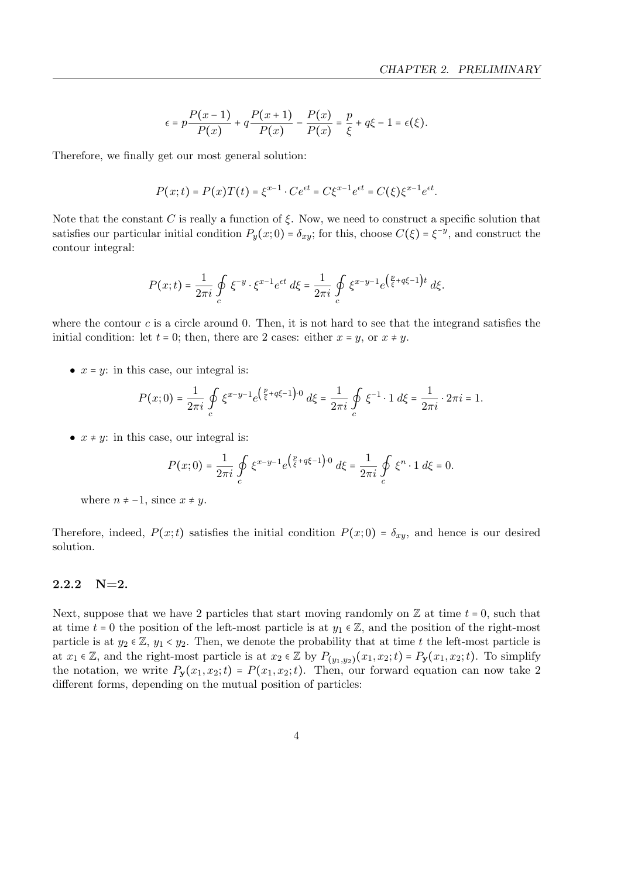$$\epsilon = p\frac{P(x-1)}{P(x)} + q\frac{P(x+1)}{P(x)} - \frac{P(x)}{P(x)} = \frac{p}{\xi} + q\xi - 1 = \epsilon(\xi).$$

Therefore, we finally get our most general solution:

$$P(x;t) = P(x)T(t) = \xi^{x-1} \cdot Ce^{\epsilon t} = C\xi^{x-1}e^{\epsilon t} = C(\xi)\xi^{x-1}e^{\epsilon t}.$$

Note that the constant $C$ is really a function of $\xi$. Now, we need to construct a specific solution that satisfies our particular initial condition $P_y(x;0) = \delta_{xy}$; for this, choose $C(\xi) = \xi^{-y}$, and construct the contour integral:

$$P(x;t) = \frac{1}{2\pi i}\oint_c \xi^{-y} \cdot \xi^{x-1}e^{\epsilon t}\, d\xi = \frac{1}{2\pi i}\oint_c \xi^{x-y-1}e^{\left(\frac{p}{\xi}+q\xi-1\right)t}\, d\xi.$$

where the contour $c$ is a circle around 0. Then, it is not hard to see that the integrand satisfies the initial condition: let $t = 0$; then, there are 2 cases: either $x = y$, or $x \neq y$.

- $x = y$: in this case, our integral is:

$$P(x;0) = \frac{1}{2\pi i}\oint_c \xi^{x-y-1}e^{\left(\frac{p}{\xi}+q\xi-1\right)\cdot 0}\, d\xi = \frac{1}{2\pi i}\oint_c \xi^{-1} \cdot 1\, d\xi = \frac{1}{2\pi i} \cdot 2\pi i = 1.$$

- $x \neq y$: in this case, our integral is:

$$P(x;0) = \frac{1}{2\pi i}\oint_c \xi^{x-y-1}e^{\left(\frac{p}{\xi}+q\xi-1\right)\cdot 0}\, d\xi = \frac{1}{2\pi i}\oint_c \xi^{n} \cdot 1\, d\xi = 0.$$

  where $n \neq -1$, since $x \neq y$.

Therefore, indeed, $P(x;t)$ satisfies the initial condition $P(x;0) = \delta_{xy}$, and hence is our desired solution.

### 2.2.2 N=2.

Next, suppose that we have 2 particles that start moving randomly on $\mathbb{Z}$ at time $t = 0$, such that at time $t = 0$ the position of the left-most particle is at $y_1 \in \mathbb{Z}$, and the position of the right-most particle is at $y_2 \in \mathbb{Z}$, $y_1 < y_2$. Then, we denote the probability that at time $t$ the left-most particle is at $x_1 \in \mathbb{Z}$, and the right-most particle is at $x_2 \in \mathbb{Z}$ by $P_{(y_1,y_2)}(x_1, x_2; t) = P_{\mathbf{y}}(x_1, x_2; t)$. To simplify the notation, we write $P_{\mathbf{y}}(x_1, x_2; t) = P(x_1, x_2; t)$. Then, our forward equation can now take 2 different forms, depending on the mutual position of particles: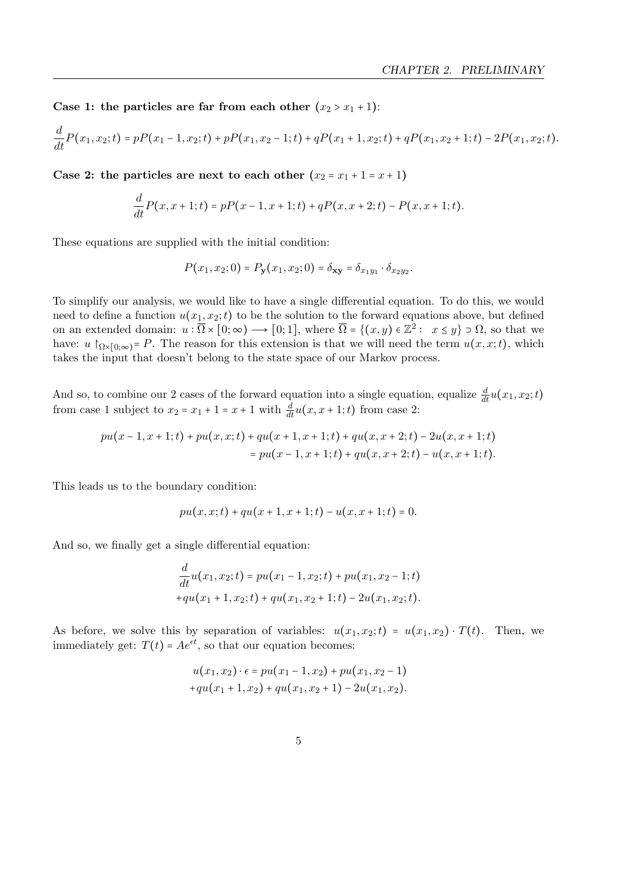**Case 1: the particles are far from each other ($x_2 > x_1 + 1$):**

$$\frac{d}{dt}P(x_1, x_2; t) = pP(x_1 - 1, x_2; t) + pP(x_1, x_2 - 1; t) + qP(x_1 + 1, x_2; t) + qP(x_1, x_2 + 1; t) - 2P(x_1, x_2; t).$$

**Case 2: the particles are next to each other ($x_2 = x_1 + 1 = x + 1$)**

$$\frac{d}{dt}P(x, x+1; t) = pP(x - 1, x + 1; t) + qP(x, x + 2; t) - P(x, x + 1; t).$$

These equations are supplied with the initial condition:

$$P(x_1, x_2; 0) = P_{\mathbf{y}}(x_1, x_2; 0) = \delta_{\mathbf{xy}} = \delta_{x_1 y_1} \cdot \delta_{x_2 y_2}.$$

To simplify our analysis, we would like to have a single differential equation. To do this, we would need to define a function $u(x_1, x_2; t)$ to be the solution to the forward equations above, but defined on an extended domain: $u : \overline{\Omega} \times [0; \infty) \longrightarrow [0; 1]$, where $\overline{\Omega} = \{(x, y) \in \mathbb{Z}^2 : \ x \leq y\} \supset \Omega$, so that we have: $u \restriction_{\Omega \times [0;\infty)} = P$. The reason for this extension is that we will need the term $u(x, x; t)$, which takes the input that doesn't belong to the state space of our Markov process.

And so, to combine our 2 cases of the forward equation into a single equation, equalize $\frac{d}{dt}u(x_1, x_2; t)$ from case 1 subject to $x_2 = x_1 + 1 = x + 1$ with $\frac{d}{dt}u(x, x + 1; t)$ from case 2:

$$\begin{aligned} pu(x - 1, x + 1; t) + pu(x, x; t) + qu(x + 1, x + 1; t) + qu(x, x + 2; t) - 2u(x, x + 1; t) \\ = pu(x - 1, x + 1; t) + qu(x, x + 2; t) - u(x, x + 1; t). \end{aligned}$$

This leads us to the boundary condition:

$$pu(x, x; t) + qu(x + 1, x + 1; t) - u(x, x + 1; t) = 0.$$

And so, we finally get a single differential equation:

$$\begin{aligned} \frac{d}{dt}u(x_1, x_2; t) = pu(x_1 - 1, x_2; t) + pu(x_1, x_2 - 1; t) \\ + qu(x_1 + 1, x_2; t) + qu(x_1, x_2 + 1; t) - 2u(x_1, x_2; t). \end{aligned}$$

As before, we solve this by separation of variables: $u(x_1, x_2; t) = u(x_1, x_2) \cdot T(t)$. Then, we immediately get: $T(t) = Ae^{\epsilon t}$, so that our equation becomes:

$$\begin{aligned} u(x_1, x_2) \cdot \epsilon = pu(x_1 - 1, x_2) + pu(x_1, x_2 - 1) \\ + qu(x_1 + 1, x_2) + qu(x_1, x_2 + 1) - 2u(x_1, x_2). \end{aligned}$$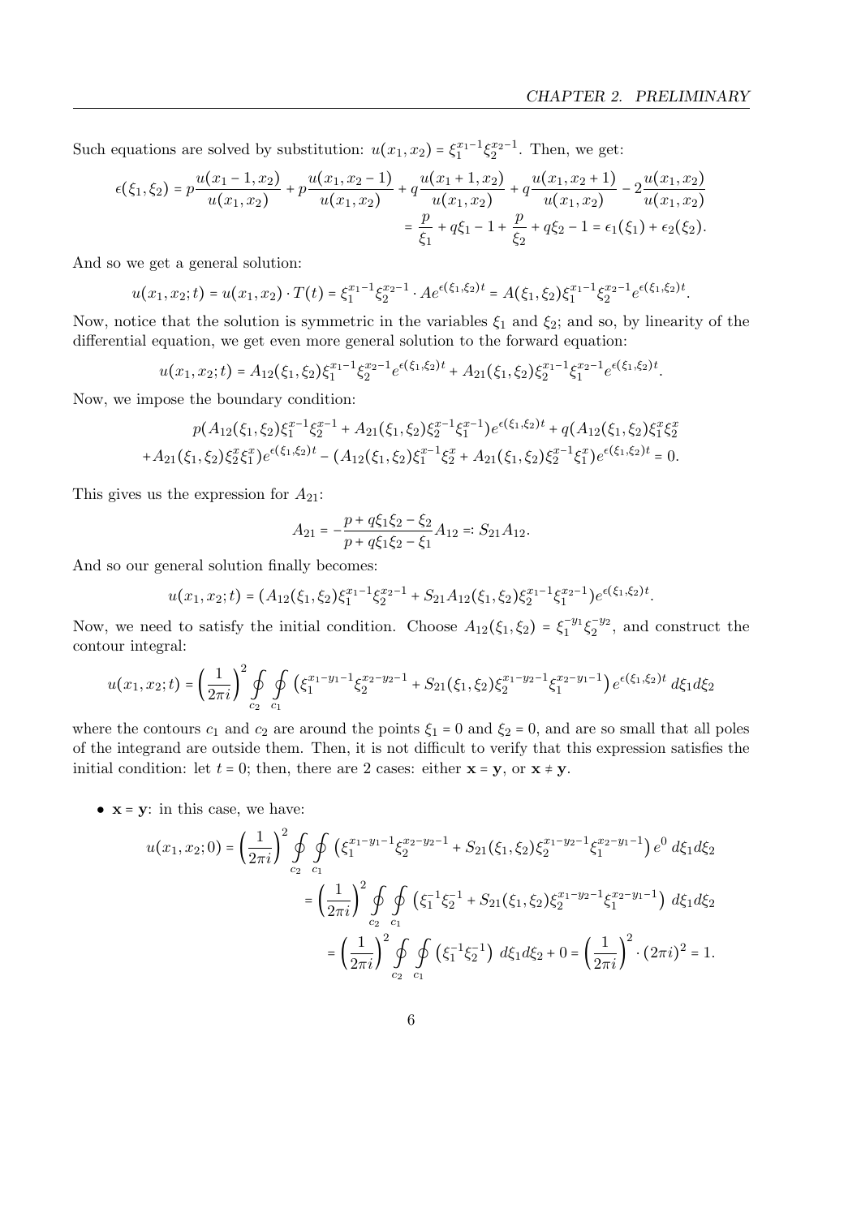Such equations are solved by substitution: $u(x_1, x_2) = \xi_1^{x_1-1}\xi_2^{x_2-1}$. Then, we get:

$$\epsilon(\xi_1, \xi_2) = p\frac{u(x_1-1,x_2)}{u(x_1,x_2)} + p\frac{u(x_1,x_2-1)}{u(x_1,x_2)} + q\frac{u(x_1+1,x_2)}{u(x_1,x_2)} + q\frac{u(x_1,x_2+1)}{u(x_1,x_2)} - 2\frac{u(x_1,x_2)}{u(x_1,x_2)}$$
$$= \frac{p}{\xi_1} + q\xi_1 - 1 + \frac{p}{\xi_2} + q\xi_2 - 1 = \epsilon_1(\xi_1) + \epsilon_2(\xi_2).$$

And so we get a general solution:

$$u(x_1, x_2; t) = u(x_1, x_2) \cdot T(t) = \xi_1^{x_1-1}\xi_2^{x_2-1} \cdot Ae^{\epsilon(\xi_1,\xi_2)t} = A(\xi_1, \xi_2)\xi_1^{x_1-1}\xi_2^{x_2-1}e^{\epsilon(\xi_1,\xi_2)t}.$$

Now, notice that the solution is symmetric in the variables $\xi_1$ and $\xi_2$; and so, by linearity of the differential equation, we get even more general solution to the forward equation:

$$u(x_1, x_2; t) = A_{12}(\xi_1, \xi_2)\xi_1^{x_1-1}\xi_2^{x_2-1}e^{\epsilon(\xi_1,\xi_2)t} + A_{21}(\xi_1, \xi_2)\xi_2^{x_1-1}\xi_1^{x_2-1}e^{\epsilon(\xi_1,\xi_2)t}.$$

Now, we impose the boundary condition:

$$p(A_{12}(\xi_1, \xi_2)\xi_1^{x-1}\xi_2^{x-1} + A_{21}(\xi_1, \xi_2)\xi_2^{x-1}\xi_1^{x-1})e^{\epsilon(\xi_1,\xi_2)t} + q(A_{12}(\xi_1, \xi_2)\xi_1^{x}\xi_2^{x}$$
$$+A_{21}(\xi_1, \xi_2)\xi_2^{x}\xi_1^{x})e^{\epsilon(\xi_1,\xi_2)t} - (A_{12}(\xi_1, \xi_2)\xi_1^{x-1}\xi_2^{x} + A_{21}(\xi_1, \xi_2)\xi_2^{x-1}\xi_1^{x})e^{\epsilon(\xi_1,\xi_2)t} = 0.$$

This gives us the expression for $A_{21}$:

$$A_{21} = -\frac{p + q\xi_1\xi_2 - \xi_2}{p + q\xi_1\xi_2 - \xi_1}A_{12} =: S_{21}A_{12}.$$

And so our general solution finally becomes:

$$u(x_1, x_2; t) = (A_{12}(\xi_1, \xi_2)\xi_1^{x_1-1}\xi_2^{x_2-1} + S_{21}A_{12}(\xi_1, \xi_2)\xi_2^{x_1-1}\xi_1^{x_2-1})e^{\epsilon(\xi_1,\xi_2)t}.$$

Now, we need to satisfy the initial condition. Choose $A_{12}(\xi_1, \xi_2) = \xi_1^{-y_1}\xi_2^{-y_2}$, and construct the contour integral:

$$u(x_1, x_2; t) = \left(\frac{1}{2\pi i}\right)^2 \oint_{c_2}\oint_{c_1} \left(\xi_1^{x_1-y_1-1}\xi_2^{x_2-y_2-1} + S_{21}(\xi_1, \xi_2)\xi_2^{x_1-y_2-1}\xi_1^{x_2-y_1-1}\right)e^{\epsilon(\xi_1,\xi_2)t}\, d\xi_1 d\xi_2$$

where the contours $c_1$ and $c_2$ are around the points $\xi_1 = 0$ and $\xi_2 = 0$, and are so small that all poles of the integrand are outside them. Then, it is not difficult to verify that this expression satisfies the initial condition: let $t = 0$; then, there are 2 cases: either $\mathbf{x} = \mathbf{y}$, or $\mathbf{x} \neq \mathbf{y}$.

- $\mathbf{x} = \mathbf{y}$: in this case, we have:

$$u(x_1, x_2; 0) = \left(\frac{1}{2\pi i}\right)^2 \oint_{c_2}\oint_{c_1} \left(\xi_1^{x_1-y_1-1}\xi_2^{x_2-y_2-1} + S_{21}(\xi_1, \xi_2)\xi_2^{x_1-y_2-1}\xi_1^{x_2-y_1-1}\right)e^{0}\, d\xi_1 d\xi_2$$
$$= \left(\frac{1}{2\pi i}\right)^2 \oint_{c_2}\oint_{c_1} \left(\xi_1^{-1}\xi_2^{-1} + S_{21}(\xi_1, \xi_2)\xi_2^{x_1-y_2-1}\xi_1^{x_2-y_1-1}\right) d\xi_1 d\xi_2$$
$$= \left(\frac{1}{2\pi i}\right)^2 \oint_{c_2}\oint_{c_1} \left(\xi_1^{-1}\xi_2^{-1}\right) d\xi_1 d\xi_2 + 0 = \left(\frac{1}{2\pi i}\right)^2 \cdot (2\pi i)^2 = 1.$$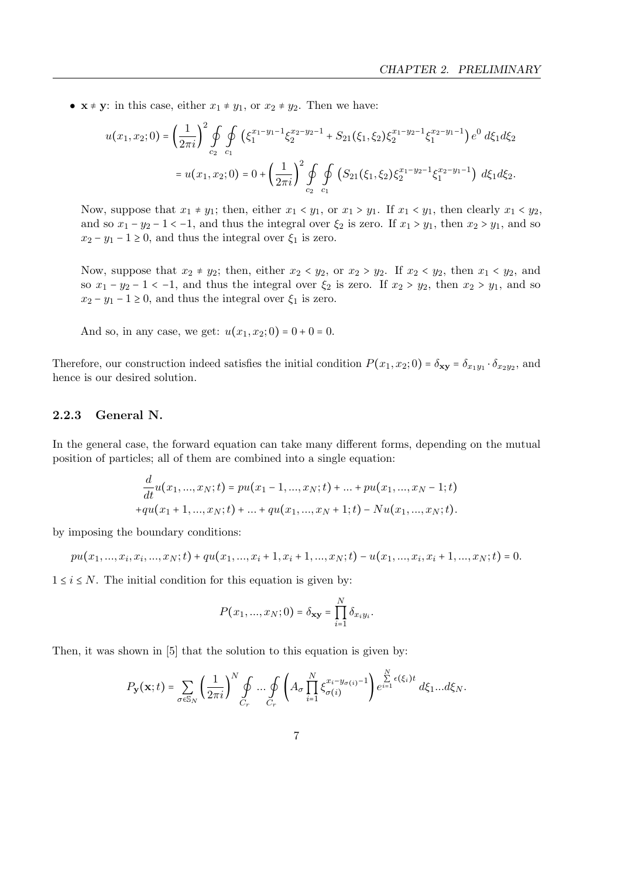- $\mathbf{x} \neq \mathbf{y}$: in this case, either $x_1 \neq y_1$, or $x_2 \neq y_2$. Then we have:

$$u(x_1, x_2; 0) = \left(\frac{1}{2\pi i}\right)^2 \oint_{c_2} \oint_{c_1} \left(\xi_1^{x_1-y_1-1}\xi_2^{x_2-y_2-1} + S_{21}(\xi_1,\xi_2)\xi_2^{x_1-y_2-1}\xi_1^{x_2-y_1-1}\right) e^0 \, d\xi_1 d\xi_2$$

$$= u(x_1, x_2; 0) = 0 + \left(\frac{1}{2\pi i}\right)^2 \oint_{c_2} \oint_{c_1} \left(S_{21}(\xi_1,\xi_2)\xi_2^{x_1-y_2-1}\xi_1^{x_2-y_1-1}\right) \, d\xi_1 d\xi_2.$$

Now, suppose that $x_1 \neq y_1$; then, either $x_1 < y_1$, or $x_1 > y_1$. If $x_1 < y_1$, then clearly $x_1 < y_2$, and so $x_1 - y_2 - 1 < -1$, and thus the integral over $\xi_2$ is zero. If $x_1 > y_1$, then $x_2 > y_1$, and so $x_2 - y_1 - 1 \geq 0$, and thus the integral over $\xi_1$ is zero.

Now, suppose that $x_2 \neq y_2$; then, either $x_2 < y_2$, or $x_2 > y_2$. If $x_2 < y_2$, then $x_1 < y_2$, and so $x_1 - y_2 - 1 < -1$, and thus the integral over $\xi_2$ is zero. If $x_2 > y_2$, then $x_2 > y_1$, and so $x_2 - y_1 - 1 \geq 0$, and thus the integral over $\xi_1$ is zero.

And so, in any case, we get: $u(x_1, x_2; 0) = 0 + 0 = 0$.

Therefore, our construction indeed satisfies the initial condition $P(x_1, x_2; 0) = \delta_{\mathbf{xy}} = \delta_{x_1 y_1} \cdot \delta_{x_2 y_2}$, and hence is our desired solution.

### 2.2.3 General N.

In the general case, the forward equation can take many different forms, depending on the mutual position of particles; all of them are combined into a single equation:

$$\frac{d}{dt}u(x_1, ..., x_N; t) = pu(x_1 - 1, ..., x_N; t) + ... + pu(x_1, ..., x_N - 1; t)$$
$$+ qu(x_1 + 1, ..., x_N; t) + ... + qu(x_1, ..., x_N + 1; t) - Nu(x_1, ..., x_N; t).$$

by imposing the boundary conditions:

$$pu(x_1, ..., x_i, x_i, ..., x_N; t) + qu(x_1, ..., x_i + 1, x_i + 1, ..., x_N; t) - u(x_1, ..., x_i, x_i + 1, ..., x_N; t) = 0.$$

$1 \leq i \leq N$. The initial condition for this equation is given by:

$$P(x_1, ..., x_N; 0) = \delta_{\mathbf{xy}} = \prod_{i=1}^{N} \delta_{x_i y_i}.$$

Then, it was shown in [5] that the solution to this equation is given by:

$$P_{\mathbf{y}}(\mathbf{x}; t) = \sum_{\sigma \in \mathbb{S}_N} \left(\frac{1}{2\pi i}\right)^N \oint_{C_r} ... \oint_{C_r} \left(A_\sigma \prod_{i=1}^{N} \xi_{\sigma(i)}^{x_i - y_{\sigma(i)} - 1}\right) e^{\sum_{i=1}^{N} \epsilon(\xi_i) t} \, d\xi_1 ... d\xi_N.$$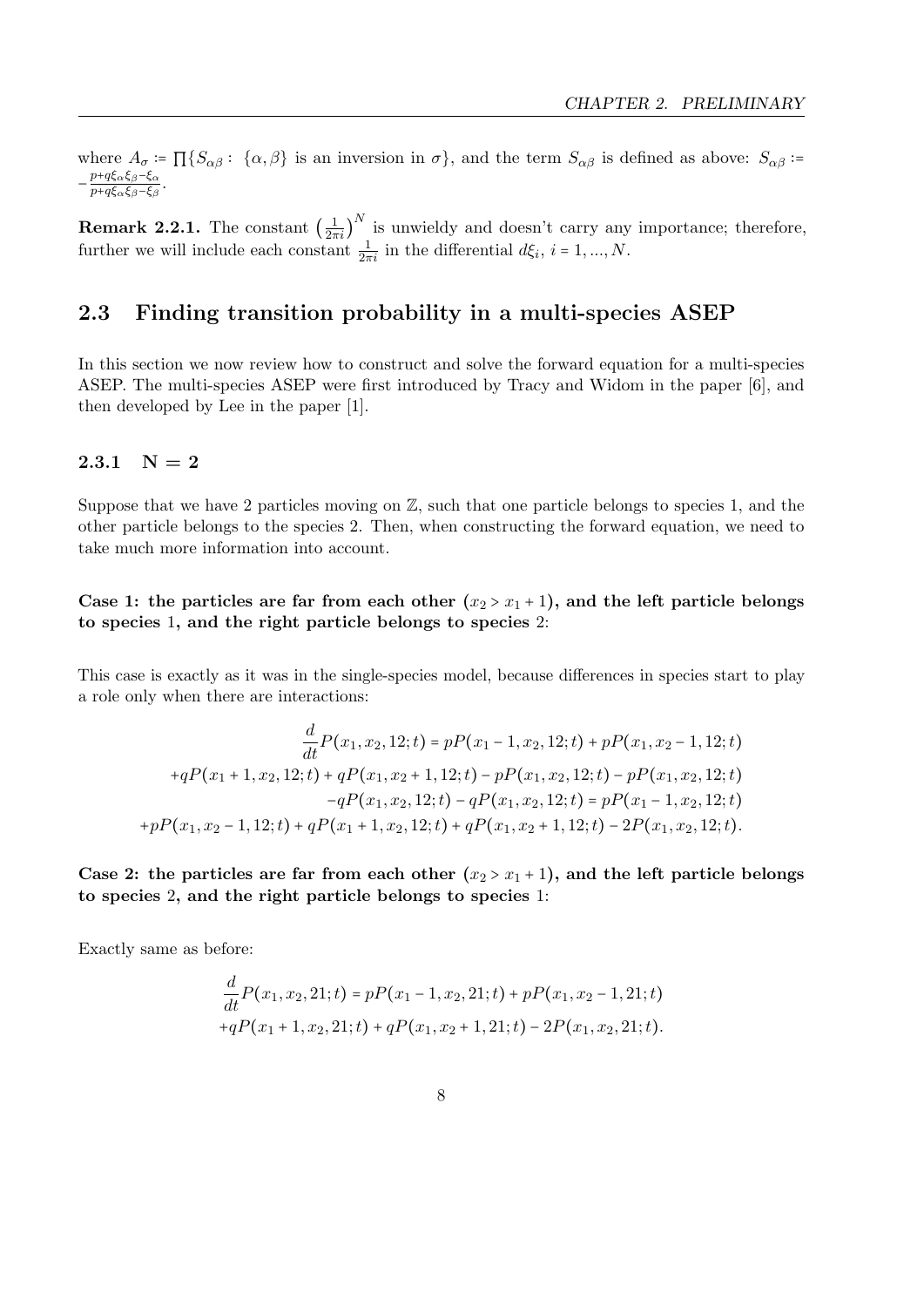where $A_\sigma := \prod\{S_{\alpha\beta} : \{\alpha,\beta\}$ is an inversion in $\sigma\}$, and the term $S_{\alpha\beta}$ is defined as above: $S_{\alpha\beta} := -\frac{p+q\xi_\alpha\xi_\beta-\xi_\alpha}{p+q\xi_\alpha\xi_\beta-\xi_\beta}$.

**Remark 2.2.1.** The constant $\left(\frac{1}{2\pi i}\right)^N$ is unwieldy and doesn't carry any importance; therefore, further we will include each constant $\frac{1}{2\pi i}$ in the differential $d\xi_i$, $i = 1, ..., N$.

## 2.3 Finding transition probability in a multi-species ASEP

In this section we now review how to construct and solve the forward equation for a multi-species ASEP. The multi-species ASEP were first introduced by Tracy and Widom in the paper [6], and then developed by Lee in the paper [1].

### 2.3.1 N = 2

Suppose that we have 2 particles moving on $\mathbb{Z}$, such that one particle belongs to species 1, and the other particle belongs to the species 2. Then, when constructing the forward equation, we need to take much more information into account.

**Case 1: the particles are far from each other ($x_2 > x_1 + 1$), and the left particle belongs to species 1, and the right particle belongs to species 2:**

This case is exactly as it was in the single-species model, because differences in species start to play a role only when there are interactions:

$$\frac{d}{dt}P(x_1, x_2, 12; t) = pP(x_1 - 1, x_2, 12; t) + pP(x_1, x_2 - 1, 12; t)$$
$$+qP(x_1 + 1, x_2, 12; t) + qP(x_1, x_2 + 1, 12; t) - pP(x_1, x_2, 12; t) - pP(x_1, x_2, 12; t)$$
$$-qP(x_1, x_2, 12; t) - qP(x_1, x_2, 12; t) = pP(x_1 - 1, x_2, 12; t)$$
$$+pP(x_1, x_2 - 1, 12; t) + qP(x_1 + 1, x_2, 12; t) + qP(x_1, x_2 + 1, 12; t) - 2P(x_1, x_2, 12; t).$$

**Case 2: the particles are far from each other ($x_2 > x_1 + 1$), and the left particle belongs to species 2, and the right particle belongs to species 1:**

Exactly same as before:

$$\frac{d}{dt}P(x_1, x_2, 21; t) = pP(x_1 - 1, x_2, 21; t) + pP(x_1, x_2 - 1, 21; t)$$
$$+qP(x_1 + 1, x_2, 21; t) + qP(x_1, x_2 + 1, 21; t) - 2P(x_1, x_2, 21; t).$$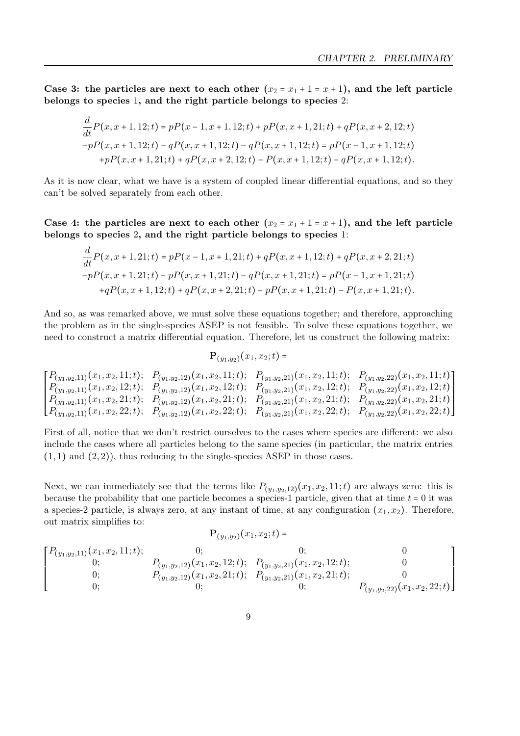**Case 3: the particles are next to each other ($x_2 = x_1 + 1 = x + 1$), and the left particle belongs to species 1, and the right particle belongs to species 2**:

$$
\begin{aligned}
&\frac{d}{dt}P(x, x+1, 12; t) = pP(x-1, x+1, 12; t) + pP(x, x+1, 21; t) + qP(x, x+2, 12; t) \\
&-pP(x, x+1, 12; t) - qP(x, x+1, 12; t) - qP(x, x+1, 12; t) = pP(x-1, x+1, 12; t) \\
&\quad + pP(x, x+1, 21; t) + qP(x, x+2, 12; t) - P(x, x+1, 12; t) - qP(x, x+1, 12; t).
\end{aligned}
$$

As it is now clear, what we have is a system of coupled linear differential equations, and so they can't be solved separately from each other.

**Case 4: the particles are next to each other ($x_2 = x_1 + 1 = x + 1$), and the left particle belongs to species 2, and the right particle belongs to species 1**:

$$
\begin{aligned}
&\frac{d}{dt}P(x, x+1, 21; t) = pP(x-1, x+1, 21; t) + qP(x, x+1, 12; t) + qP(x, x+2, 21; t) \\
&-pP(x, x+1, 21; t) - pP(x, x+1, 21; t) - qP(x, x+1, 21; t) = pP(x-1, x+1, 21; t) \\
&\quad + qP(x, x+1, 12; t) + qP(x, x+2, 21; t) - pP(x, x+1, 21; t) - P(x, x+1, 21; t).
\end{aligned}
$$

And so, as was remarked above, we must solve these equations together; and therefore, approaching the problem as in the single-species ASEP is not feasible. To solve these equations together, we need to construct a matrix differential equation. Therefore, let us construct the following matrix:

$$
\mathbf{P}_{(y_1,y_2)}(x_1, x_2; t) =
$$

$$
\begin{bmatrix}
P_{(y_1,y_2,11)}(x_1,x_2,11;t); & P_{(y_1,y_2,12)}(x_1,x_2,11;t); & P_{(y_1,y_2,21)}(x_1,x_2,11;t); & P_{(y_1,y_2,22)}(x_1,x_2,11;t) \\
P_{(y_1,y_2,11)}(x_1,x_2,12;t); & P_{(y_1,y_2,12)}(x_1,x_2,12;t); & P_{(y_1,y_2,21)}(x_1,x_2,12;t); & P_{(y_1,y_2,22)}(x_1,x_2,12;t) \\
P_{(y_1,y_2,11)}(x_1,x_2,21;t); & P_{(y_1,y_2,12)}(x_1,x_2,21;t); & P_{(y_1,y_2,21)}(x_1,x_2,21;t); & P_{(y_1,y_2,22)}(x_1,x_2,21;t) \\
P_{(y_1,y_2,11)}(x_1,x_2,22;t); & P_{(y_1,y_2,12)}(x_1,x_2,22;t); & P_{(y_1,y_2,21)}(x_1,x_2,22;t); & P_{(y_1,y_2,22)}(x_1,x_2,22;t)
\end{bmatrix}
$$

First of all, notice that we don't restrict ourselves to the cases where species are different: we also include the cases where all particles belong to the same species (in particular, the matrix entries $(1,1)$ and $(2,2)$), thus reducing to the single-species ASEP in those cases.

Next, we can immediately see that the terms like $P_{(y_1,y_2,12)}(x_1, x_2, 11; t)$ are always zero: this is because the probability that one particle becomes a species-1 particle, given that at time $t = 0$ it was a species-2 particle, is always zero, at any instant of time, at any configuration $(x_1, x_2)$. Therefore, out matrix simplifies to:

$$
\mathbf{P}_{(y_1,y_2)}(x_1, x_2; t) =
$$

$$
\begin{bmatrix}
P_{(y_1,y_2,11)}(x_1,x_2,11;t); & 0; & 0; & 0 \\
0; & P_{(y_1,y_2,12)}(x_1,x_2,12;t); & P_{(y_1,y_2,21)}(x_1,x_2,12;t); & 0 \\
0; & P_{(y_1,y_2,12)}(x_1,x_2,21;t); & P_{(y_1,y_2,21)}(x_1,x_2,21;t); & 0 \\
0; & 0; & 0; & P_{(y_1,y_2,22)}(x_1,x_2,22;t)
\end{bmatrix}
$$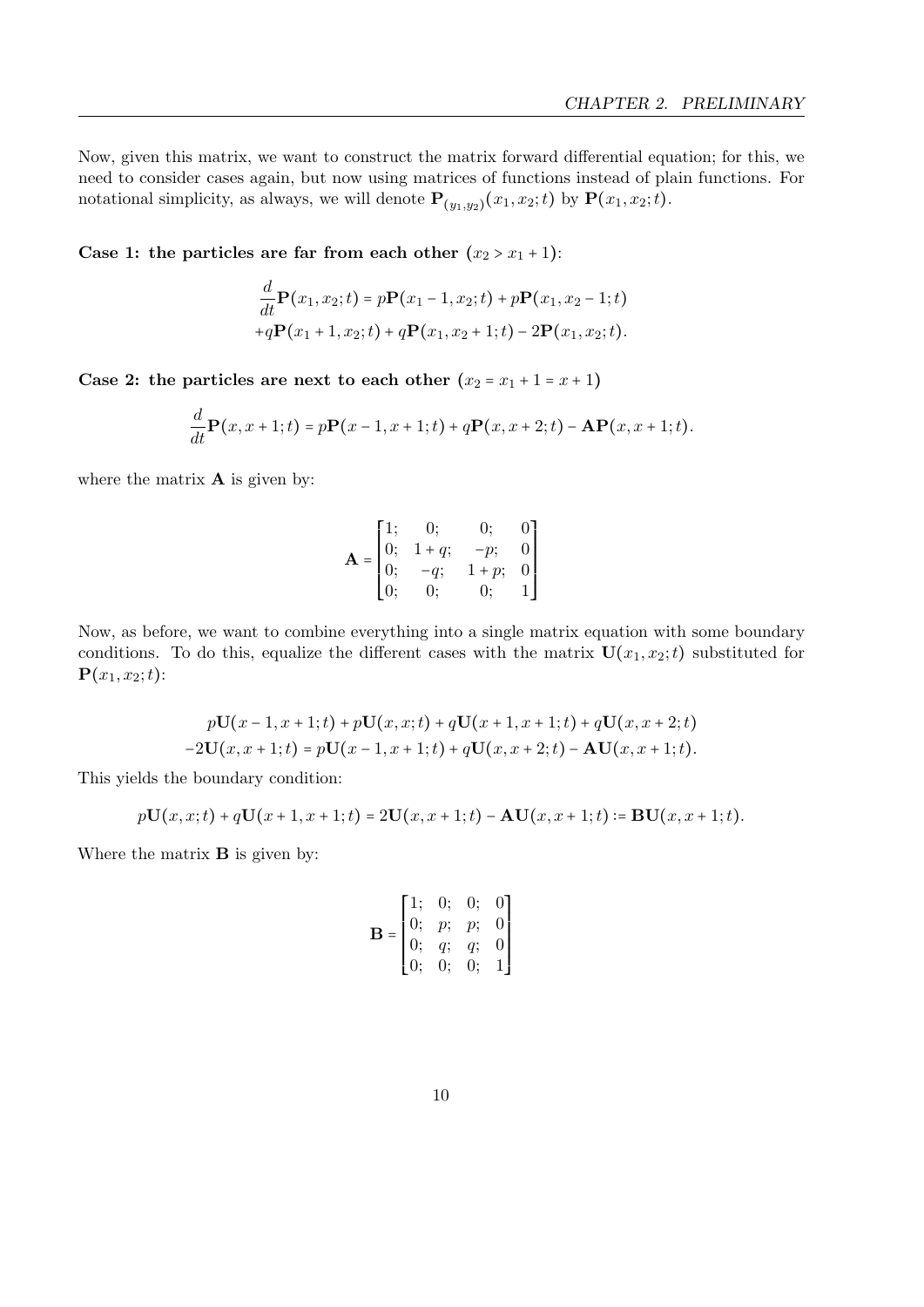Now, given this matrix, we want to construct the matrix forward differential equation; for this, we need to consider cases again, but now using matrices of functions instead of plain functions. For notational simplicity, as always, we will denote $\mathbf{P}_{(y_1,y_2)}(x_1, x_2; t)$ by $\mathbf{P}(x_1, x_2; t)$.

**Case 1: the particles are far from each other ($x_2 > x_1 + 1$):**

$$\frac{d}{dt}\mathbf{P}(x_1, x_2; t) = p\mathbf{P}(x_1 - 1, x_2; t) + p\mathbf{P}(x_1, x_2 - 1; t)$$
$$+ q\mathbf{P}(x_1 + 1, x_2; t) + q\mathbf{P}(x_1, x_2 + 1; t) - 2\mathbf{P}(x_1, x_2; t).$$

**Case 2: the particles are next to each other ($x_2 = x_1 + 1 = x + 1$)**

$$\frac{d}{dt}\mathbf{P}(x, x+1; t) = p\mathbf{P}(x - 1, x + 1; t) + q\mathbf{P}(x, x + 2; t) - \mathbf{A}\mathbf{P}(x, x + 1; t).$$

where the matrix $\mathbf{A}$ is given by:

$$\mathbf{A} = \begin{bmatrix} 1; & 0; & 0; & 0 \\ 0; & 1+q; & -p; & 0 \\ 0; & -q; & 1+p; & 0 \\ 0; & 0; & 0; & 1 \end{bmatrix}$$

Now, as before, we want to combine everything into a single matrix equation with some boundary conditions. To do this, equalize the different cases with the matrix $\mathbf{U}(x_1, x_2; t)$ substituted for $\mathbf{P}(x_1, x_2; t)$:

$$p\mathbf{U}(x - 1, x + 1; t) + p\mathbf{U}(x, x; t) + q\mathbf{U}(x + 1, x + 1; t) + q\mathbf{U}(x, x + 2; t)$$
$$-2\mathbf{U}(x, x + 1; t) = p\mathbf{U}(x - 1, x + 1; t) + q\mathbf{U}(x, x + 2; t) - \mathbf{A}\mathbf{U}(x, x + 1; t).$$

This yields the boundary condition:

$$p\mathbf{U}(x, x; t) + q\mathbf{U}(x + 1, x + 1; t) = 2\mathbf{U}(x, x + 1; t) - \mathbf{A}\mathbf{U}(x, x + 1; t) := \mathbf{B}\mathbf{U}(x, x + 1; t).$$

Where the matrix $\mathbf{B}$ is given by:

$$\mathbf{B} = \begin{bmatrix} 1; & 0; & 0; & 0 \\ 0; & p; & p; & 0 \\ 0; & q; & q; & 0 \\ 0; & 0; & 0; & 1 \end{bmatrix}$$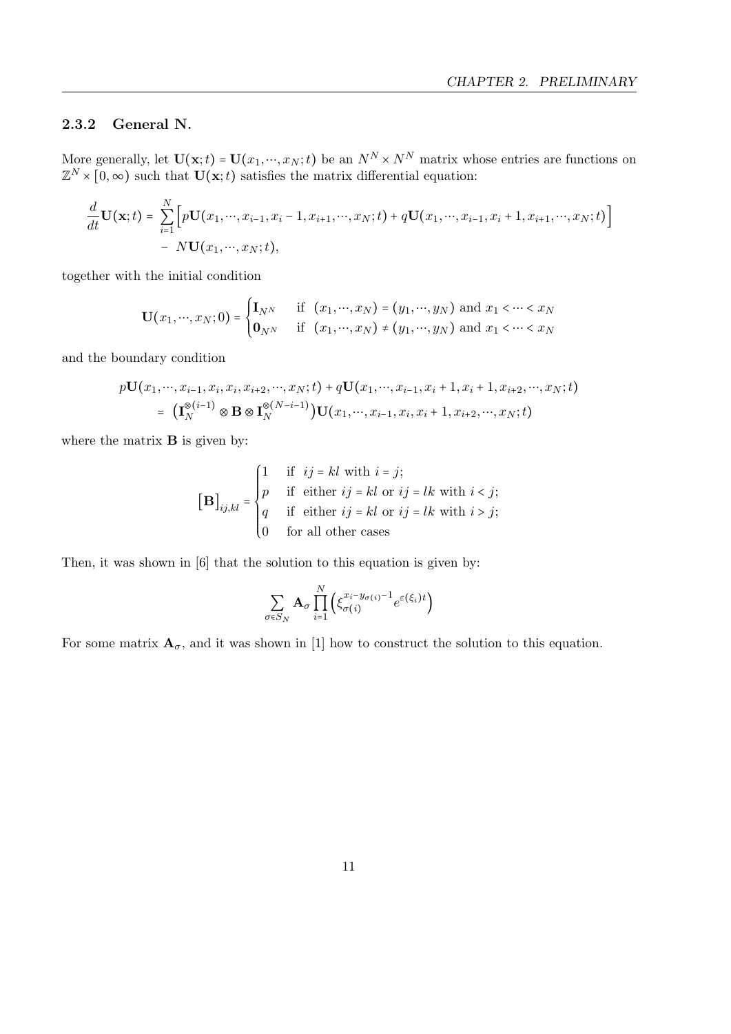### 2.3.2 General N.

More generally, let $\mathbf{U}(\mathbf{x};t) = \mathbf{U}(x_1,\cdots,x_N;t)$ be an $N^N \times N^N$ matrix whose entries are functions on $\mathbb{Z}^N \times [0,\infty)$ such that $\mathbf{U}(\mathbf{x};t)$ satisfies the matrix differential equation:

$$\begin{aligned}\frac{d}{dt}\mathbf{U}(\mathbf{x};t) = & \sum_{i=1}^{N}\Big[p\mathbf{U}(x_1,\cdots,x_{i-1},x_i-1,x_{i+1},\cdots,x_N;t) + q\mathbf{U}(x_1,\cdots,x_{i-1},x_i+1,x_{i+1},\cdots,x_N;t)\Big] \\ & - N\mathbf{U}(x_1,\cdots,x_N;t),\end{aligned}$$

together with the initial condition

$$\mathbf{U}(x_1,\cdots,x_N;0) = \begin{cases}\mathbf{I}_{N^N} & \text{if } (x_1,\cdots,x_N) = (y_1,\cdots,y_N) \text{ and } x_1 < \cdots < x_N \\ \mathbf{0}_{N^N} & \text{if } (x_1,\cdots,x_N) \neq (y_1,\cdots,y_N) \text{ and } x_1 < \cdots < x_N\end{cases}$$

and the boundary condition

$$\begin{aligned}& p\mathbf{U}(x_1,\cdots,x_{i-1},x_i,x_i,x_{i+2},\cdots,x_N;t) + q\mathbf{U}(x_1,\cdots,x_{i-1},x_i+1,x_i+1,x_{i+2},\cdots,x_N;t) \\ & = \big(\mathbf{I}_N^{\otimes(i-1)} \otimes \mathbf{B} \otimes \mathbf{I}_N^{\otimes(N-i-1)}\big)\mathbf{U}(x_1,\cdots,x_{i-1},x_i,x_i+1,x_{i+2},\cdots,x_N;t)\end{aligned}$$

where the matrix $\mathbf{B}$ is given by:

$$\big[\mathbf{B}\big]_{ij,kl} = \begin{cases}1 & \text{if } ij = kl \text{ with } i = j; \\ p & \text{if either } ij = kl \text{ or } ij = lk \text{ with } i < j; \\ q & \text{if either } ij = kl \text{ or } ij = lk \text{ with } i > j; \\ 0 & \text{for all other cases}\end{cases}$$

Then, it was shown in [6] that the solution to this equation is given by:

$$\sum_{\sigma \in S_N} \mathbf{A}_\sigma \prod_{i=1}^{N}\Big(\xi_{\sigma(i)}^{x_i - y_{\sigma(i)}-1} e^{\varepsilon(\xi_i)t}\Big)$$

For some matrix $\mathbf{A}_\sigma$, and it was shown in [1] how to construct the solution to this equation.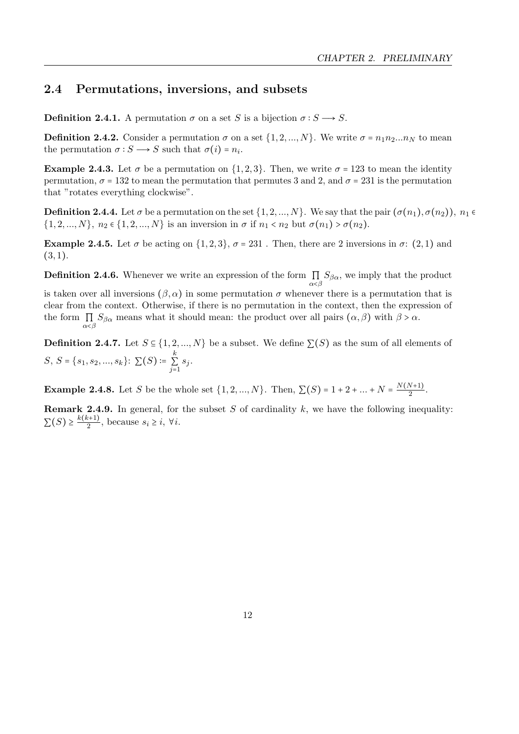## 2.4 Permutations, inversions, and subsets

**Definition 2.4.1.** A permutation $\sigma$ on a set $S$ is a bijection $\sigma : S \longrightarrow S$.

**Definition 2.4.2.** Consider a permutation $\sigma$ on a set $\{1, 2, ..., N\}$. We write $\sigma = n_1 n_2 ... n_N$ to mean the permutation $\sigma : S \longrightarrow S$ such that $\sigma(i) = n_i$.

**Example 2.4.3.** Let $\sigma$ be a permutation on $\{1, 2, 3\}$. Then, we write $\sigma = 123$ to mean the identity permutation, $\sigma = 132$ to mean the permutation that permutes 3 and 2, and $\sigma = 231$ is the permutation that "rotates everything clockwise".

**Definition 2.4.4.** Let $\sigma$ be a permutation on the set $\{1, 2, ..., N\}$. We say that the pair $(\sigma(n_1), \sigma(n_2))$, $n_1 \in \{1, 2, ..., N\}$, $n_2 \in \{1, 2, ..., N\}$ is an inversion in $\sigma$ if $n_1 < n_2$ but $\sigma(n_1) > \sigma(n_2)$.

**Example 2.4.5.** Let $\sigma$ be acting on $\{1, 2, 3\}$, $\sigma = 231$ . Then, there are 2 inversions in $\sigma$: $(2, 1)$ and $(3, 1)$.

**Definition 2.4.6.** Whenever we write an expression of the form $\prod\limits_{\alpha<\beta} S_{\beta\alpha}$, we imply that the product is taken over all inversions $(\beta, \alpha)$ in some permutation $\sigma$ whenever there is a permutation that is clear from the context. Otherwise, if there is no permutation in the context, then the expression of the form $\prod\limits_{\alpha<\beta} S_{\beta\alpha}$ means what it should mean: the product over all pairs $(\alpha, \beta)$ with $\beta > \alpha$.

**Definition 2.4.7.** Let $S \subseteq \{1, 2, ..., N\}$ be a subset. We define $\sum(S)$ as the sum of all elements of $S$, $S = \{s_1, s_2, ..., s_k\}$: $\sum(S) := \sum\limits_{j=1}^{k} s_j$.

**Example 2.4.8.** Let $S$ be the whole set $\{1, 2, ..., N\}$. Then, $\sum(S) = 1 + 2 + ... + N = \frac{N(N+1)}{2}$.

**Remark 2.4.9.** In general, for the subset $S$ of cardinality $k$, we have the following inequality: $\sum(S) \geq \frac{k(k+1)}{2}$, because $s_i \geq i$, $\forall i$.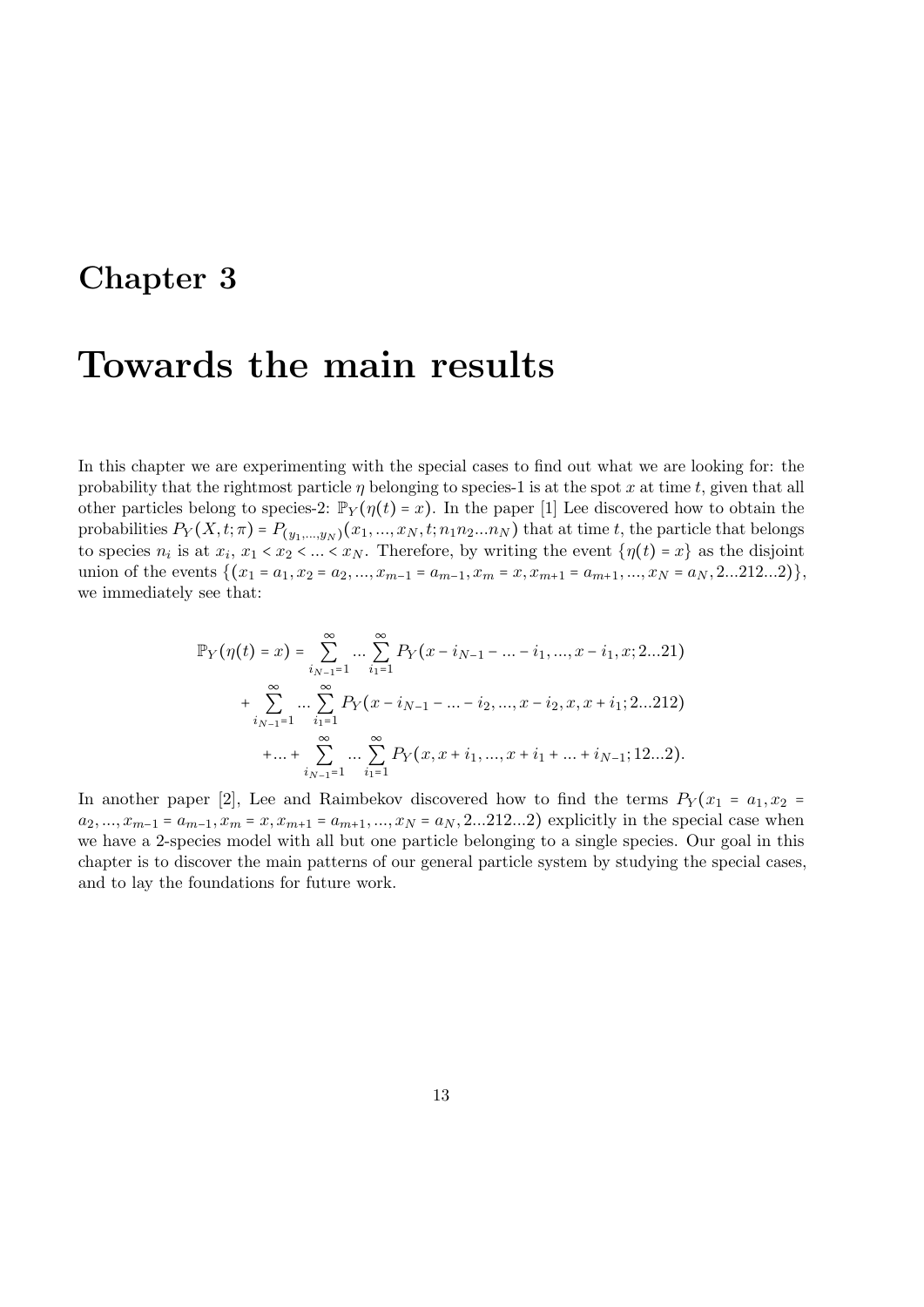# Chapter 3

# Towards the main results

In this chapter we are experimenting with the special cases to find out what we are looking for: the probability that the rightmost particle $\eta$ belonging to species-1 is at the spot $x$ at time $t$, given that all other particles belong to species-2: $\mathbb{P}_Y(\eta(t) = x)$. In the paper [1] Lee discovered how to obtain the probabilities $P_Y(X, t; \pi) = P_{(y_1,...,y_N)}(x_1, ..., x_N, t; n_1 n_2 ... n_N)$ that at time $t$, the particle that belongs to species $n_i$ is at $x_i$, $x_1 < x_2 < ... < x_N$. Therefore, by writing the event $\{\eta(t) = x\}$ as the disjoint union of the events $\{(x_1 = a_1, x_2 = a_2, ..., x_{m-1} = a_{m-1}, x_m = x, x_{m+1} = a_{m+1}, ..., x_N = a_N, 2...212...2)\}$, we immediately see that:

$$
\begin{aligned}
\mathbb{P}_Y(\eta(t) = x) = & \sum_{i_{N-1}=1}^{\infty} ... \sum_{i_1=1}^{\infty} P_Y(x - i_{N-1} - ... - i_1, ..., x - i_1, x; 2...21) \\
& + \sum_{i_{N-1}=1}^{\infty} ... \sum_{i_1=1}^{\infty} P_Y(x - i_{N-1} - ... - i_2, ..., x - i_2, x, x + i_1; 2...212) \\
& + ... + \sum_{i_{N-1}=1}^{\infty} ... \sum_{i_1=1}^{\infty} P_Y(x, x + i_1, ..., x + i_1 + ... + i_{N-1}; 12...2).
\end{aligned}
$$

In another paper [2], Lee and Raimbekov discovered how to find the terms $P_Y(x_1 = a_1, x_2 = a_2, ..., x_{m-1} = a_{m-1}, x_m = x, x_{m+1} = a_{m+1}, ..., x_N = a_N, 2...212...2)$ explicitly in the special case when we have a 2-species model with all but one particle belonging to a single species. Our goal in this chapter is to discover the main patterns of our general particle system by studying the special cases, and to lay the foundations for future work.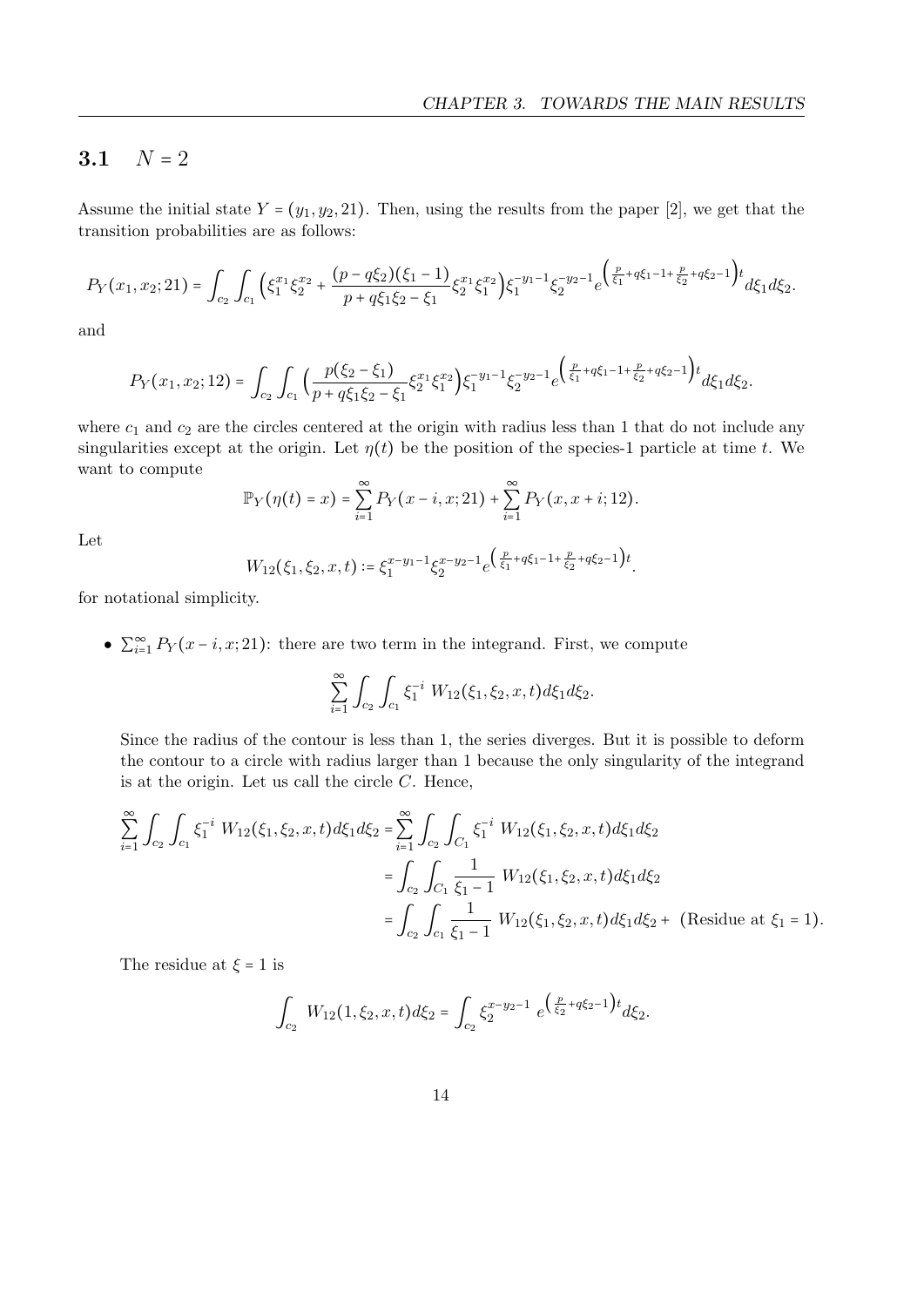## 3.1 $N = 2$

Assume the initial state $Y = (y_1, y_2, 21)$. Then, using the results from the paper [2], we get that the transition probabilities are as follows:

$$P_Y(x_1, x_2; 21) = \int_{c_2}\int_{c_1}\Big(\xi_1^{x_1}\xi_2^{x_2} + \frac{(p - q\xi_2)(\xi_1 - 1)}{p + q\xi_1\xi_2 - \xi_1}\xi_2^{x_1}\xi_1^{x_2}\Big)\xi_1^{-y_1-1}\xi_2^{-y_2-1}e^{\Big(\frac{p}{\xi_1}+q\xi_1-1+\frac{p}{\xi_2}+q\xi_2-1\Big)t}d\xi_1 d\xi_2.$$

and

$$P_Y(x_1, x_2; 12) = \int_{c_2}\int_{c_1}\Big(\frac{p(\xi_2 - \xi_1)}{p + q\xi_1\xi_2 - \xi_1}\xi_2^{x_1}\xi_1^{x_2}\Big)\xi_1^{-y_1-1}\xi_2^{-y_2-1}e^{\Big(\frac{p}{\xi_1}+q\xi_1-1+\frac{p}{\xi_2}+q\xi_2-1\Big)t}d\xi_1 d\xi_2.$$

where $c_1$ and $c_2$ are the circles centered at the origin with radius less than 1 that do not include any singularities except at the origin. Let $\eta(t)$ be the position of the species-1 particle at time $t$. We want to compute

$$\mathbb{P}_Y(\eta(t) = x) = \sum_{i=1}^{\infty} P_Y(x - i, x; 21) + \sum_{i=1}^{\infty} P_Y(x, x + i; 12).$$

Let

$$W_{12}(\xi_1, \xi_2, x, t) := \xi_1^{x-y_1-1}\xi_2^{x-y_2-1}e^{\Big(\frac{p}{\xi_1}+q\xi_1-1+\frac{p}{\xi_2}+q\xi_2-1\Big)t}.$$

for notational simplicity.

- $\sum_{i=1}^{\infty} P_Y(x - i, x; 21)$: there are two term in the integrand. First, we compute

$$\sum_{i=1}^{\infty}\int_{c_2}\int_{c_1}\xi_1^{-i}\ W_{12}(\xi_1, \xi_2, x, t)d\xi_1 d\xi_2.$$

  Since the radius of the contour is less than 1, the series diverges. But it is possible to deform the contour to a circle with radius larger than 1 because the only singularity of the integrand is at the origin. Let us call the circle $C$. Hence,

$$\begin{aligned}
\sum_{i=1}^{\infty}\int_{c_2}\int_{c_1}\xi_1^{-i}\ W_{12}(\xi_1, \xi_2, x, t)d\xi_1 d\xi_2 &= \sum_{i=1}^{\infty}\int_{c_2}\int_{C_1}\xi_1^{-i}\ W_{12}(\xi_1, \xi_2, x, t)d\xi_1 d\xi_2 \\
&= \int_{c_2}\int_{C_1}\frac{1}{\xi_1 - 1}\ W_{12}(\xi_1, \xi_2, x, t)d\xi_1 d\xi_2 \\
&= \int_{c_2}\int_{c_1}\frac{1}{\xi_1 - 1}\ W_{12}(\xi_1, \xi_2, x, t)d\xi_1 d\xi_2 + \text{ (Residue at } \xi_1 = 1).
\end{aligned}$$

  The residue at $\xi = 1$ is

$$\int_{c_2} W_{12}(1, \xi_2, x, t)d\xi_2 = \int_{c_2}\xi_2^{x-y_2-1}\ e^{\Big(\frac{p}{\xi_2}+q\xi_2-1\Big)t}d\xi_2.$$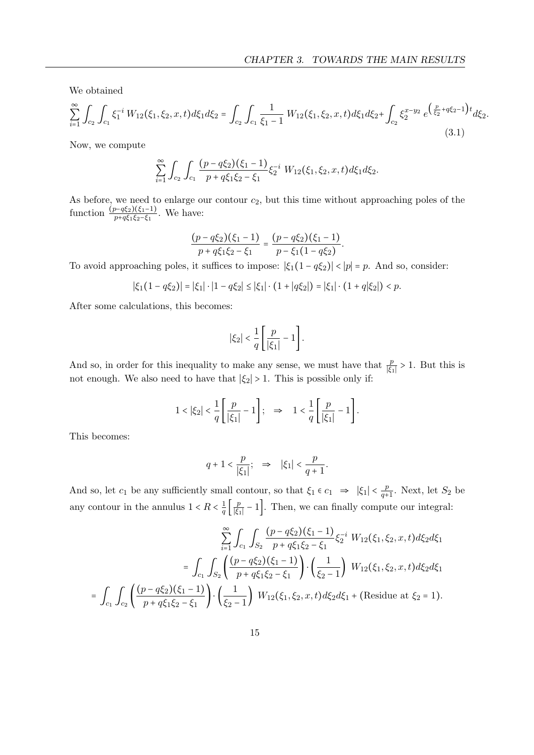We obtained

$$\sum_{i=1}^{\infty} \int_{c_2} \int_{c_1} \xi_1^{-i}\, W_{12}(\xi_1, \xi_2, x, t) d\xi_1 d\xi_2 = \int_{c_2} \int_{c_1} \frac{1}{\xi_1 - 1}\, W_{12}(\xi_1, \xi_2, x, t) d\xi_1 d\xi_2 + \int_{c_2} \xi_2^{x-y_2}\, e^{\left(\frac{p}{\xi_2} + q\xi_2 - 1\right)t} d\xi_2. \tag{3.1}$$

Now, we compute

$$\sum_{i=1}^{\infty} \int_{c_2} \int_{c_1} \frac{(p - q\xi_2)(\xi_1 - 1)}{p + q\xi_1\xi_2 - \xi_1} \xi_2^{-i}\; W_{12}(\xi_1, \xi_2, x, t) d\xi_1 d\xi_2.$$

As before, we need to enlarge our contour $c_2$, but this time without approaching poles of the function $\frac{(p-q\xi_2)(\xi_1-1)}{p+q\xi_1\xi_2-\xi_1}$. We have:

$$\frac{(p - q\xi_2)(\xi_1 - 1)}{p + q\xi_1\xi_2 - \xi_1} = \frac{(p - q\xi_2)(\xi_1 - 1)}{p - \xi_1(1 - q\xi_2)}.$$

To avoid approaching poles, it suffices to impose: $|\xi_1(1 - q\xi_2)| < |p| = p$. And so, consider:

$$|\xi_1(1 - q\xi_2)| = |\xi_1| \cdot |1 - q\xi_2| \leq |\xi_1| \cdot (1 + |q\xi_2|) = |\xi_1| \cdot (1 + q|\xi_2|) < p.$$

After some calculations, this becomes:

$$|\xi_2| < \frac{1}{q}\left[\frac{p}{|\xi_1|} - 1\right].$$

And so, in order for this inequality to make any sense, we must have that $\frac{p}{|\xi_1|} > 1$. But this is not enough. We also need to have that $|\xi_2| > 1$. This is possible only if:

$$1 < |\xi_2| < \frac{1}{q}\left[\frac{p}{|\xi_1|} - 1\right]; \quad \Rightarrow \quad 1 < \frac{1}{q}\left[\frac{p}{|\xi_1|} - 1\right].$$

This becomes:

$$q + 1 < \frac{p}{|\xi_1|}; \quad \Rightarrow \quad |\xi_1| < \frac{p}{q+1}.$$

And so, let $c_1$ be any sufficiently small contour, so that $\xi_1 \in c_1 \;\Rightarrow\; |\xi_1| < \frac{p}{q+1}$. Next, let $S_2$ be any contour in the annulus $1 < R < \frac{1}{q}\left[\frac{p}{|\xi_1|} - 1\right]$. Then, we can finally compute our integral:

$$\begin{aligned}
&\sum_{i=1}^{\infty} \int_{c_1} \int_{S_2} \frac{(p - q\xi_2)(\xi_1 - 1)}{p + q\xi_1\xi_2 - \xi_1} \xi_2^{-i}\; W_{12}(\xi_1, \xi_2, x, t) d\xi_2 d\xi_1 \\
&= \int_{c_1} \int_{S_2} \left(\frac{(p - q\xi_2)(\xi_1 - 1)}{p + q\xi_1\xi_2 - \xi_1}\right) \cdot \left(\frac{1}{\xi_2 - 1}\right)\; W_{12}(\xi_1, \xi_2, x, t) d\xi_2 d\xi_1 \\
&= \int_{c_1} \int_{c_2} \left(\frac{(p - q\xi_2)(\xi_1 - 1)}{p + q\xi_1\xi_2 - \xi_1}\right) \cdot \left(\frac{1}{\xi_2 - 1}\right)\; W_{12}(\xi_1, \xi_2, x, t) d\xi_2 d\xi_1 + (\text{Residue at } \xi_2 = 1).
\end{aligned}$$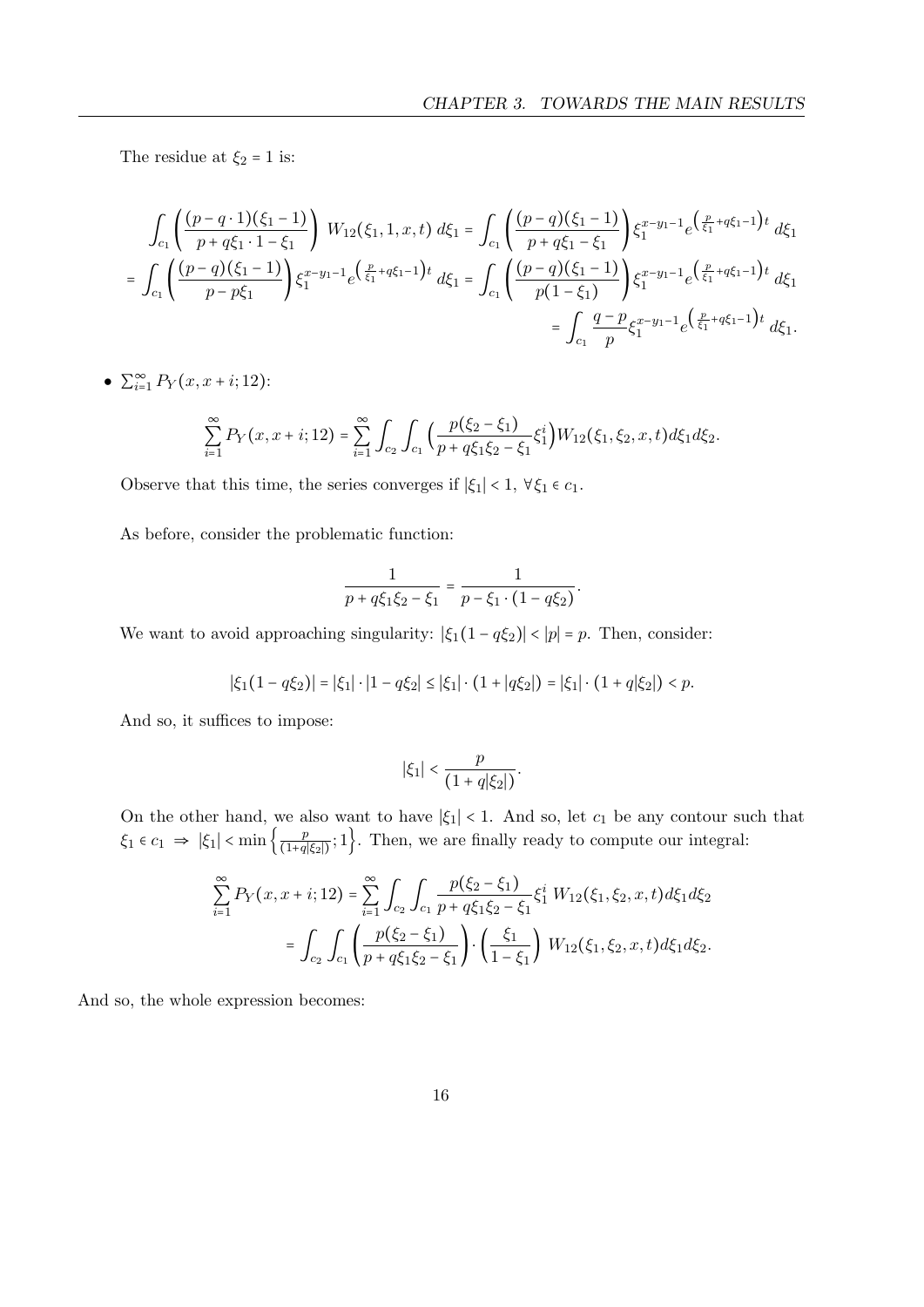The residue at $\xi_2 = 1$ is:

$$\int_{c_1} \left( \frac{(p - q \cdot 1)(\xi_1 - 1)}{p + q\xi_1 \cdot 1 - \xi_1} \right) W_{12}(\xi_1, 1, x, t) \, d\xi_1 = \int_{c_1} \left( \frac{(p - q)(\xi_1 - 1)}{p + q\xi_1 - \xi_1} \right) \xi_1^{x - y_1 - 1} e^{\left( \frac{p}{\xi_1} + q\xi_1 - 1 \right)t} \, d\xi_1$$

$$= \int_{c_1} \left( \frac{(p - q)(\xi_1 - 1)}{p - p\xi_1} \right) \xi_1^{x - y_1 - 1} e^{\left( \frac{p}{\xi_1} + q\xi_1 - 1 \right)t} \, d\xi_1 = \int_{c_1} \left( \frac{(p - q)(\xi_1 - 1)}{p(1 - \xi_1)} \right) \xi_1^{x - y_1 - 1} e^{\left( \frac{p}{\xi_1} + q\xi_1 - 1 \right)t} \, d\xi_1$$

$$= \int_{c_1} \frac{q - p}{p} \xi_1^{x - y_1 - 1} e^{\left( \frac{p}{\xi_1} + q\xi_1 - 1 \right)t} \, d\xi_1.$$

- $\sum_{i=1}^{\infty} P_Y(x, x + i; 12)$:

$$\sum_{i=1}^{\infty} P_Y(x, x + i; 12) = \sum_{i=1}^{\infty} \int_{c_2} \int_{c_1} \left( \frac{p(\xi_2 - \xi_1)}{p + q\xi_1\xi_2 - \xi_1} \xi_1^i \right) W_{12}(\xi_1, \xi_2, x, t) d\xi_1 d\xi_2.$$

Observe that this time, the series converges if $|\xi_1| < 1, \ \forall \xi_1 \in c_1$.

As before, consider the problematic function:

$$\frac{1}{p + q\xi_1\xi_2 - \xi_1} = \frac{1}{p - \xi_1 \cdot (1 - q\xi_2)}.$$

We want to avoid approaching singularity: $|\xi_1(1 - q\xi_2)| < |p| = p$. Then, consider:

$$|\xi_1(1 - q\xi_2)| = |\xi_1| \cdot |1 - q\xi_2| \le |\xi_1| \cdot (1 + |q\xi_2|) = |\xi_1| \cdot (1 + q|\xi_2|) < p.$$

And so, it suffices to impose:

$$|\xi_1| < \frac{p}{(1 + q|\xi_2|)}.$$

On the other hand, we also want to have $|\xi_1| < 1$. And so, let $c_1$ be any contour such that $\xi_1 \in c_1 \Rightarrow |\xi_1| < \min\left\{ \frac{p}{(1+q|\xi_2|)}; 1 \right\}$. Then, we are finally ready to compute our integral:

$$\sum_{i=1}^{\infty} P_Y(x, x + i; 12) = \sum_{i=1}^{\infty} \int_{c_2} \int_{c_1} \frac{p(\xi_2 - \xi_1)}{p + q\xi_1\xi_2 - \xi_1} \xi_1^i \, W_{12}(\xi_1, \xi_2, x, t) d\xi_1 d\xi_2$$

$$= \int_{c_2} \int_{c_1} \left( \frac{p(\xi_2 - \xi_1)}{p + q\xi_1\xi_2 - \xi_1} \right) \cdot \left( \frac{\xi_1}{1 - \xi_1} \right) W_{12}(\xi_1, \xi_2, x, t) d\xi_1 d\xi_2.$$

And so, the whole expression becomes: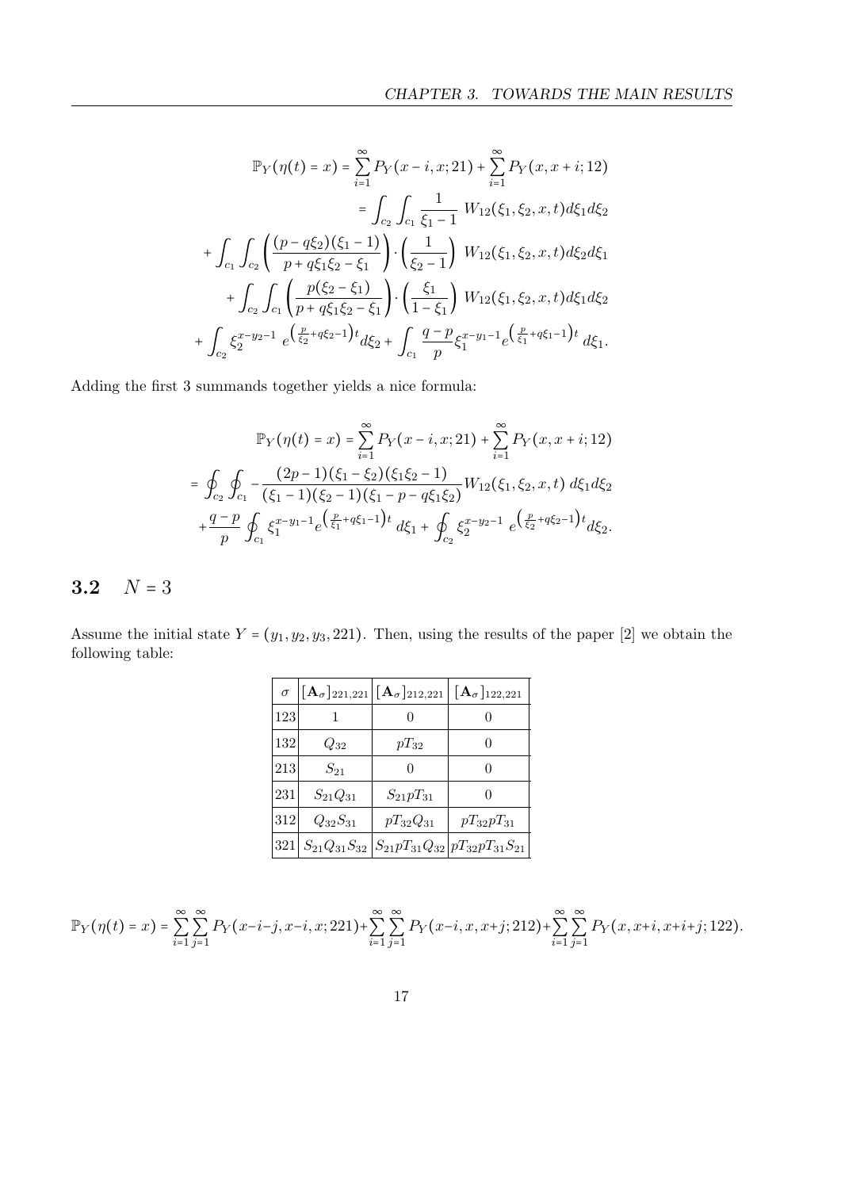$$\mathbb{P}_Y(\eta(t)=x) = \sum_{i=1}^{\infty} P_Y(x-i,x;21) + \sum_{i=1}^{\infty} P_Y(x,x+i;12)$$

$$= \int_{c_2}\int_{c_1} \frac{1}{\xi_1 - 1}\ W_{12}(\xi_1,\xi_2,x,t)d\xi_1 d\xi_2$$

$$+ \int_{c_1}\int_{c_2} \left(\frac{(p-q\xi_2)(\xi_1-1)}{p+q\xi_1\xi_2-\xi_1}\right)\cdot\left(\frac{1}{\xi_2-1}\right)\ W_{12}(\xi_1,\xi_2,x,t)d\xi_2 d\xi_1$$

$$+ \int_{c_2}\int_{c_1} \left(\frac{p(\xi_2-\xi_1)}{p+q\xi_1\xi_2-\xi_1}\right)\cdot\left(\frac{\xi_1}{1-\xi_1}\right)\ W_{12}(\xi_1,\xi_2,x,t)d\xi_1 d\xi_2$$

$$+ \int_{c_2} \xi_2^{x-y_2-1}\ e^{\left(\frac{p}{\xi_2}+q\xi_2-1\right)t} d\xi_2 + \int_{c_1} \frac{q-p}{p}\xi_1^{x-y_1-1} e^{\left(\frac{p}{\xi_1}+q\xi_1-1\right)t}\ d\xi_1.$$

Adding the first 3 summands together yields a nice formula:

$$\mathbb{P}_Y(\eta(t)=x) = \sum_{i=1}^{\infty} P_Y(x-i,x;21) + \sum_{i=1}^{\infty} P_Y(x,x+i;12)$$

$$= \oint_{c_2}\oint_{c_1} -\frac{(2p-1)(\xi_1-\xi_2)(\xi_1\xi_2-1)}{(\xi_1-1)(\xi_2-1)(\xi_1-p-q\xi_1\xi_2)} W_{12}(\xi_1,\xi_2,x,t)\ d\xi_1 d\xi_2$$

$$+ \frac{q-p}{p}\oint_{c_1} \xi_1^{x-y_1-1} e^{\left(\frac{p}{\xi_1}+q\xi_1-1\right)t}\ d\xi_1 + \oint_{c_2} \xi_2^{x-y_2-1}\ e^{\left(\frac{p}{\xi_2}+q\xi_2-1\right)t} d\xi_2.$$

## 3.2 $N=3$

Assume the initial state $Y=(y_1,y_2,y_3,221)$. Then, using the results of the paper [2] we obtain the following table:

| $\sigma$ | $[\mathbf{A}_\sigma]_{221,221}$ | $[\mathbf{A}_\sigma]_{212,221}$ | $[\mathbf{A}_\sigma]_{122,221}$ |
|---|---|---|---|
| 123 | 1 | 0 | 0 |
| 132 | $Q_{32}$ | $pT_{32}$ | 0 |
| 213 | $S_{21}$ | 0 | 0 |
| 231 | $S_{21}Q_{31}$ | $S_{21}pT_{31}$ | 0 |
| 312 | $Q_{32}S_{31}$ | $pT_{32}Q_{31}$ | $pT_{32}pT_{31}$ |
| 321 | $S_{21}Q_{31}S_{32}$ | $S_{21}pT_{31}Q_{32}$ | $pT_{32}pT_{31}S_{21}$ |

$$\mathbb{P}_Y(\eta(t)=x) = \sum_{i=1}^{\infty}\sum_{j=1}^{\infty} P_Y(x-i-j,x-i,x;221) + \sum_{i=1}^{\infty}\sum_{j=1}^{\infty} P_Y(x-i,x,x+j;212) + \sum_{i=1}^{\infty}\sum_{j=1}^{\infty} P_Y(x,x+i,x+i+j;122).$$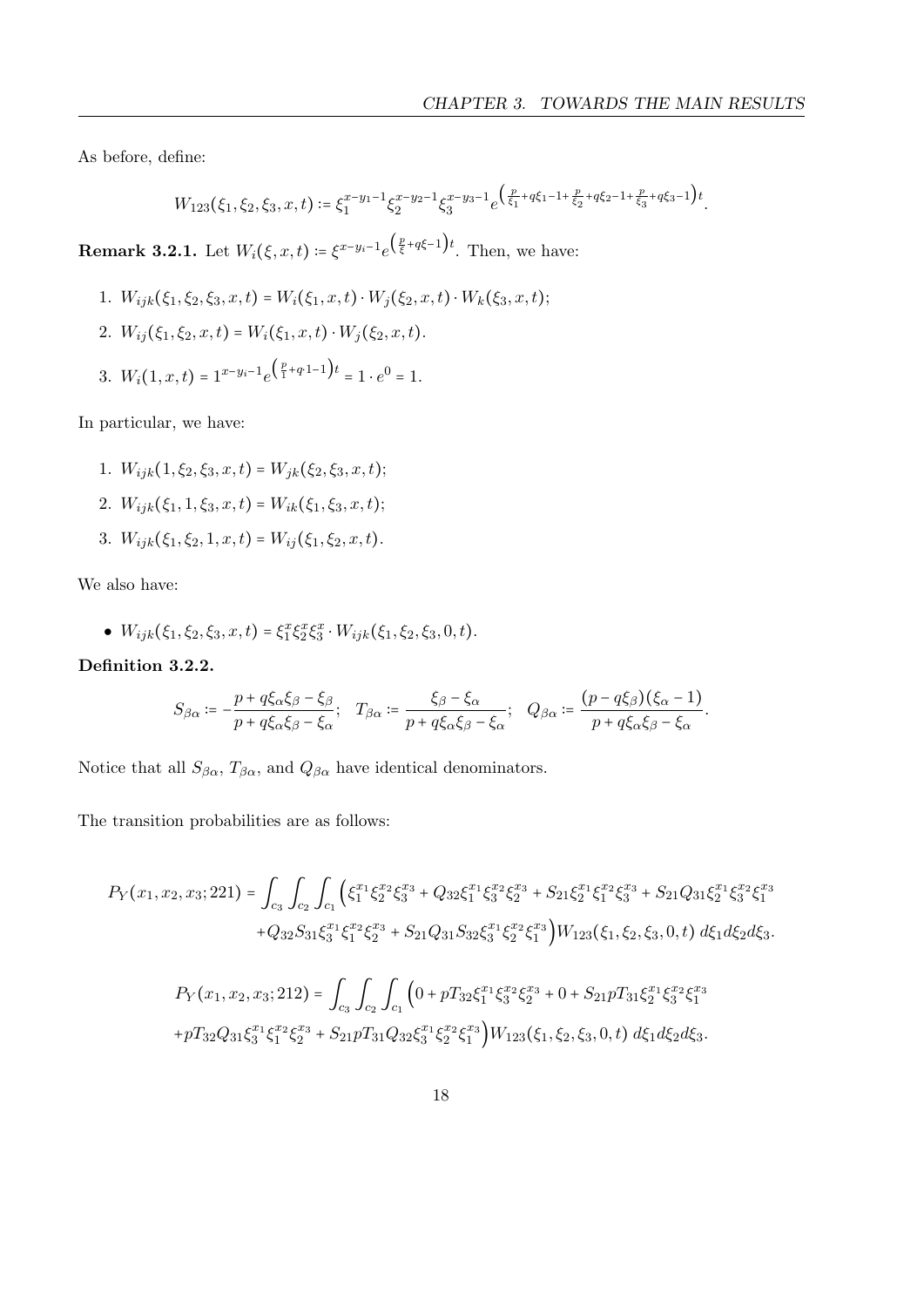As before, define:

$$W_{123}(\xi_1,\xi_2,\xi_3,x,t) := \xi_1^{x-y_1-1}\xi_2^{x-y_2-1}\xi_3^{x-y_3-1}e^{\left(\frac{p}{\xi_1}+q\xi_1-1+\frac{p}{\xi_2}+q\xi_2-1+\frac{p}{\xi_3}+q\xi_3-1\right)t}.$$

**Remark 3.2.1.** Let $W_i(\xi,x,t) := \xi^{x-y_i-1}e^{\left(\frac{p}{\xi}+q\xi-1\right)t}$. Then, we have:

1. $W_{ijk}(\xi_1,\xi_2,\xi_3,x,t) = W_i(\xi_1,x,t)\cdot W_j(\xi_2,x,t)\cdot W_k(\xi_3,x,t)$;
2. $W_{ij}(\xi_1,\xi_2,x,t) = W_i(\xi_1,x,t)\cdot W_j(\xi_2,x,t)$.
3. $W_i(1,x,t) = 1^{x-y_i-1}e^{\left(\frac{p}{1}+q\cdot 1-1\right)t} = 1\cdot e^0 = 1$.

In particular, we have:

1. $W_{ijk}(1,\xi_2,\xi_3,x,t) = W_{jk}(\xi_2,\xi_3,x,t)$;
2. $W_{ijk}(\xi_1,1,\xi_3,x,t) = W_{ik}(\xi_1,\xi_3,x,t)$;
3. $W_{ijk}(\xi_1,\xi_2,1,x,t) = W_{ij}(\xi_1,\xi_2,x,t)$.

We also have:

- $W_{ijk}(\xi_1,\xi_2,\xi_3,x,t) = \xi_1^x\xi_2^x\xi_3^x\cdot W_{ijk}(\xi_1,\xi_2,\xi_3,0,t)$.

**Definition 3.2.2.**

$$S_{\beta\alpha} := -\frac{p+q\xi_\alpha\xi_\beta-\xi_\beta}{p+q\xi_\alpha\xi_\beta-\xi_\alpha};\quad T_{\beta\alpha} := \frac{\xi_\beta-\xi_\alpha}{p+q\xi_\alpha\xi_\beta-\xi_\alpha};\quad Q_{\beta\alpha} := \frac{(p-q\xi_\beta)(\xi_\alpha-1)}{p+q\xi_\alpha\xi_\beta-\xi_\alpha}.$$

Notice that all $S_{\beta\alpha}$, $T_{\beta\alpha}$, and $Q_{\beta\alpha}$ have identical denominators.

The transition probabilities are as follows:

$$\begin{aligned}P_Y(x_1,x_2,x_3;221) = \int_{c_3}\int_{c_2}\int_{c_1}\Big(&\xi_1^{x_1}\xi_2^{x_2}\xi_3^{x_3} + Q_{32}\xi_1^{x_1}\xi_3^{x_2}\xi_2^{x_3} + S_{21}\xi_2^{x_1}\xi_1^{x_2}\xi_3^{x_3} + S_{21}Q_{31}\xi_2^{x_1}\xi_3^{x_2}\xi_1^{x_3}\\ &+Q_{32}S_{31}\xi_3^{x_1}\xi_1^{x_2}\xi_2^{x_3} + S_{21}Q_{31}S_{32}\xi_3^{x_1}\xi_2^{x_2}\xi_1^{x_3}\Big)W_{123}(\xi_1,\xi_2,\xi_3,0,t)\,d\xi_1 d\xi_2 d\xi_3.\end{aligned}$$

$$\begin{aligned}P_Y(x_1,x_2,x_3;212) = \int_{c_3}\int_{c_2}\int_{c_1}\Big(&0 + pT_{32}\xi_1^{x_1}\xi_3^{x_2}\xi_2^{x_3} + 0 + S_{21}pT_{31}\xi_2^{x_1}\xi_3^{x_2}\xi_1^{x_3}\\ +pT_{32}Q_{31}\xi_3^{x_1}\xi_1^{x_2}\xi_2^{x_3} &+ S_{21}pT_{31}Q_{32}\xi_3^{x_1}\xi_2^{x_2}\xi_1^{x_3}\Big)W_{123}(\xi_1,\xi_2,\xi_3,0,t)\,d\xi_1 d\xi_2 d\xi_3.\end{aligned}$$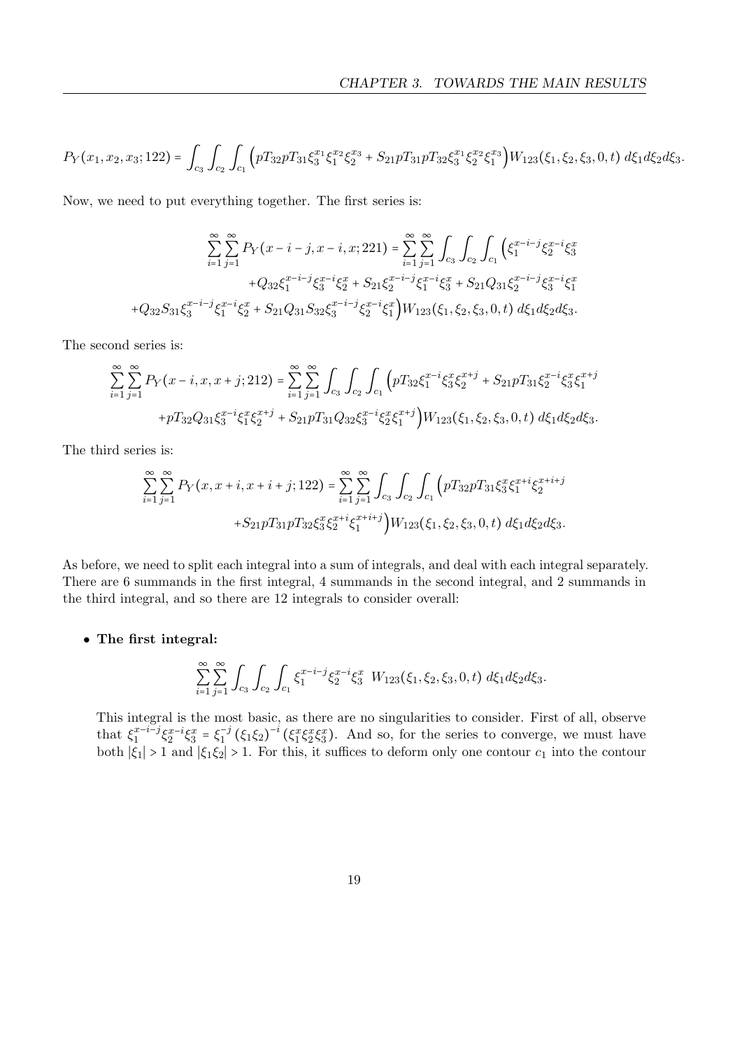$$P_Y(x_1, x_2, x_3; 122) = \int_{c_3}\int_{c_2}\int_{c_1}\Big(pT_{32}pT_{31}\xi_3^{x_1}\xi_1^{x_2}\xi_2^{x_3} + S_{21}pT_{31}pT_{32}\xi_3^{x_1}\xi_2^{x_2}\xi_1^{x_3}\Big)W_{123}(\xi_1, \xi_2, \xi_3, 0, t)\ d\xi_1 d\xi_2 d\xi_3.$$

Now, we need to put everything together. The first series is:

$$\sum_{i=1}^{\infty}\sum_{j=1}^{\infty}P_Y(x-i-j, x-i, x; 221) = \sum_{i=1}^{\infty}\sum_{j=1}^{\infty}\int_{c_3}\int_{c_2}\int_{c_1}\Big(\xi_1^{x-i-j}\xi_2^{x-i}\xi_3^{x} + Q_{32}\xi_1^{x-i-j}\xi_3^{x-i}\xi_2^{x} + S_{21}\xi_2^{x-i-j}\xi_1^{x-i}\xi_3^{x} + S_{21}Q_{31}\xi_2^{x-i-j}\xi_3^{x-i}\xi_1^{x}$$
$$+ Q_{32}S_{31}\xi_3^{x-i-j}\xi_1^{x-i}\xi_2^{x} + S_{21}Q_{31}S_{32}\xi_3^{x-i-j}\xi_2^{x-i}\xi_1^{x}\Big)W_{123}(\xi_1, \xi_2, \xi_3, 0, t)\ d\xi_1 d\xi_2 d\xi_3.$$

The second series is:

$$\sum_{i=1}^{\infty}\sum_{j=1}^{\infty}P_Y(x-i, x, x+j; 212) = \sum_{i=1}^{\infty}\sum_{j=1}^{\infty}\int_{c_3}\int_{c_2}\int_{c_1}\Big(pT_{32}\xi_1^{x-i}\xi_3^{x}\xi_2^{x+j} + S_{21}pT_{31}\xi_2^{x-i}\xi_3^{x}\xi_1^{x+j}$$
$$+ pT_{32}Q_{31}\xi_3^{x-i}\xi_1^{x}\xi_2^{x+j} + S_{21}pT_{31}Q_{32}\xi_3^{x-i}\xi_2^{x}\xi_1^{x+j}\Big)W_{123}(\xi_1, \xi_2, \xi_3, 0, t)\ d\xi_1 d\xi_2 d\xi_3.$$

The third series is:

$$\sum_{i=1}^{\infty}\sum_{j=1}^{\infty}P_Y(x, x+i, x+i+j; 122) = \sum_{i=1}^{\infty}\sum_{j=1}^{\infty}\int_{c_3}\int_{c_2}\int_{c_1}\Big(pT_{32}pT_{31}\xi_3^{x}\xi_1^{x+i}\xi_2^{x+i+j}$$
$$+ S_{21}pT_{31}pT_{32}\xi_3^{x}\xi_2^{x+i}\xi_1^{x+i+j}\Big)W_{123}(\xi_1, \xi_2, \xi_3, 0, t)\ d\xi_1 d\xi_2 d\xi_3.$$

As before, we need to split each integral into a sum of integrals, and deal with each integral separately. There are 6 summands in the first integral, 4 summands in the second integral, and 2 summands in the third integral, and so there are 12 integrals to consider overall:

- **The first integral:**

$$\sum_{i=1}^{\infty}\sum_{j=1}^{\infty}\int_{c_3}\int_{c_2}\int_{c_1}\xi_1^{x-i-j}\xi_2^{x-i}\xi_3^{x}\ \ W_{123}(\xi_1, \xi_2, \xi_3, 0, t)\ d\xi_1 d\xi_2 d\xi_3.$$

  This integral is the most basic, as there are no singularities to consider. First of all, observe that $\xi_1^{x-i-j}\xi_2^{x-i}\xi_3^{x} = \xi_1^{-j}(\xi_1\xi_2)^{-i}(\xi_1^x\xi_2^x\xi_3^x)$. And so, for the series to converge, we must have both $|\xi_1| > 1$ and $|\xi_1\xi_2| > 1$. For this, it suffices to deform only one contour $c_1$ into the contour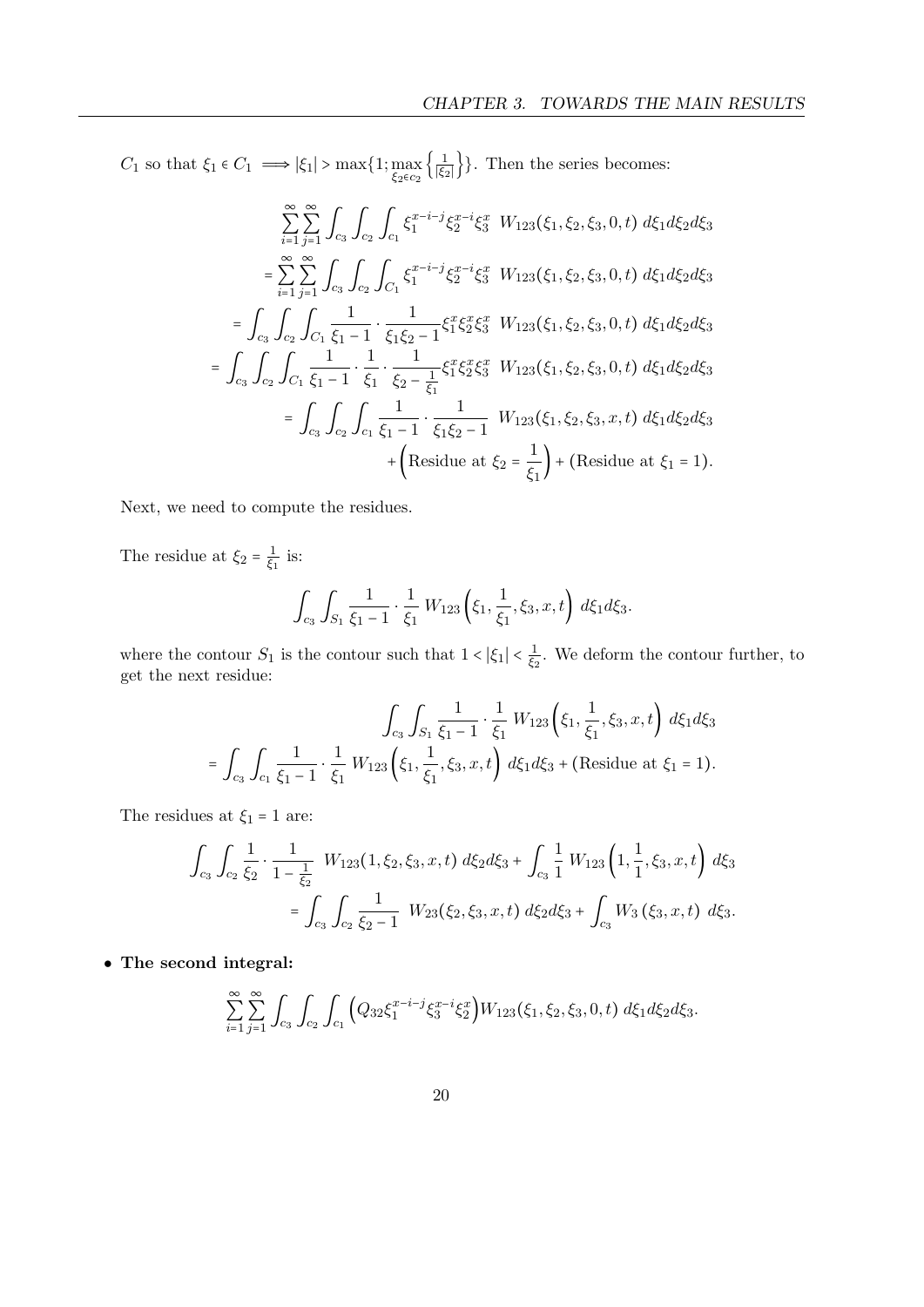$C_1$ so that $\xi_1 \in C_1 \implies |\xi_1| > \max\{1; \max_{\xi_2 \in c_2} \left\{\frac{1}{|\xi_2|}\right\}\}$. Then the series becomes:

$$
\begin{aligned}
&\sum_{i=1}^{\infty}\sum_{j=1}^{\infty} \int_{c_3}\int_{c_2}\int_{c_1} \xi_1^{x-i-j}\xi_2^{x-i}\xi_3^{x} \;\; W_{123}(\xi_1,\xi_2,\xi_3,0,t)\; d\xi_1 d\xi_2 d\xi_3 \\
&= \sum_{i=1}^{\infty}\sum_{j=1}^{\infty} \int_{c_3}\int_{c_2}\int_{C_1} \xi_1^{x-i-j}\xi_2^{x-i}\xi_3^{x} \;\; W_{123}(\xi_1,\xi_2,\xi_3,0,t)\; d\xi_1 d\xi_2 d\xi_3 \\
&= \int_{c_3}\int_{c_2}\int_{C_1} \frac{1}{\xi_1 - 1}\cdot\frac{1}{\xi_1\xi_2 - 1}\xi_1^x\xi_2^x\xi_3^x \;\; W_{123}(\xi_1,\xi_2,\xi_3,0,t)\; d\xi_1 d\xi_2 d\xi_3 \\
&= \int_{c_3}\int_{c_2}\int_{C_1} \frac{1}{\xi_1 - 1}\cdot\frac{1}{\xi_1}\cdot\frac{1}{\xi_2 - \frac{1}{\xi_1}}\xi_1^x\xi_2^x\xi_3^x \;\; W_{123}(\xi_1,\xi_2,\xi_3,0,t)\; d\xi_1 d\xi_2 d\xi_3 \\
&= \int_{c_3}\int_{c_2}\int_{c_1} \frac{1}{\xi_1 - 1}\cdot\frac{1}{\xi_1\xi_2 - 1} \;\; W_{123}(\xi_1,\xi_2,\xi_3,x,t)\; d\xi_1 d\xi_2 d\xi_3 \\
&\quad + \left(\text{Residue at } \xi_2 = \frac{1}{\xi_1}\right) + (\text{Residue at } \xi_1 = 1).
\end{aligned}
$$

Next, we need to compute the residues.

The residue at $\xi_2 = \frac{1}{\xi_1}$ is:

$$
\int_{c_3}\int_{S_1} \frac{1}{\xi_1 - 1}\cdot\frac{1}{\xi_1}\; W_{123}\left(\xi_1, \frac{1}{\xi_1}, \xi_3, x, t\right)\; d\xi_1 d\xi_3.
$$

where the contour $S_1$ is the contour such that $1 < |\xi_1| < \frac{1}{\xi_2}$. We deform the contour further, to get the next residue:

$$
\begin{aligned}
&\int_{c_3}\int_{S_1} \frac{1}{\xi_1 - 1}\cdot\frac{1}{\xi_1}\; W_{123}\left(\xi_1, \frac{1}{\xi_1}, \xi_3, x, t\right)\; d\xi_1 d\xi_3 \\
&= \int_{c_3}\int_{c_1} \frac{1}{\xi_1 - 1}\cdot\frac{1}{\xi_1}\; W_{123}\left(\xi_1, \frac{1}{\xi_1}, \xi_3, x, t\right)\; d\xi_1 d\xi_3 + (\text{Residue at } \xi_1 = 1).
\end{aligned}
$$

The residues at $\xi_1 = 1$ are:

$$
\begin{aligned}
&\int_{c_3}\int_{c_2} \frac{1}{\xi_2}\cdot\frac{1}{1 - \frac{1}{\xi_2}} \;\; W_{123}(1,\xi_2,\xi_3,x,t)\; d\xi_2 d\xi_3 + \int_{c_3} \frac{1}{1}\; W_{123}\left(1, \frac{1}{1}, \xi_3, x, t\right)\; d\xi_3 \\
&= \int_{c_3}\int_{c_2} \frac{1}{\xi_2 - 1} \;\; W_{23}(\xi_2,\xi_3,x,t)\; d\xi_2 d\xi_3 + \int_{c_3} W_3\left(\xi_3, x, t\right)\; d\xi_3.
\end{aligned}
$$

- **The second integral:**

$$
\sum_{i=1}^{\infty}\sum_{j=1}^{\infty} \int_{c_3}\int_{c_2}\int_{c_1} \left(Q_{32}\xi_1^{x-i-j}\xi_3^{x-i}\xi_2^{x}\right) W_{123}(\xi_1,\xi_2,\xi_3,0,t)\; d\xi_1 d\xi_2 d\xi_3.
$$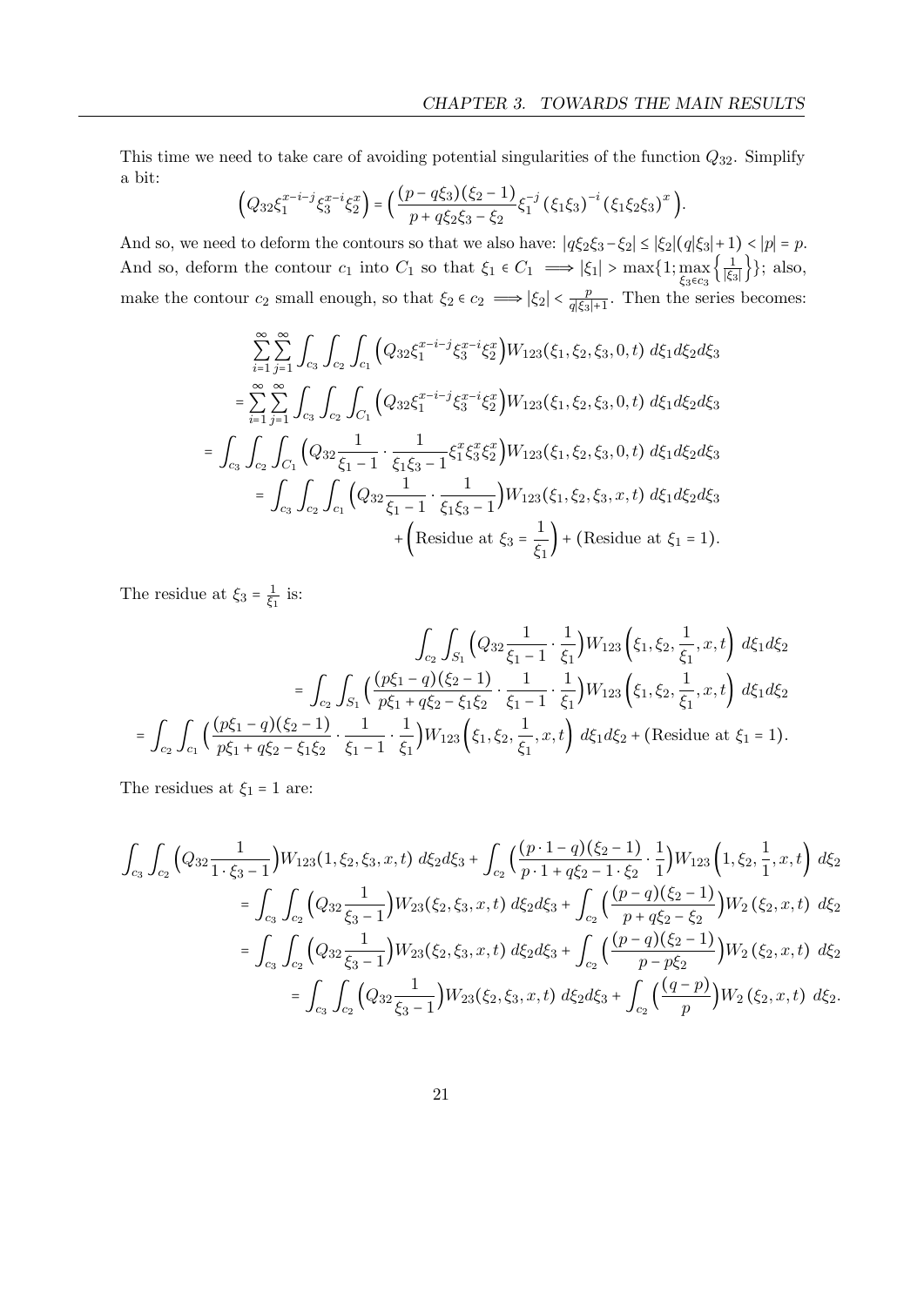This time we need to take care of avoiding potential singularities of the function $Q_{32}$. Simplify a bit:

$$\Big(Q_{32}\xi_1^{x-i-j}\xi_3^{x-i}\xi_2^{x}\Big) = \Big(\frac{(p-q\xi_3)(\xi_2-1)}{p+q\xi_2\xi_3-\xi_2}\xi_1^{-j}\left(\xi_1\xi_3\right)^{-i}\left(\xi_1\xi_2\xi_3\right)^{x}\Big).$$

And so, we need to deform the contours so that we also have: $|q\xi_2\xi_3 - \xi_2| \le |\xi_2|(q|\xi_3|+1) < |p| = p$. And so, deform the contour $c_1$ into $C_1$ so that $\xi_1 \in C_1 \implies |\xi_1| > \max\{1; \max_{\xi_3\in c_3}\left\{\frac{1}{|\xi_3|}\right\}\}$; also, make the contour $c_2$ small enough, so that $\xi_2 \in c_2 \implies |\xi_2| < \frac{p}{q|\xi_3|+1}$. Then the series becomes:

$$\begin{aligned}
&\sum_{i=1}^{\infty}\sum_{j=1}^{\infty}\int_{c_3}\int_{c_2}\int_{c_1}\Big(Q_{32}\xi_1^{x-i-j}\xi_3^{x-i}\xi_2^{x}\Big)W_{123}(\xi_1,\xi_2,\xi_3,0,t)\;d\xi_1 d\xi_2 d\xi_3\\
&=\sum_{i=1}^{\infty}\sum_{j=1}^{\infty}\int_{c_3}\int_{c_2}\int_{C_1}\Big(Q_{32}\xi_1^{x-i-j}\xi_3^{x-i}\xi_2^{x}\Big)W_{123}(\xi_1,\xi_2,\xi_3,0,t)\;d\xi_1 d\xi_2 d\xi_3\\
&=\int_{c_3}\int_{c_2}\int_{C_1}\Big(Q_{32}\frac{1}{\xi_1-1}\cdot\frac{1}{\xi_1\xi_3-1}\xi_1^x\xi_3^x\xi_2^x\Big)W_{123}(\xi_1,\xi_2,\xi_3,0,t)\;d\xi_1 d\xi_2 d\xi_3\\
&=\int_{c_3}\int_{c_2}\int_{c_1}\Big(Q_{32}\frac{1}{\xi_1-1}\cdot\frac{1}{\xi_1\xi_3-1}\Big)W_{123}(\xi_1,\xi_2,\xi_3,x,t)\;d\xi_1 d\xi_2 d\xi_3\\
&\quad+\Big(\text{Residue at } \xi_3=\frac{1}{\xi_1}\Big)+(\text{Residue at } \xi_1=1).
\end{aligned}$$

The residue at $\xi_3 = \frac{1}{\xi_1}$ is:

$$\begin{aligned}
&\int_{c_2}\int_{S_1}\Big(Q_{32}\frac{1}{\xi_1-1}\cdot\frac{1}{\xi_1}\Big)W_{123}\Big(\xi_1,\xi_2,\frac{1}{\xi_1},x,t\Big)\;d\xi_1 d\xi_2\\
&=\int_{c_2}\int_{S_1}\Big(\frac{(p\xi_1-q)(\xi_2-1)}{p\xi_1+q\xi_2-\xi_1\xi_2}\cdot\frac{1}{\xi_1-1}\cdot\frac{1}{\xi_1}\Big)W_{123}\Big(\xi_1,\xi_2,\frac{1}{\xi_1},x,t\Big)\;d\xi_1 d\xi_2\\
&=\int_{c_2}\int_{c_1}\Big(\frac{(p\xi_1-q)(\xi_2-1)}{p\xi_1+q\xi_2-\xi_1\xi_2}\cdot\frac{1}{\xi_1-1}\cdot\frac{1}{\xi_1}\Big)W_{123}\Big(\xi_1,\xi_2,\frac{1}{\xi_1},x,t\Big)\;d\xi_1 d\xi_2+(\text{Residue at } \xi_1=1).
\end{aligned}$$

The residues at $\xi_1 = 1$ are:

$$\begin{aligned}
&\int_{c_3}\int_{c_2}\Big(Q_{32}\frac{1}{1\cdot\xi_3-1}\Big)W_{123}(1,\xi_2,\xi_3,x,t)\;d\xi_2 d\xi_3+\int_{c_2}\Big(\frac{(p\cdot 1-q)(\xi_2-1)}{p\cdot 1+q\xi_2-1\cdot\xi_2}\cdot\frac{1}{1}\Big)W_{123}\Big(1,\xi_2,\frac{1}{1},x,t\Big)\;d\xi_2\\
&=\int_{c_3}\int_{c_2}\Big(Q_{32}\frac{1}{\xi_3-1}\Big)W_{23}(\xi_2,\xi_3,x,t)\;d\xi_2 d\xi_3+\int_{c_2}\Big(\frac{(p-q)(\xi_2-1)}{p+q\xi_2-\xi_2}\Big)W_2\left(\xi_2,x,t\right)\;d\xi_2\\
&=\int_{c_3}\int_{c_2}\Big(Q_{32}\frac{1}{\xi_3-1}\Big)W_{23}(\xi_2,\xi_3,x,t)\;d\xi_2 d\xi_3+\int_{c_2}\Big(\frac{(p-q)(\xi_2-1)}{p-p\xi_2}\Big)W_2\left(\xi_2,x,t\right)\;d\xi_2\\
&=\int_{c_3}\int_{c_2}\Big(Q_{32}\frac{1}{\xi_3-1}\Big)W_{23}(\xi_2,\xi_3,x,t)\;d\xi_2 d\xi_3+\int_{c_2}\Big(\frac{(q-p)}{p}\Big)W_2\left(\xi_2,x,t\right)\;d\xi_2.
\end{aligned}$$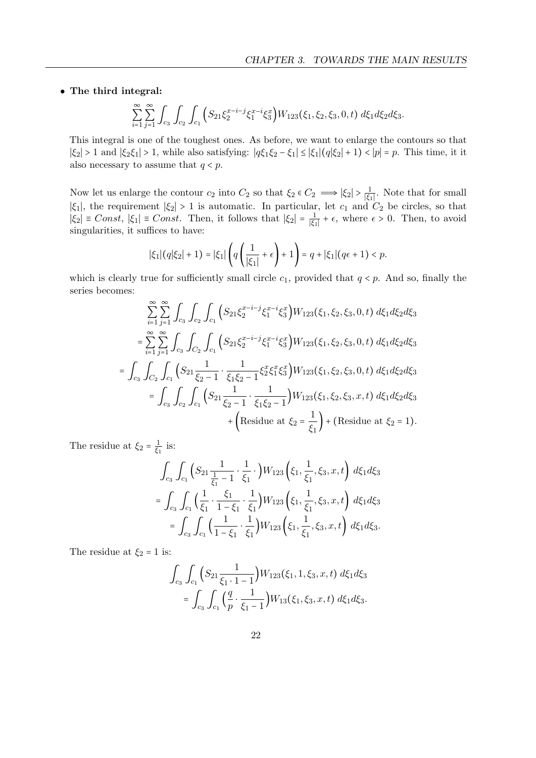- **The third integral:**

$$\sum_{i=1}^{\infty}\sum_{j=1}^{\infty}\int_{c_3}\int_{c_2}\int_{c_1}\Big(S_{21}\xi_2^{x-i-j}\xi_1^{x-i}\xi_3^{x}\Big)W_{123}(\xi_1,\xi_2,\xi_3,0,t)\ d\xi_1 d\xi_2 d\xi_3.$$

This integral is one of the toughest ones. As before, we want to enlarge the contours so that $|\xi_2| > 1$ and $|\xi_2\xi_1| > 1$, while also satisfying: $|q\xi_1\xi_2 - \xi_1| \leq |\xi_1|(q|\xi_2| + 1) < |p| = p$. This time, it it also necessary to assume that $q < p$.

Now let us enlarge the contour $c_2$ into $C_2$ so that $\xi_2 \in C_2 \implies |\xi_2| > \frac{1}{|\xi_1|}$. Note that for small $|\xi_1|$, the requirement $|\xi_2| > 1$ is automatic. In particular, let $c_1$ and $C_2$ be circles, so that $|\xi_2| \equiv Const$, $|\xi_1| \equiv Const$. Then, it follows that $|\xi_2| = \frac{1}{|\xi_1|} + \epsilon$, where $\epsilon > 0$. Then, to avoid singularities, it suffices to have:

$$|\xi_1|(q|\xi_2| + 1) = |\xi_1|\left(q\left(\frac{1}{|\xi_1|} + \epsilon\right) + 1\right) = q + |\xi_1|(q\epsilon + 1) < p.$$

which is clearly true for sufficiently small circle $c_1$, provided that $q < p$. And so, finally the series becomes:

$$\begin{aligned}
&\sum_{i=1}^{\infty}\sum_{j=1}^{\infty}\int_{c_3}\int_{c_2}\int_{c_1}\Big(S_{21}\xi_2^{x-i-j}\xi_1^{x-i}\xi_3^{x}\Big)W_{123}(\xi_1,\xi_2,\xi_3,0,t)\ d\xi_1 d\xi_2 d\xi_3\\
&= \sum_{i=1}^{\infty}\sum_{j=1}^{\infty}\int_{c_3}\int_{C_2}\int_{c_1}\Big(S_{21}\xi_2^{x-i-j}\xi_1^{x-i}\xi_3^{x}\Big)W_{123}(\xi_1,\xi_2,\xi_3,0,t)\ d\xi_1 d\xi_2 d\xi_3\\
&= \int_{c_3}\int_{C_2}\int_{c_1}\Big(S_{21}\frac{1}{\xi_2 - 1}\cdot\frac{1}{\xi_1\xi_2 - 1}\xi_2^{x}\xi_1^{x}\xi_3^{x}\Big)W_{123}(\xi_1,\xi_2,\xi_3,0,t)\ d\xi_1 d\xi_2 d\xi_3\\
&= \int_{c_3}\int_{c_2}\int_{c_1}\Big(S_{21}\frac{1}{\xi_2 - 1}\cdot\frac{1}{\xi_1\xi_2 - 1}\Big)W_{123}(\xi_1,\xi_2,\xi_3,x,t)\ d\xi_1 d\xi_2 d\xi_3\\
&\qquad + \left(\text{Residue at } \xi_2 = \frac{1}{\xi_1}\right) + (\text{Residue at } \xi_2 = 1).
\end{aligned}$$

The residue at $\xi_2 = \frac{1}{\xi_1}$ is:

$$\begin{aligned}
&\int_{c_3}\int_{c_1}\Big(S_{21}\frac{1}{\frac{1}{\xi_1} - 1}\cdot\frac{1}{\xi_1}\cdot\Big)W_{123}\left(\xi_1,\frac{1}{\xi_1},\xi_3,x,t\right)\ d\xi_1 d\xi_3\\
&= \int_{c_3}\int_{c_1}\Big(\frac{1}{\xi_1}\cdot\frac{\xi_1}{1-\xi_1}\cdot\frac{1}{\xi_1}\Big)W_{123}\left(\xi_1,\frac{1}{\xi_1},\xi_3,x,t\right)\ d\xi_1 d\xi_3\\
&= \int_{c_3}\int_{c_1}\Big(\frac{1}{1-\xi_1}\cdot\frac{1}{\xi_1}\Big)W_{123}\left(\xi_1,\frac{1}{\xi_1},\xi_3,x,t\right)\ d\xi_1 d\xi_3.
\end{aligned}$$

The residue at $\xi_2 = 1$ is:

$$\begin{aligned}
&\int_{c_3}\int_{c_1}\Big(S_{21}\frac{1}{\xi_1\cdot 1 - 1}\Big)W_{123}(\xi_1,1,\xi_3,x,t)\ d\xi_1 d\xi_3\\
&= \int_{c_3}\int_{c_1}\Big(\frac{q}{p}\cdot\frac{1}{\xi_1 - 1}\Big)W_{13}(\xi_1,\xi_3,x,t)\ d\xi_1 d\xi_3.
\end{aligned}$$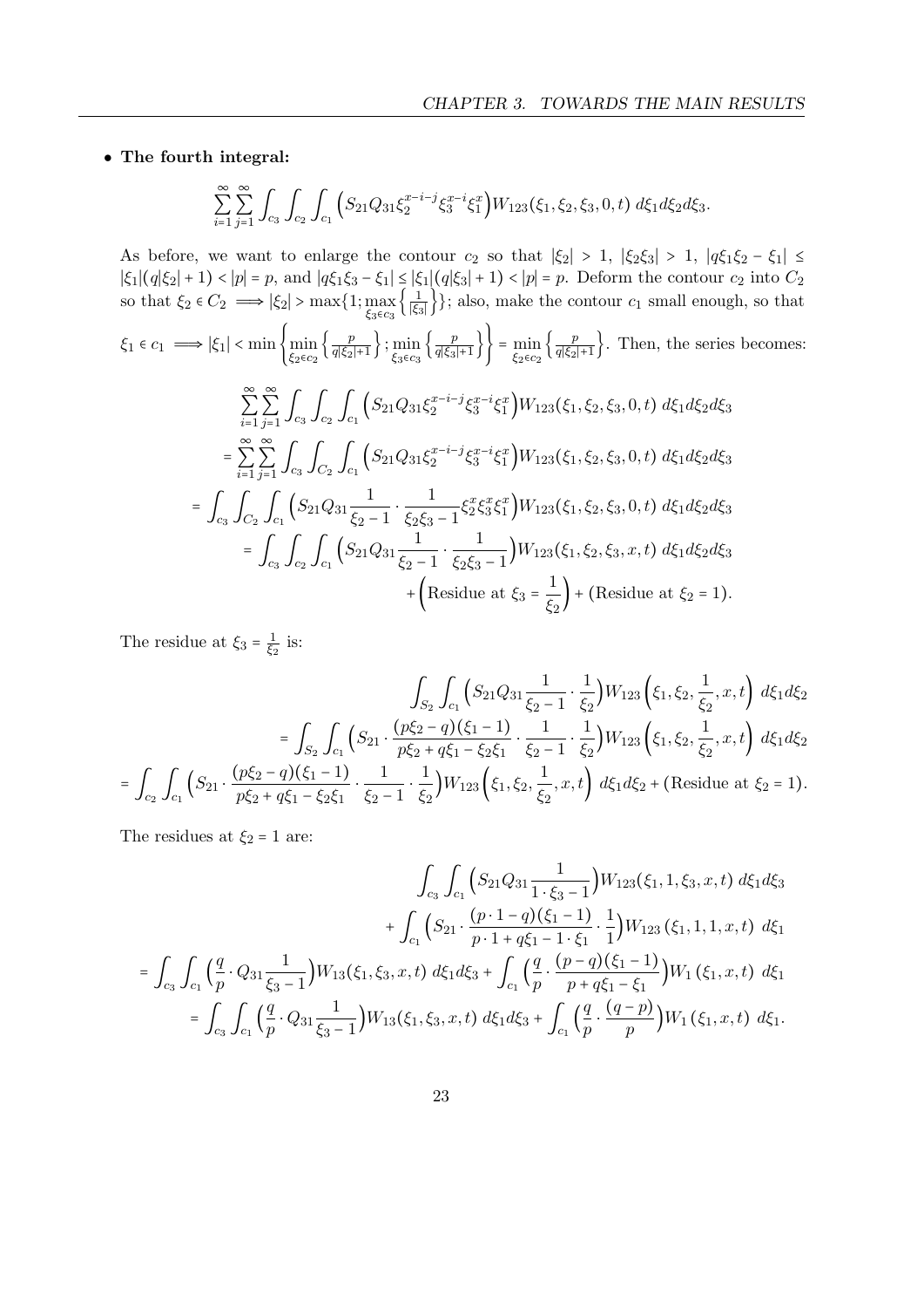- **The fourth integral:**

$$\sum_{i=1}^{\infty}\sum_{j=1}^{\infty}\int_{c_3}\int_{c_2}\int_{c_1}\Big(S_{21}Q_{31}\xi_2^{x-i-j}\xi_3^{x-i}\xi_1^{x}\Big)W_{123}(\xi_1,\xi_2,\xi_3,0,t)\ d\xi_1 d\xi_2 d\xi_3.$$

As before, we want to enlarge the contour $c_2$ so that $|\xi_2| > 1$, $|\xi_2\xi_3| > 1$, $|q\xi_1\xi_2 - \xi_1| \le |\xi_1|\big(q|\xi_2|+1\big) < |p| = p$, and $|q\xi_1\xi_3 - \xi_1| \le |\xi_1|\big(q|\xi_3|+1\big) < |p| = p$. Deform the contour $c_2$ into $C_2$ so that $\xi_2 \in C_2 \implies |\xi_2| > \max\{1; \max\limits_{\xi_3\in c_3}\left\{\frac{1}{|\xi_3|}\right\}\}$; also, make the contour $c_1$ small enough, so that $\xi_1 \in c_1 \implies |\xi_1| < \min\left\{\min\limits_{\xi_2\in c_2}\left\{\frac{p}{q|\xi_2|+1}\right\}; \min\limits_{\xi_3\in c_3}\left\{\frac{p}{q|\xi_3|+1}\right\}\right\} = \min\limits_{\xi_2\in c_2}\left\{\frac{p}{q|\xi_2|+1}\right\}$. Then, the series becomes:

$$\begin{aligned}
&\sum_{i=1}^{\infty}\sum_{j=1}^{\infty}\int_{c_3}\int_{c_2}\int_{c_1}\Big(S_{21}Q_{31}\xi_2^{x-i-j}\xi_3^{x-i}\xi_1^{x}\Big)W_{123}(\xi_1,\xi_2,\xi_3,0,t)\ d\xi_1 d\xi_2 d\xi_3\\
&= \sum_{i=1}^{\infty}\sum_{j=1}^{\infty}\int_{c_3}\int_{C_2}\int_{c_1}\Big(S_{21}Q_{31}\xi_2^{x-i-j}\xi_3^{x-i}\xi_1^{x}\Big)W_{123}(\xi_1,\xi_2,\xi_3,0,t)\ d\xi_1 d\xi_2 d\xi_3\\
&= \int_{c_3}\int_{C_2}\int_{c_1}\Big(S_{21}Q_{31}\frac{1}{\xi_2-1}\cdot\frac{1}{\xi_2\xi_3-1}\xi_2^{x}\xi_3^{x}\xi_1^{x}\Big)W_{123}(\xi_1,\xi_2,\xi_3,0,t)\ d\xi_1 d\xi_2 d\xi_3\\
&= \int_{c_3}\int_{c_2}\int_{c_1}\Big(S_{21}Q_{31}\frac{1}{\xi_2-1}\cdot\frac{1}{\xi_2\xi_3-1}\Big)W_{123}(\xi_1,\xi_2,\xi_3,x,t)\ d\xi_1 d\xi_2 d\xi_3\\
&\quad + \left(\text{Residue at } \xi_3 = \frac{1}{\xi_2}\right) + (\text{Residue at } \xi_2 = 1).
\end{aligned}$$

The residue at $\xi_3 = \frac{1}{\xi_2}$ is:

$$\begin{aligned}
&\int_{S_2}\int_{c_1}\Big(S_{21}Q_{31}\frac{1}{\xi_2-1}\cdot\frac{1}{\xi_2}\Big)W_{123}\Big(\xi_1,\xi_2,\frac{1}{\xi_2},x,t\Big)\ d\xi_1 d\xi_2\\
&= \int_{S_2}\int_{c_1}\Big(S_{21}\cdot\frac{(p\xi_2-q)(\xi_1-1)}{p\xi_2+q\xi_1-\xi_2\xi_1}\cdot\frac{1}{\xi_2-1}\cdot\frac{1}{\xi_2}\Big)W_{123}\Big(\xi_1,\xi_2,\frac{1}{\xi_2},x,t\Big)\ d\xi_1 d\xi_2\\
&= \int_{c_2}\int_{c_1}\Big(S_{21}\cdot\frac{(p\xi_2-q)(\xi_1-1)}{p\xi_2+q\xi_1-\xi_2\xi_1}\cdot\frac{1}{\xi_2-1}\cdot\frac{1}{\xi_2}\Big)W_{123}\Big(\xi_1,\xi_2,\frac{1}{\xi_2},x,t\Big)\ d\xi_1 d\xi_2 + (\text{Residue at } \xi_2 = 1).
\end{aligned}$$

The residues at $\xi_2 = 1$ are:

$$\begin{aligned}
&\int_{c_3}\int_{c_1}\Big(S_{21}Q_{31}\frac{1}{1\cdot\xi_3-1}\Big)W_{123}(\xi_1,1,\xi_3,x,t)\ d\xi_1 d\xi_3\\
&\quad + \int_{c_1}\Big(S_{21}\cdot\frac{(p\cdot 1-q)(\xi_1-1)}{p\cdot 1+q\xi_1-1\cdot\xi_1}\cdot\frac{1}{1}\Big)W_{123}(\xi_1,1,1,x,t)\ d\xi_1\\
&= \int_{c_3}\int_{c_1}\Big(\frac{q}{p}\cdot Q_{31}\frac{1}{\xi_3-1}\Big)W_{13}(\xi_1,\xi_3,x,t)\ d\xi_1 d\xi_3 + \int_{c_1}\Big(\frac{q}{p}\cdot\frac{(p-q)(\xi_1-1)}{p+q\xi_1-\xi_1}\Big)W_1(\xi_1,x,t)\ d\xi_1\\
&= \int_{c_3}\int_{c_1}\Big(\frac{q}{p}\cdot Q_{31}\frac{1}{\xi_3-1}\Big)W_{13}(\xi_1,\xi_3,x,t)\ d\xi_1 d\xi_3 + \int_{c_1}\Big(\frac{q}{p}\cdot\frac{(q-p)}{p}\Big)W_1(\xi_1,x,t)\ d\xi_1.
\end{aligned}$$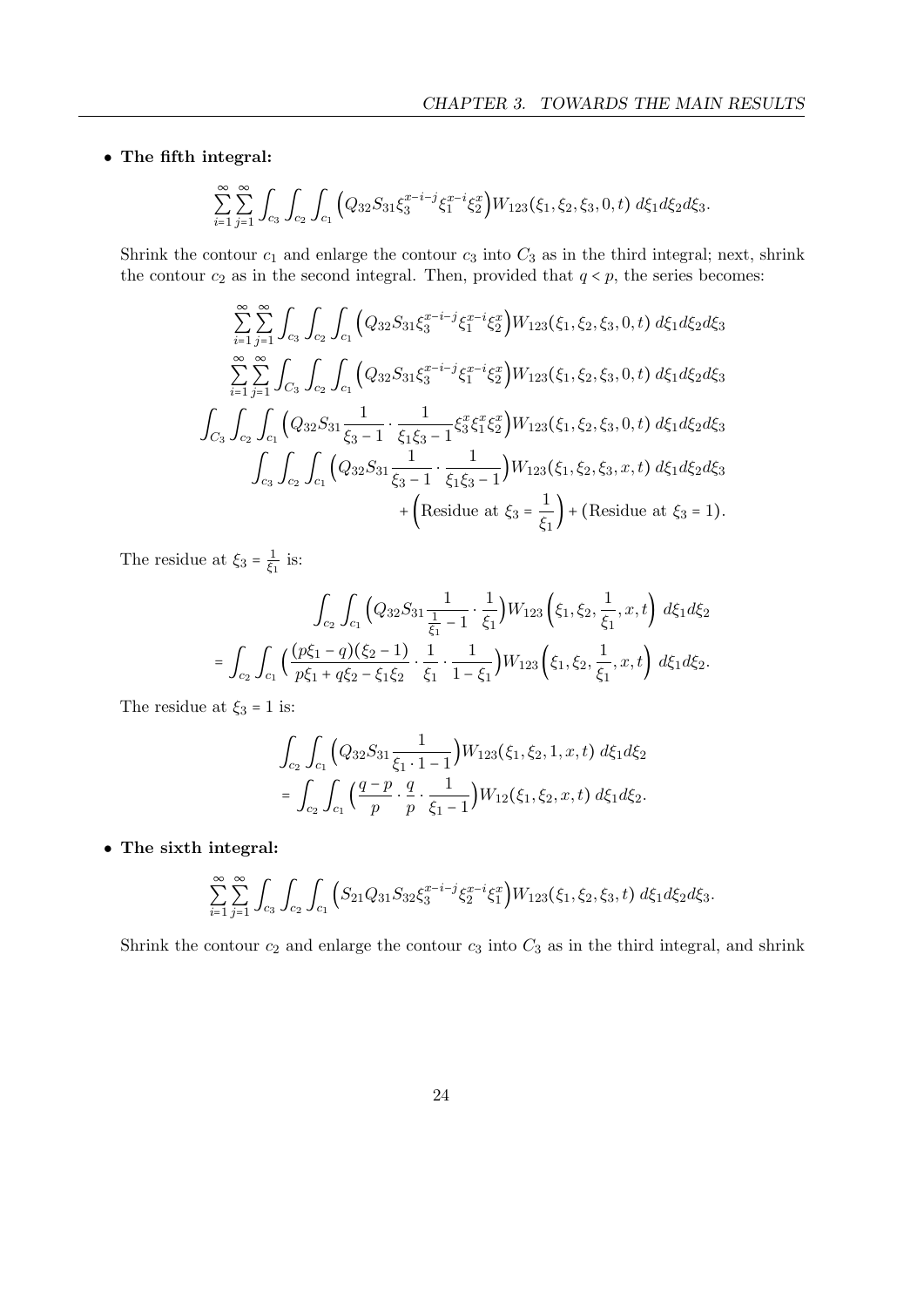- **The fifth integral:**

$$\sum_{i=1}^{\infty}\sum_{j=1}^{\infty}\int_{c_3}\int_{c_2}\int_{c_1}\Big(Q_{32}S_{31}\xi_3^{x-i-j}\xi_1^{x-i}\xi_2^{x}\Big)W_{123}(\xi_1,\xi_2,\xi_3,0,t)\;d\xi_1 d\xi_2 d\xi_3.$$

Shrink the contour $c_1$ and enlarge the contour $c_3$ into $C_3$ as in the third integral; next, shrink the contour $c_2$ as in the second integral. Then, provided that $q < p$, the series becomes:

$$\begin{aligned}
&\sum_{i=1}^{\infty}\sum_{j=1}^{\infty}\int_{c_3}\int_{c_2}\int_{c_1}\Big(Q_{32}S_{31}\xi_3^{x-i-j}\xi_1^{x-i}\xi_2^{x}\Big)W_{123}(\xi_1,\xi_2,\xi_3,0,t)\;d\xi_1 d\xi_2 d\xi_3\\
&\sum_{i=1}^{\infty}\sum_{j=1}^{\infty}\int_{C_3}\int_{c_2}\int_{c_1}\Big(Q_{32}S_{31}\xi_3^{x-i-j}\xi_1^{x-i}\xi_2^{x}\Big)W_{123}(\xi_1,\xi_2,\xi_3,0,t)\;d\xi_1 d\xi_2 d\xi_3\\
&\int_{C_3}\int_{c_2}\int_{c_1}\Big(Q_{32}S_{31}\frac{1}{\xi_3-1}\cdot\frac{1}{\xi_1\xi_3-1}\xi_3^{x}\xi_1^{x}\xi_2^{x}\Big)W_{123}(\xi_1,\xi_2,\xi_3,0,t)\;d\xi_1 d\xi_2 d\xi_3\\
&\int_{c_3}\int_{c_2}\int_{c_1}\Big(Q_{32}S_{31}\frac{1}{\xi_3-1}\cdot\frac{1}{\xi_1\xi_3-1}\Big)W_{123}(\xi_1,\xi_2,\xi_3,x,t)\;d\xi_1 d\xi_2 d\xi_3\\
&\qquad+\Big(\text{Residue at }\xi_3=\frac{1}{\xi_1}\Big)+(\text{Residue at }\xi_3=1).
\end{aligned}$$

The residue at $\xi_3=\frac{1}{\xi_1}$ is:

$$\begin{aligned}
&\int_{c_2}\int_{c_1}\Big(Q_{32}S_{31}\frac{1}{\frac{1}{\xi_1}-1}\cdot\frac{1}{\xi_1}\Big)W_{123}\Big(\xi_1,\xi_2,\frac{1}{\xi_1},x,t\Big)\;d\xi_1 d\xi_2\\
&=\int_{c_2}\int_{c_1}\Big(\frac{(p\xi_1-q)(\xi_2-1)}{p\xi_1+q\xi_2-\xi_1\xi_2}\cdot\frac{1}{\xi_1}\cdot\frac{1}{1-\xi_1}\Big)W_{123}\Big(\xi_1,\xi_2,\frac{1}{\xi_1},x,t\Big)\;d\xi_1 d\xi_2.
\end{aligned}$$

The residue at $\xi_3=1$ is:

$$\begin{aligned}
&\int_{c_2}\int_{c_1}\Big(Q_{32}S_{31}\frac{1}{\xi_1\cdot 1-1}\Big)W_{123}(\xi_1,\xi_2,1,x,t)\;d\xi_1 d\xi_2\\
&=\int_{c_2}\int_{c_1}\Big(\frac{q-p}{p}\cdot\frac{q}{p}\cdot\frac{1}{\xi_1-1}\Big)W_{12}(\xi_1,\xi_2,x,t)\;d\xi_1 d\xi_2.
\end{aligned}$$

- **The sixth integral:**

$$\sum_{i=1}^{\infty}\sum_{j=1}^{\infty}\int_{c_3}\int_{c_2}\int_{c_1}\Big(S_{21}Q_{31}S_{32}\xi_3^{x-i-j}\xi_2^{x-i}\xi_1^{x}\Big)W_{123}(\xi_1,\xi_2,\xi_3,t)\;d\xi_1 d\xi_2 d\xi_3.$$

Shrink the contour $c_2$ and enlarge the contour $c_3$ into $C_3$ as in the third integral, and shrink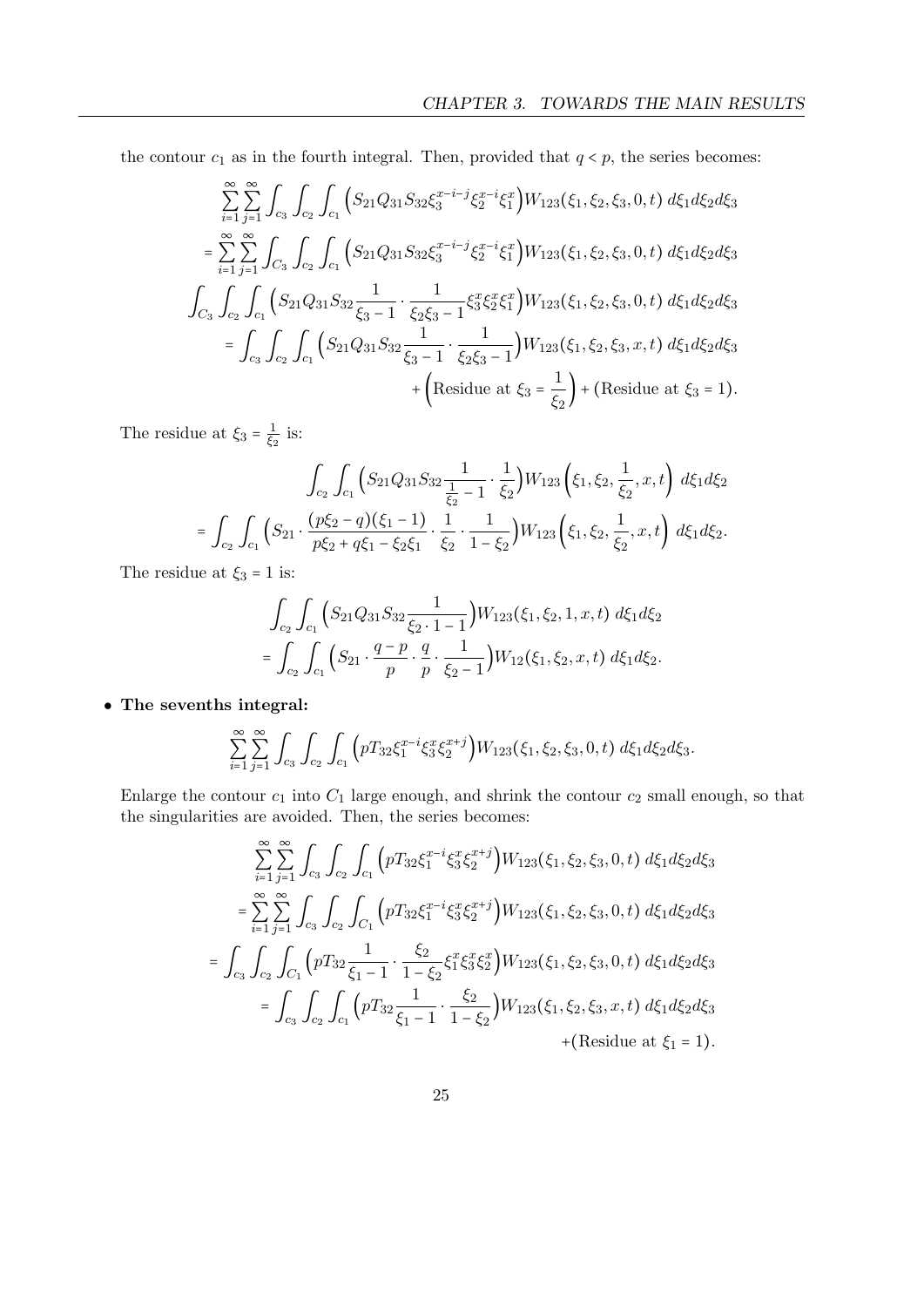the contour $c_1$ as in the fourth integral. Then, provided that $q < p$, the series becomes:

$$
\sum_{i=1}^{\infty}\sum_{j=1}^{\infty}\int_{c_3}\int_{c_2}\int_{c_1}\Big(S_{21}Q_{31}S_{32}\xi_3^{x-i-j}\xi_2^{x-i}\xi_1^{x}\Big)W_{123}(\xi_1,\xi_2,\xi_3,0,t)\;d\xi_1 d\xi_2 d\xi_3
$$
$$
=\sum_{i=1}^{\infty}\sum_{j=1}^{\infty}\int_{C_3}\int_{c_2}\int_{c_1}\Big(S_{21}Q_{31}S_{32}\xi_3^{x-i-j}\xi_2^{x-i}\xi_1^{x}\Big)W_{123}(\xi_1,\xi_2,\xi_3,0,t)\;d\xi_1 d\xi_2 d\xi_3
$$
$$
\int_{C_3}\int_{c_2}\int_{c_1}\Big(S_{21}Q_{31}S_{32}\frac{1}{\xi_3-1}\cdot\frac{1}{\xi_2\xi_3-1}\xi_3^{x}\xi_2^{x}\xi_1^{x}\Big)W_{123}(\xi_1,\xi_2,\xi_3,0,t)\;d\xi_1 d\xi_2 d\xi_3
$$
$$
=\int_{c_3}\int_{c_2}\int_{c_1}\Big(S_{21}Q_{31}S_{32}\frac{1}{\xi_3-1}\cdot\frac{1}{\xi_2\xi_3-1}\Big)W_{123}(\xi_1,\xi_2,\xi_3,x,t)\;d\xi_1 d\xi_2 d\xi_3
$$
$$
+\Big(\text{Residue at } \xi_3=\frac{1}{\xi_2}\Big)+(\text{Residue at } \xi_3=1).
$$

The residue at $\xi_3=\frac{1}{\xi_2}$ is:

$$
\int_{c_2}\int_{c_1}\Big(S_{21}Q_{31}S_{32}\frac{1}{\frac{1}{\xi_2}-1}\cdot\frac{1}{\xi_2}\Big)W_{123}\Big(\xi_1,\xi_2,\frac{1}{\xi_2},x,t\Big)\;d\xi_1 d\xi_2
$$
$$
=\int_{c_2}\int_{c_1}\Big(S_{21}\cdot\frac{(p\xi_2-q)(\xi_1-1)}{p\xi_2+q\xi_1-\xi_2\xi_1}\cdot\frac{1}{\xi_2}\cdot\frac{1}{1-\xi_2}\Big)W_{123}\Big(\xi_1,\xi_2,\frac{1}{\xi_2},x,t\Big)\;d\xi_1 d\xi_2.
$$

The residue at $\xi_3=1$ is:

$$
\int_{c_2}\int_{c_1}\Big(S_{21}Q_{31}S_{32}\frac{1}{\xi_2\cdot 1-1}\Big)W_{123}(\xi_1,\xi_2,1,x,t)\;d\xi_1 d\xi_2
$$
$$
=\int_{c_2}\int_{c_1}\Big(S_{21}\cdot\frac{q-p}{p}\cdot\frac{q}{p}\cdot\frac{1}{\xi_2-1}\Big)W_{12}(\xi_1,\xi_2,x,t)\;d\xi_1 d\xi_2.
$$

- **The sevenths integral:**

$$
\sum_{i=1}^{\infty}\sum_{j=1}^{\infty}\int_{c_3}\int_{c_2}\int_{c_1}\Big(pT_{32}\xi_1^{x-i}\xi_3^{x}\xi_2^{x+j}\Big)W_{123}(\xi_1,\xi_2,\xi_3,0,t)\;d\xi_1 d\xi_2 d\xi_3.
$$

Enlarge the contour $c_1$ into $C_1$ large enough, and shrink the contour $c_2$ small enough, so that the singularities are avoided. Then, the series becomes:

$$
\sum_{i=1}^{\infty}\sum_{j=1}^{\infty}\int_{c_3}\int_{c_2}\int_{c_1}\Big(pT_{32}\xi_1^{x-i}\xi_3^{x}\xi_2^{x+j}\Big)W_{123}(\xi_1,\xi_2,\xi_3,0,t)\;d\xi_1 d\xi_2 d\xi_3
$$
$$
=\sum_{i=1}^{\infty}\sum_{j=1}^{\infty}\int_{c_3}\int_{c_2}\int_{C_1}\Big(pT_{32}\xi_1^{x-i}\xi_3^{x}\xi_2^{x+j}\Big)W_{123}(\xi_1,\xi_2,\xi_3,0,t)\;d\xi_1 d\xi_2 d\xi_3
$$
$$
=\int_{c_3}\int_{c_2}\int_{C_1}\Big(pT_{32}\frac{1}{\xi_1-1}\cdot\frac{\xi_2}{1-\xi_2}\xi_1^{x}\xi_3^{x}\xi_2^{x}\Big)W_{123}(\xi_1,\xi_2,\xi_3,0,t)\;d\xi_1 d\xi_2 d\xi_3
$$
$$
=\int_{c_3}\int_{c_2}\int_{c_1}\Big(pT_{32}\frac{1}{\xi_1-1}\cdot\frac{\xi_2}{1-\xi_2}\Big)W_{123}(\xi_1,\xi_2,\xi_3,x,t)\;d\xi_1 d\xi_2 d\xi_3
$$
$$
+(\text{Residue at } \xi_1=1).
$$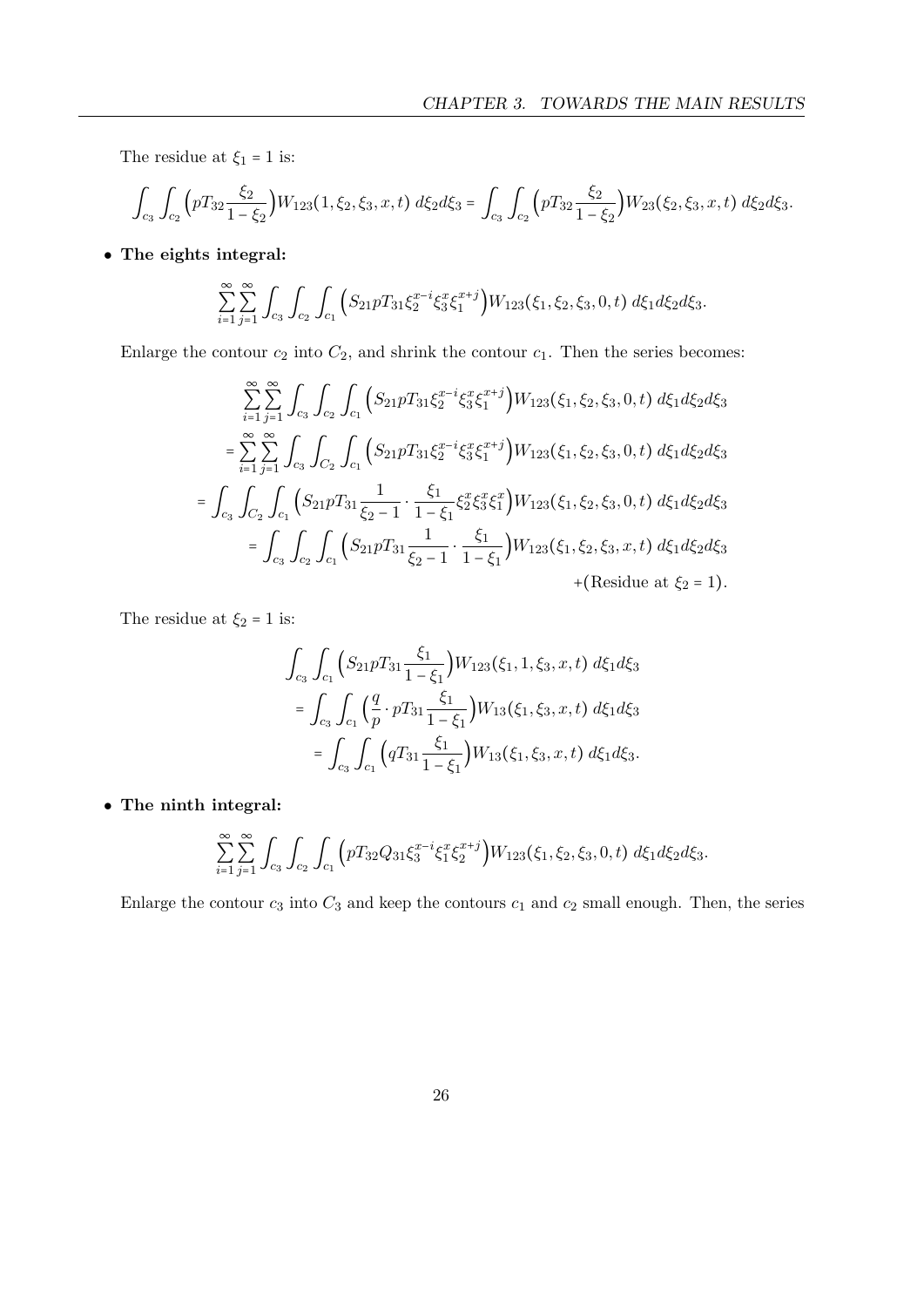The residue at $\xi_1 = 1$ is:

$$\int_{c_3}\int_{c_2}\Big(pT_{32}\frac{\xi_2}{1-\xi_2}\Big)W_{123}(1,\xi_2,\xi_3,x,t)\ d\xi_2 d\xi_3 = \int_{c_3}\int_{c_2}\Big(pT_{32}\frac{\xi_2}{1-\xi_2}\Big)W_{23}(\xi_2,\xi_3,x,t)\ d\xi_2 d\xi_3.$$

- **The eights integral:**

$$\sum_{i=1}^{\infty}\sum_{j=1}^{\infty}\int_{c_3}\int_{c_2}\int_{c_1}\Big(S_{21}pT_{31}\xi_2^{x-i}\xi_3^{x}\xi_1^{x+j}\Big)W_{123}(\xi_1,\xi_2,\xi_3,0,t)\ d\xi_1 d\xi_2 d\xi_3.$$

Enlarge the contour $c_2$ into $C_2$, and shrink the contour $c_1$. Then the series becomes:

$$\begin{aligned}
&\sum_{i=1}^{\infty}\sum_{j=1}^{\infty}\int_{c_3}\int_{c_2}\int_{c_1}\Big(S_{21}pT_{31}\xi_2^{x-i}\xi_3^{x}\xi_1^{x+j}\Big)W_{123}(\xi_1,\xi_2,\xi_3,0,t)\ d\xi_1 d\xi_2 d\xi_3\\
&= \sum_{i=1}^{\infty}\sum_{j=1}^{\infty}\int_{c_3}\int_{C_2}\int_{c_1}\Big(S_{21}pT_{31}\xi_2^{x-i}\xi_3^{x}\xi_1^{x+j}\Big)W_{123}(\xi_1,\xi_2,\xi_3,0,t)\ d\xi_1 d\xi_2 d\xi_3\\
&= \int_{c_3}\int_{C_2}\int_{c_1}\Big(S_{21}pT_{31}\frac{1}{\xi_2-1}\cdot\frac{\xi_1}{1-\xi_1}\xi_2^{x}\xi_3^{x}\xi_1^{x}\Big)W_{123}(\xi_1,\xi_2,\xi_3,0,t)\ d\xi_1 d\xi_2 d\xi_3\\
&= \int_{c_3}\int_{c_2}\int_{c_1}\Big(S_{21}pT_{31}\frac{1}{\xi_2-1}\cdot\frac{\xi_1}{1-\xi_1}\Big)W_{123}(\xi_1,\xi_2,\xi_3,x,t)\ d\xi_1 d\xi_2 d\xi_3\\
&\quad +(\text{Residue at } \xi_2 = 1).
\end{aligned}$$

The residue at $\xi_2 = 1$ is:

$$\begin{aligned}
&\int_{c_3}\int_{c_1}\Big(S_{21}pT_{31}\frac{\xi_1}{1-\xi_1}\Big)W_{123}(\xi_1,1,\xi_3,x,t)\ d\xi_1 d\xi_3\\
&= \int_{c_3}\int_{c_1}\Big(\frac{q}{p}\cdot pT_{31}\frac{\xi_1}{1-\xi_1}\Big)W_{13}(\xi_1,\xi_3,x,t)\ d\xi_1 d\xi_3\\
&= \int_{c_3}\int_{c_1}\Big(qT_{31}\frac{\xi_1}{1-\xi_1}\Big)W_{13}(\xi_1,\xi_3,x,t)\ d\xi_1 d\xi_3.
\end{aligned}$$

- **The ninth integral:**

$$\sum_{i=1}^{\infty}\sum_{j=1}^{\infty}\int_{c_3}\int_{c_2}\int_{c_1}\Big(pT_{32}Q_{31}\xi_3^{x-i}\xi_1^{x}\xi_2^{x+j}\Big)W_{123}(\xi_1,\xi_2,\xi_3,0,t)\ d\xi_1 d\xi_2 d\xi_3.$$

Enlarge the contour $c_3$ into $C_3$ and keep the contours $c_1$ and $c_2$ small enough. Then, the series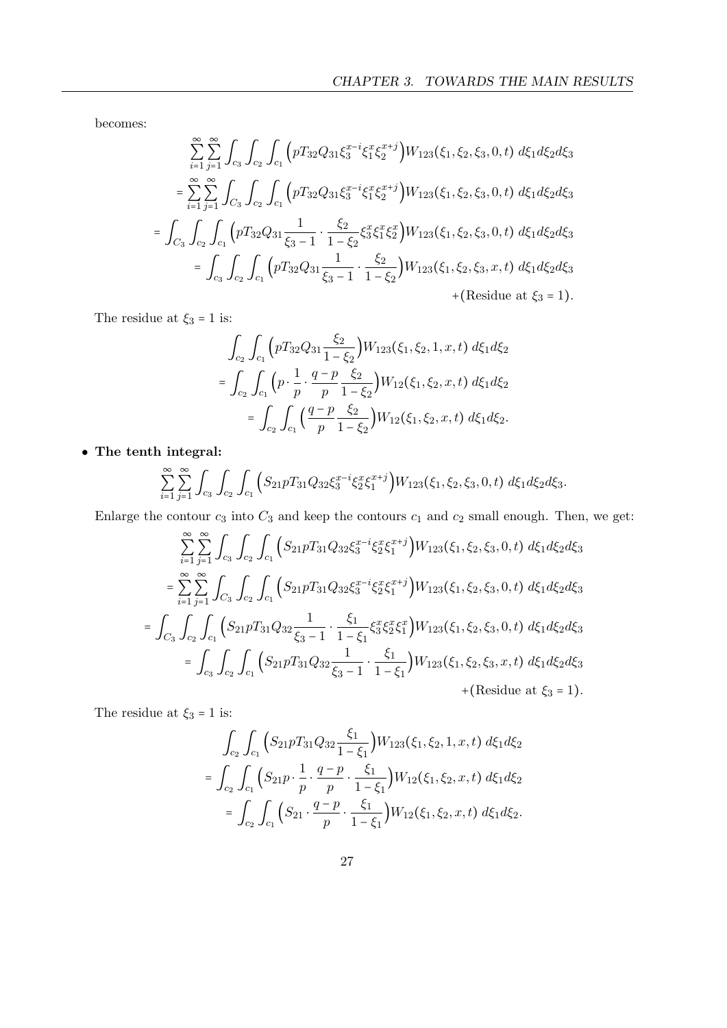becomes:

$$
\begin{aligned}
&\sum_{i=1}^{\infty}\sum_{j=1}^{\infty}\int_{c_3}\int_{c_2}\int_{c_1}\Big(pT_{32}Q_{31}\xi_3^{x-i}\xi_1^{x}\xi_2^{x+j}\Big)W_{123}(\xi_1,\xi_2,\xi_3,0,t)\ d\xi_1 d\xi_2 d\xi_3\\
&=\sum_{i=1}^{\infty}\sum_{j=1}^{\infty}\int_{C_3}\int_{c_2}\int_{c_1}\Big(pT_{32}Q_{31}\xi_3^{x-i}\xi_1^{x}\xi_2^{x+j}\Big)W_{123}(\xi_1,\xi_2,\xi_3,0,t)\ d\xi_1 d\xi_2 d\xi_3\\
&=\int_{C_3}\int_{c_2}\int_{c_1}\Big(pT_{32}Q_{31}\frac{1}{\xi_3-1}\cdot\frac{\xi_2}{1-\xi_2}\xi_3^{x}\xi_1^{x}\xi_2^{x}\Big)W_{123}(\xi_1,\xi_2,\xi_3,0,t)\ d\xi_1 d\xi_2 d\xi_3\\
&=\int_{c_3}\int_{c_2}\int_{c_1}\Big(pT_{32}Q_{31}\frac{1}{\xi_3-1}\cdot\frac{\xi_2}{1-\xi_2}\Big)W_{123}(\xi_1,\xi_2,\xi_3,x,t)\ d\xi_1 d\xi_2 d\xi_3\\
&\qquad+(\text{Residue at } \xi_3=1).
\end{aligned}
$$

The residue at $\xi_3 = 1$ is:

$$
\begin{aligned}
&\int_{c_2}\int_{c_1}\Big(pT_{32}Q_{31}\frac{\xi_2}{1-\xi_2}\Big)W_{123}(\xi_1,\xi_2,1,x,t)\ d\xi_1 d\xi_2\\
&=\int_{c_2}\int_{c_1}\Big(p\cdot\frac{1}{p}\cdot\frac{q-p}{p}\frac{\xi_2}{1-\xi_2}\Big)W_{12}(\xi_1,\xi_2,x,t)\ d\xi_1 d\xi_2\\
&=\int_{c_2}\int_{c_1}\Big(\frac{q-p}{p}\frac{\xi_2}{1-\xi_2}\Big)W_{12}(\xi_1,\xi_2,x,t)\ d\xi_1 d\xi_2.
\end{aligned}
$$

- **The tenth integral:**

$$
\sum_{i=1}^{\infty}\sum_{j=1}^{\infty}\int_{c_3}\int_{c_2}\int_{c_1}\Big(S_{21}pT_{31}Q_{32}\xi_3^{x-i}\xi_2^{x}\xi_1^{x+j}\Big)W_{123}(\xi_1,\xi_2,\xi_3,0,t)\ d\xi_1 d\xi_2 d\xi_3.
$$

Enlarge the contour $c_3$ into $C_3$ and keep the contours $c_1$ and $c_2$ small enough. Then, we get:

$$
\begin{aligned}
&\sum_{i=1}^{\infty}\sum_{j=1}^{\infty}\int_{c_3}\int_{c_2}\int_{c_1}\Big(S_{21}pT_{31}Q_{32}\xi_3^{x-i}\xi_2^{x}\xi_1^{x+j}\Big)W_{123}(\xi_1,\xi_2,\xi_3,0,t)\ d\xi_1 d\xi_2 d\xi_3\\
&=\sum_{i=1}^{\infty}\sum_{j=1}^{\infty}\int_{C_3}\int_{c_2}\int_{c_1}\Big(S_{21}pT_{31}Q_{32}\xi_3^{x-i}\xi_2^{x}\xi_1^{x+j}\Big)W_{123}(\xi_1,\xi_2,\xi_3,0,t)\ d\xi_1 d\xi_2 d\xi_3\\
&=\int_{C_3}\int_{c_2}\int_{c_1}\Big(S_{21}pT_{31}Q_{32}\frac{1}{\xi_3-1}\cdot\frac{\xi_1}{1-\xi_1}\xi_3^{x}\xi_2^{x}\xi_1^{x}\Big)W_{123}(\xi_1,\xi_2,\xi_3,0,t)\ d\xi_1 d\xi_2 d\xi_3\\
&=\int_{c_3}\int_{c_2}\int_{c_1}\Big(S_{21}pT_{31}Q_{32}\frac{1}{\xi_3-1}\cdot\frac{\xi_1}{1-\xi_1}\Big)W_{123}(\xi_1,\xi_2,\xi_3,x,t)\ d\xi_1 d\xi_2 d\xi_3\\
&\qquad+(\text{Residue at } \xi_3=1).
\end{aligned}
$$

The residue at $\xi_3 = 1$ is:

$$
\begin{aligned}
&\int_{c_2}\int_{c_1}\Big(S_{21}pT_{31}Q_{32}\frac{\xi_1}{1-\xi_1}\Big)W_{123}(\xi_1,\xi_2,1,x,t)\ d\xi_1 d\xi_2\\
&=\int_{c_2}\int_{c_1}\Big(S_{21}p\cdot\frac{1}{p}\cdot\frac{q-p}{p}\cdot\frac{\xi_1}{1-\xi_1}\Big)W_{12}(\xi_1,\xi_2,x,t)\ d\xi_1 d\xi_2\\
&=\int_{c_2}\int_{c_1}\Big(S_{21}\cdot\frac{q-p}{p}\cdot\frac{\xi_1}{1-\xi_1}\Big)W_{12}(\xi_1,\xi_2,x,t)\ d\xi_1 d\xi_2.
\end{aligned}
$$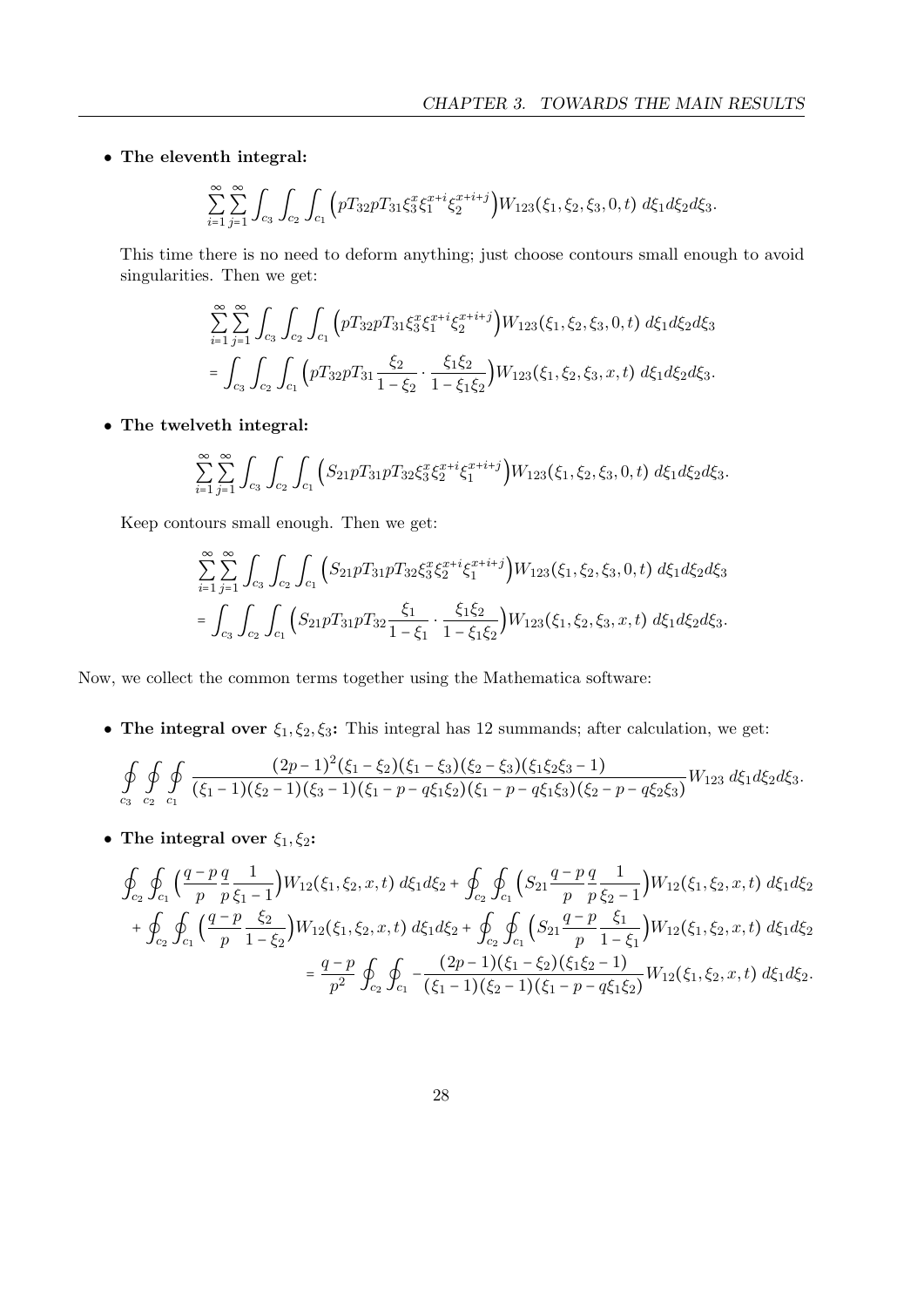- **The eleventh integral:**

$$\sum_{i=1}^{\infty}\sum_{j=1}^{\infty}\int_{c_3}\int_{c_2}\int_{c_1}\Big(pT_{32}pT_{31}\xi_3^x\xi_1^{x+i}\xi_2^{x+i+j}\Big)W_{123}(\xi_1,\xi_2,\xi_3,0,t)\ d\xi_1 d\xi_2 d\xi_3.$$

This time there is no need to deform anything; just choose contours small enough to avoid singularities. Then we get:

$$\begin{aligned}&\sum_{i=1}^{\infty}\sum_{j=1}^{\infty}\int_{c_3}\int_{c_2}\int_{c_1}\Big(pT_{32}pT_{31}\xi_3^x\xi_1^{x+i}\xi_2^{x+i+j}\Big)W_{123}(\xi_1,\xi_2,\xi_3,0,t)\ d\xi_1 d\xi_2 d\xi_3\\ &=\int_{c_3}\int_{c_2}\int_{c_1}\Big(pT_{32}pT_{31}\frac{\xi_2}{1-\xi_2}\cdot\frac{\xi_1\xi_2}{1-\xi_1\xi_2}\Big)W_{123}(\xi_1,\xi_2,\xi_3,x,t)\ d\xi_1 d\xi_2 d\xi_3.\end{aligned}$$

- **The twelveth integral:**

$$\sum_{i=1}^{\infty}\sum_{j=1}^{\infty}\int_{c_3}\int_{c_2}\int_{c_1}\Big(S_{21}pT_{31}pT_{32}\xi_3^x\xi_2^{x+i}\xi_1^{x+i+j}\Big)W_{123}(\xi_1,\xi_2,\xi_3,0,t)\ d\xi_1 d\xi_2 d\xi_3.$$

Keep contours small enough. Then we get:

$$\begin{aligned}&\sum_{i=1}^{\infty}\sum_{j=1}^{\infty}\int_{c_3}\int_{c_2}\int_{c_1}\Big(S_{21}pT_{31}pT_{32}\xi_3^x\xi_2^{x+i}\xi_1^{x+i+j}\Big)W_{123}(\xi_1,\xi_2,\xi_3,0,t)\ d\xi_1 d\xi_2 d\xi_3\\ &=\int_{c_3}\int_{c_2}\int_{c_1}\Big(S_{21}pT_{31}pT_{32}\frac{\xi_1}{1-\xi_1}\cdot\frac{\xi_1\xi_2}{1-\xi_1\xi_2}\Big)W_{123}(\xi_1,\xi_2,\xi_3,x,t)\ d\xi_1 d\xi_2 d\xi_3.\end{aligned}$$

Now, we collect the common terms together using the Mathematica software:

- **The integral over $\xi_1,\xi_2,\xi_3$:** This integral has 12 summands; after calculation, we get:

$$\oint_{c_3}\oint_{c_2}\oint_{c_1}\frac{(2p-1)^2(\xi_1-\xi_2)(\xi_1-\xi_3)(\xi_2-\xi_3)(\xi_1\xi_2\xi_3-1)}{(\xi_1-1)(\xi_2-1)(\xi_3-1)(\xi_1-p-q\xi_1\xi_2)(\xi_1-p-q\xi_1\xi_3)(\xi_2-p-q\xi_2\xi_3)}W_{123}\ d\xi_1 d\xi_2 d\xi_3.$$

- **The integral over $\xi_1,\xi_2$:**

$$\begin{aligned}&\oint_{c_2}\oint_{c_1}\Big(\frac{q-p}{p}\frac{q}{p}\frac{1}{\xi_1-1}\Big)W_{12}(\xi_1,\xi_2,x,t)\ d\xi_1 d\xi_2+\oint_{c_2}\oint_{c_1}\Big(S_{21}\frac{q-p}{p}\frac{q}{p}\frac{1}{\xi_2-1}\Big)W_{12}(\xi_1,\xi_2,x,t)\ d\xi_1 d\xi_2\\ &+\oint_{c_2}\oint_{c_1}\Big(\frac{q-p}{p}\frac{\xi_2}{1-\xi_2}\Big)W_{12}(\xi_1,\xi_2,x,t)\ d\xi_1 d\xi_2+\oint_{c_2}\oint_{c_1}\Big(S_{21}\frac{q-p}{p}\frac{\xi_1}{1-\xi_1}\Big)W_{12}(\xi_1,\xi_2,x,t)\ d\xi_1 d\xi_2\\ &=\frac{q-p}{p^2}\oint_{c_2}\oint_{c_1}-\frac{(2p-1)(\xi_1-\xi_2)(\xi_1\xi_2-1)}{(\xi_1-1)(\xi_2-1)(\xi_1-p-q\xi_1\xi_2)}W_{12}(\xi_1,\xi_2,x,t)\ d\xi_1 d\xi_2.\end{aligned}$$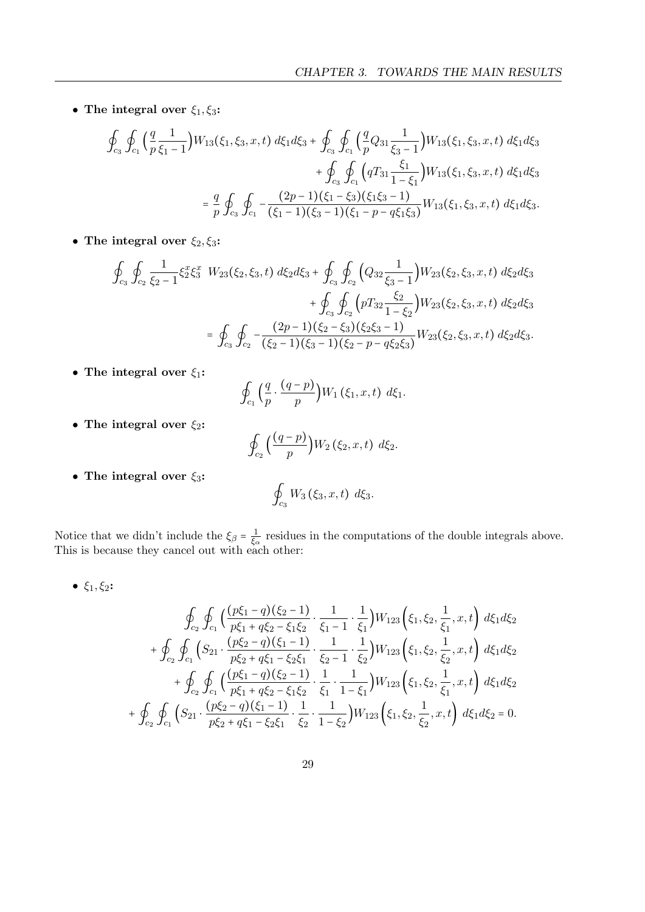- **The integral over $\xi_1, \xi_3$:**

$$
\begin{aligned}
\oint_{c_3}\oint_{c_1}\Big(\frac{q}{p}\frac{1}{\xi_1-1}\Big)W_{13}(\xi_1,\xi_3,x,t)\ d\xi_1 d\xi_3 + \oint_{c_3}\oint_{c_1}\Big(\frac{q}{p}Q_{31}\frac{1}{\xi_3-1}\Big)W_{13}(\xi_1,\xi_3,x,t)\ d\xi_1 d\xi_3 \\
+ \oint_{c_3}\oint_{c_1}\Big(qT_{31}\frac{\xi_1}{1-\xi_1}\Big)W_{13}(\xi_1,\xi_3,x,t)\ d\xi_1 d\xi_3 \\
= \frac{q}{p}\oint_{c_3}\oint_{c_1} -\frac{(2p-1)(\xi_1-\xi_3)(\xi_1\xi_3-1)}{(\xi_1-1)(\xi_3-1)(\xi_1-p-q\xi_1\xi_3)}W_{13}(\xi_1,\xi_3,x,t)\ d\xi_1 d\xi_3.
\end{aligned}
$$

- **The integral over $\xi_2, \xi_3$:**

$$
\begin{aligned}
\oint_{c_3}\oint_{c_2}\frac{1}{\xi_2-1}\xi_2^x\xi_3^x\ \ W_{23}(\xi_2,\xi_3,t)\ d\xi_2 d\xi_3 + \oint_{c_3}\oint_{c_2}\Big(Q_{32}\frac{1}{\xi_3-1}\Big)W_{23}(\xi_2,\xi_3,x,t)\ d\xi_2 d\xi_3 \\
+ \oint_{c_3}\oint_{c_2}\Big(pT_{32}\frac{\xi_2}{1-\xi_2}\Big)W_{23}(\xi_2,\xi_3,x,t)\ d\xi_2 d\xi_3 \\
= \oint_{c_3}\oint_{c_2} -\frac{(2p-1)(\xi_2-\xi_3)(\xi_2\xi_3-1)}{(\xi_2-1)(\xi_3-1)(\xi_2-p-q\xi_2\xi_3)}W_{23}(\xi_2,\xi_3,x,t)\ d\xi_2 d\xi_3.
\end{aligned}
$$

- **The integral over $\xi_1$:**

$$
\oint_{c_1}\Big(\frac{q}{p}\cdot\frac{(q-p)}{p}\Big)W_1(\xi_1,x,t)\ d\xi_1.
$$

- **The integral over $\xi_2$:**

$$
\oint_{c_2}\Big(\frac{(q-p)}{p}\Big)W_2(\xi_2,x,t)\ d\xi_2.
$$

- **The integral over $\xi_3$:**

$$
\oint_{c_3}W_3(\xi_3,x,t)\ d\xi_3.
$$

Notice that we didn't include the $\xi_\beta = \frac{1}{\xi_\alpha}$ residues in the computations of the double integrals above. This is because they cancel out with each other:

- **$\xi_1, \xi_2$:**

$$
\begin{aligned}
\oint_{c_2}\oint_{c_1}\Big(\frac{(p\xi_1-q)(\xi_2-1)}{p\xi_1+q\xi_2-\xi_1\xi_2}\cdot\frac{1}{\xi_1-1}\cdot\frac{1}{\xi_1}\Big)W_{123}\Big(\xi_1,\xi_2,\frac{1}{\xi_1},x,t\Big)\ d\xi_1 d\xi_2 \\
+ \oint_{c_2}\oint_{c_1}\Big(S_{21}\cdot\frac{(p\xi_2-q)(\xi_1-1)}{p\xi_2+q\xi_1-\xi_2\xi_1}\cdot\frac{1}{\xi_2-1}\cdot\frac{1}{\xi_2}\Big)W_{123}\Big(\xi_1,\xi_2,\frac{1}{\xi_2},x,t\Big)\ d\xi_1 d\xi_2 \\
+ \oint_{c_2}\oint_{c_1}\Big(\frac{(p\xi_1-q)(\xi_2-1)}{p\xi_1+q\xi_2-\xi_1\xi_2}\cdot\frac{1}{\xi_1}\cdot\frac{1}{1-\xi_1}\Big)W_{123}\Big(\xi_1,\xi_2,\frac{1}{\xi_1},x,t\Big)\ d\xi_1 d\xi_2 \\
+ \oint_{c_2}\oint_{c_1}\Big(S_{21}\cdot\frac{(p\xi_2-q)(\xi_1-1)}{p\xi_2+q\xi_1-\xi_2\xi_1}\cdot\frac{1}{\xi_2}\cdot\frac{1}{1-\xi_2}\Big)W_{123}\Big(\xi_1,\xi_2,\frac{1}{\xi_2},x,t\Big)\ d\xi_1 d\xi_2 = 0.
\end{aligned}
$$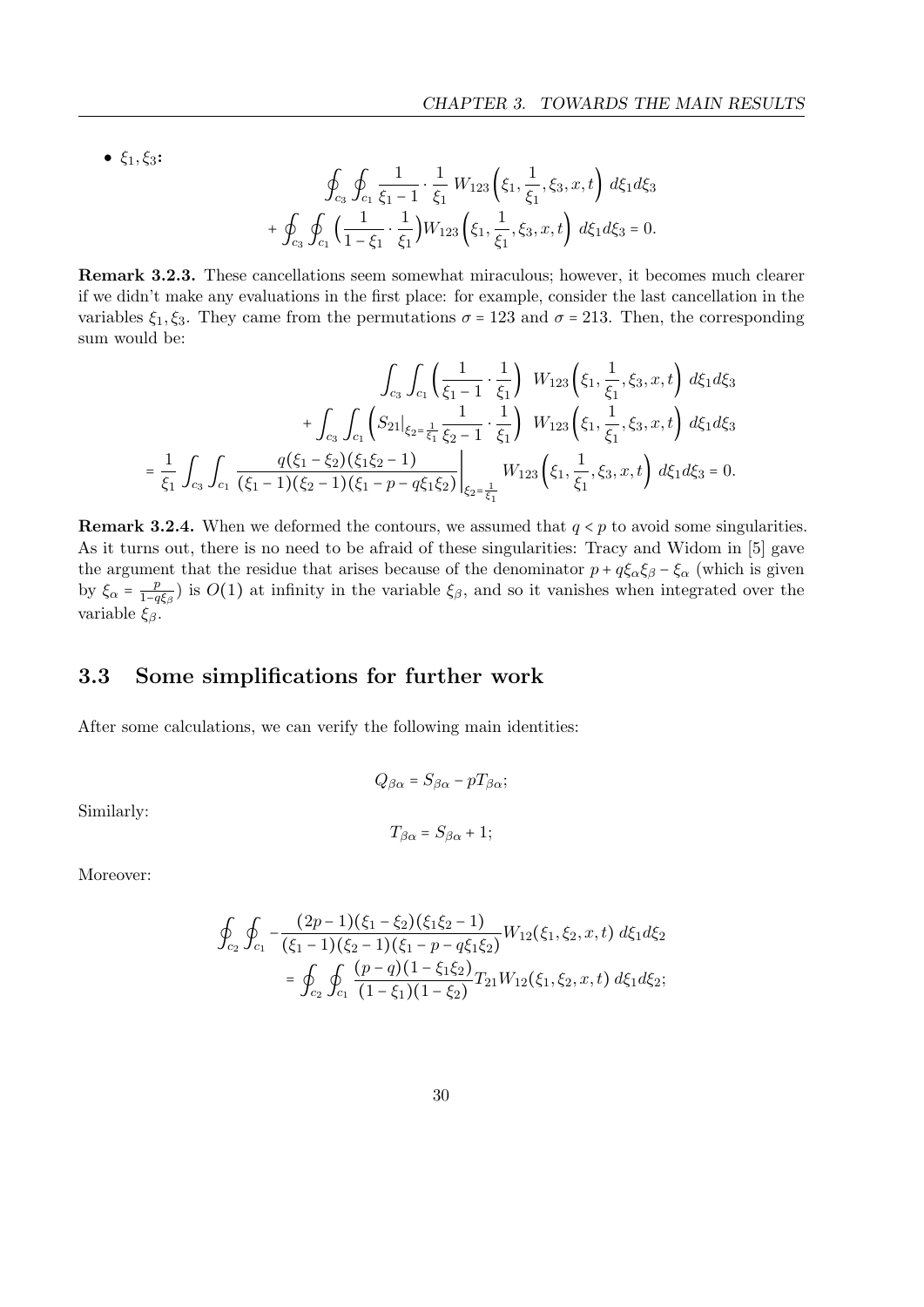- $\xi_1, \xi_3$**:**

$$
\oint_{c_3}\oint_{c_1} \frac{1}{\xi_1 - 1}\cdot\frac{1}{\xi_1}\, W_{123}\Big(\xi_1, \frac{1}{\xi_1}, \xi_3, x, t\Big)\ d\xi_1 d\xi_3
$$

$$
+\oint_{c_3}\oint_{c_1} \Big(\frac{1}{1-\xi_1}\cdot\frac{1}{\xi_1}\Big) W_{123}\Big(\xi_1, \frac{1}{\xi_1}, \xi_3, x, t\Big)\ d\xi_1 d\xi_3 = 0.
$$

**Remark 3.2.3.** These cancellations seem somewhat miraculous; however, it becomes much clearer if we didn't make any evaluations in the first place: for example, consider the last cancellation in the variables $\xi_1, \xi_3$. They came from the permutations $\sigma = 123$ and $\sigma = 213$. Then, the corresponding sum would be:

$$
\int_{c_3}\int_{c_1} \Big(\frac{1}{\xi_1 - 1}\cdot\frac{1}{\xi_1}\Big)\ \ W_{123}\Big(\xi_1, \frac{1}{\xi_1}, \xi_3, x, t\Big)\ d\xi_1 d\xi_3
$$

$$
+\int_{c_3}\int_{c_1} \Big(S_{21}\big|_{\xi_2 = \frac{1}{\xi_1}} \frac{1}{\xi_2 - 1}\cdot\frac{1}{\xi_1}\Big)\ \ W_{123}\Big(\xi_1, \frac{1}{\xi_1}, \xi_3, x, t\Big)\ d\xi_1 d\xi_3
$$

$$
= \frac{1}{\xi_1}\int_{c_3}\int_{c_1} \frac{q(\xi_1 - \xi_2)(\xi_1\xi_2 - 1)}{(\xi_1 - 1)(\xi_2 - 1)(\xi_1 - p - q\xi_1\xi_2)}\Bigg|_{\xi_2 = \frac{1}{\xi_1}} W_{123}\Big(\xi_1, \frac{1}{\xi_1}, \xi_3, x, t\Big)\ d\xi_1 d\xi_3 = 0.
$$

**Remark 3.2.4.** When we deformed the contours, we assumed that $q < p$ to avoid some singularities. As it turns out, there is no need to be afraid of these singularities: Tracy and Widom in [5] gave the argument that the residue that arises because of the denominator $p + q\xi_\alpha\xi_\beta - \xi_\alpha$ (which is given by $\xi_\alpha = \frac{p}{1 - q\xi_\beta}$) is $O(1)$ at infinity in the variable $\xi_\beta$, and so it vanishes when integrated over the variable $\xi_\beta$.

## 3.3 Some simplifications for further work

After some calculations, we can verify the following main identities:

$$
Q_{\beta\alpha} = S_{\beta\alpha} - pT_{\beta\alpha};
$$

Similarly:

$$
T_{\beta\alpha} = S_{\beta\alpha} + 1;
$$

Moreover:

$$
\oint_{c_2}\oint_{c_1} -\frac{(2p-1)(\xi_1 - \xi_2)(\xi_1\xi_2 - 1)}{(\xi_1 - 1)(\xi_2 - 1)(\xi_1 - p - q\xi_1\xi_2)} W_{12}(\xi_1, \xi_2, x, t)\ d\xi_1 d\xi_2
$$

$$
= \oint_{c_2}\oint_{c_1} \frac{(p-q)(1 - \xi_1\xi_2)}{(1-\xi_1)(1-\xi_2)} T_{21} W_{12}(\xi_1, \xi_2, x, t)\ d\xi_1 d\xi_2;
$$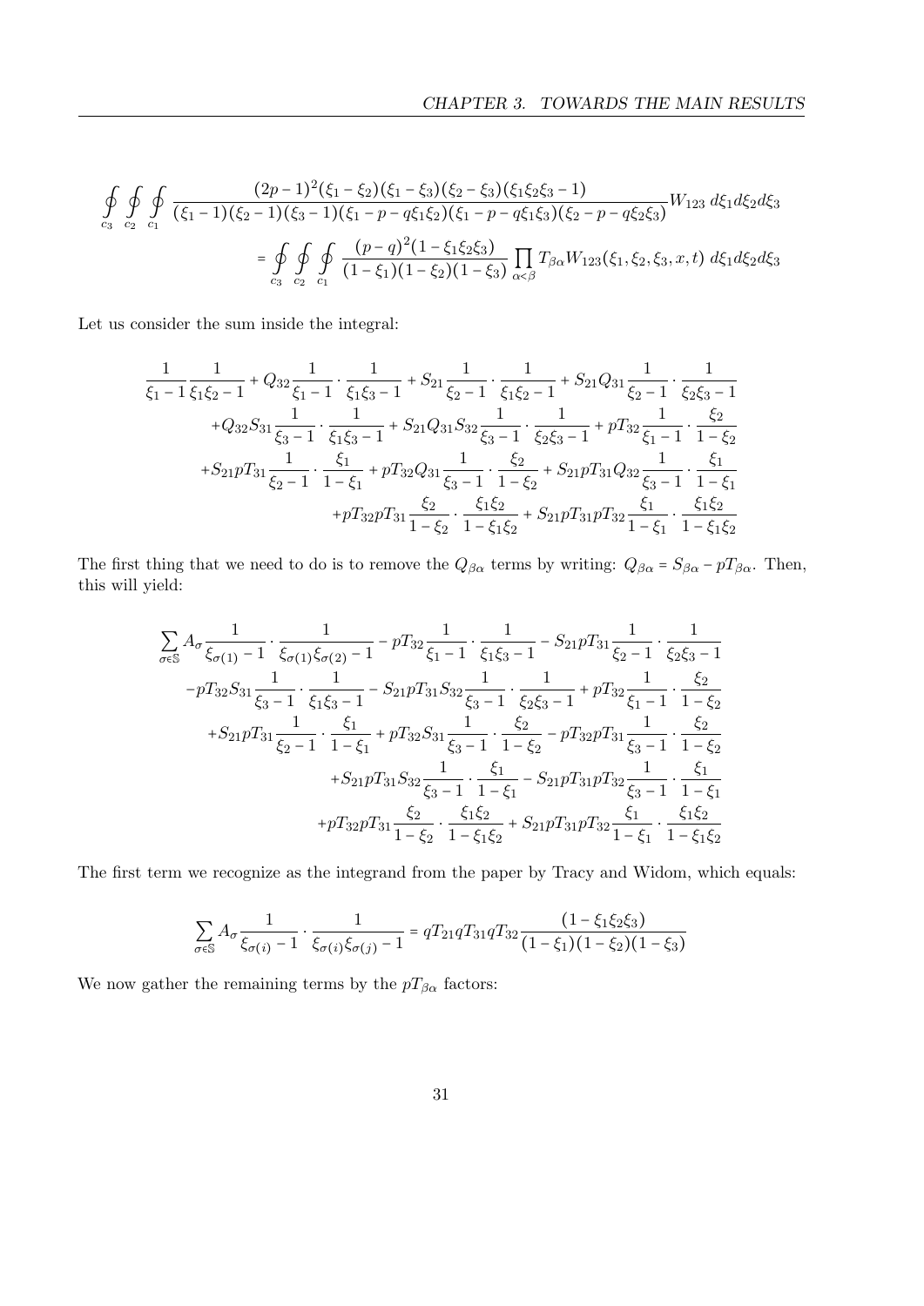$$\oint_{c_3}\oint_{c_2}\oint_{c_1} \frac{(2p-1)^2(\xi_1-\xi_2)(\xi_1-\xi_3)(\xi_2-\xi_3)(\xi_1\xi_2\xi_3-1)}{(\xi_1-1)(\xi_2-1)(\xi_3-1)(\xi_1-p-q\xi_1\xi_2)(\xi_1-p-q\xi_1\xi_3)(\xi_2-p-q\xi_2\xi_3)} W_{123}\, d\xi_1 d\xi_2 d\xi_3$$

$$= \oint_{c_3}\oint_{c_2}\oint_{c_1} \frac{(p-q)^2(1-\xi_1\xi_2\xi_3)}{(1-\xi_1)(1-\xi_2)(1-\xi_3)} \prod_{\alpha<\beta} T_{\beta\alpha} W_{123}(\xi_1,\xi_2,\xi_3,x,t)\, d\xi_1 d\xi_2 d\xi_3$$

Let us consider the sum inside the integral:

$$\begin{aligned}
&\frac{1}{\xi_1-1}\frac{1}{\xi_1\xi_2-1} + Q_{32}\frac{1}{\xi_1-1}\cdot\frac{1}{\xi_1\xi_3-1} + S_{21}\frac{1}{\xi_2-1}\cdot\frac{1}{\xi_1\xi_2-1} + S_{21}Q_{31}\frac{1}{\xi_2-1}\cdot\frac{1}{\xi_2\xi_3-1} \\
&+Q_{32}S_{31}\frac{1}{\xi_3-1}\cdot\frac{1}{\xi_1\xi_3-1} + S_{21}Q_{31}S_{32}\frac{1}{\xi_3-1}\cdot\frac{1}{\xi_2\xi_3-1} + pT_{32}\frac{1}{\xi_1-1}\cdot\frac{\xi_2}{1-\xi_2} \\
&+S_{21}pT_{31}\frac{1}{\xi_2-1}\cdot\frac{\xi_1}{1-\xi_1} + pT_{32}Q_{31}\frac{1}{\xi_3-1}\cdot\frac{\xi_2}{1-\xi_2} + S_{21}pT_{31}Q_{32}\frac{1}{\xi_3-1}\cdot\frac{\xi_1}{1-\xi_1} \\
&+pT_{32}pT_{31}\frac{\xi_2}{1-\xi_2}\cdot\frac{\xi_1\xi_2}{1-\xi_1\xi_2} + S_{21}pT_{31}pT_{32}\frac{\xi_1}{1-\xi_1}\cdot\frac{\xi_1\xi_2}{1-\xi_1\xi_2}
\end{aligned}$$

The first thing that we need to do is to remove the $Q_{\beta\alpha}$ terms by writing: $Q_{\beta\alpha} = S_{\beta\alpha} - pT_{\beta\alpha}$. Then, this will yield:

$$\begin{aligned}
&\sum_{\sigma\in\mathbb{S}} A_\sigma \frac{1}{\xi_{\sigma(1)}-1}\cdot\frac{1}{\xi_{\sigma(1)}\xi_{\sigma(2)}-1} - pT_{32}\frac{1}{\xi_1-1}\cdot\frac{1}{\xi_1\xi_3-1} - S_{21}pT_{31}\frac{1}{\xi_2-1}\cdot\frac{1}{\xi_2\xi_3-1} \\
&-pT_{32}S_{31}\frac{1}{\xi_3-1}\cdot\frac{1}{\xi_1\xi_3-1} - S_{21}pT_{31}S_{32}\frac{1}{\xi_3-1}\cdot\frac{1}{\xi_2\xi_3-1} + pT_{32}\frac{1}{\xi_1-1}\cdot\frac{\xi_2}{1-\xi_2} \\
&+S_{21}pT_{31}\frac{1}{\xi_2-1}\cdot\frac{\xi_1}{1-\xi_1} + pT_{32}S_{31}\frac{1}{\xi_3-1}\cdot\frac{\xi_2}{1-\xi_2} - pT_{32}pT_{31}\frac{1}{\xi_3-1}\cdot\frac{\xi_2}{1-\xi_2} \\
&+S_{21}pT_{31}S_{32}\frac{1}{\xi_3-1}\cdot\frac{\xi_1}{1-\xi_1} - S_{21}pT_{31}pT_{32}\frac{1}{\xi_3-1}\cdot\frac{\xi_1}{1-\xi_1} \\
&+pT_{32}pT_{31}\frac{\xi_2}{1-\xi_2}\cdot\frac{\xi_1\xi_2}{1-\xi_1\xi_2} + S_{21}pT_{31}pT_{32}\frac{\xi_1}{1-\xi_1}\cdot\frac{\xi_1\xi_2}{1-\xi_1\xi_2}
\end{aligned}$$

The first term we recognize as the integrand from the paper by Tracy and Widom, which equals:

$$\sum_{\sigma\in\mathbb{S}} A_\sigma \frac{1}{\xi_{\sigma(i)}-1}\cdot\frac{1}{\xi_{\sigma(i)}\xi_{\sigma(j)}-1} = qT_{21}qT_{31}qT_{32}\frac{(1-\xi_1\xi_2\xi_3)}{(1-\xi_1)(1-\xi_2)(1-\xi_3)}$$

We now gather the remaining terms by the $pT_{\beta\alpha}$ factors: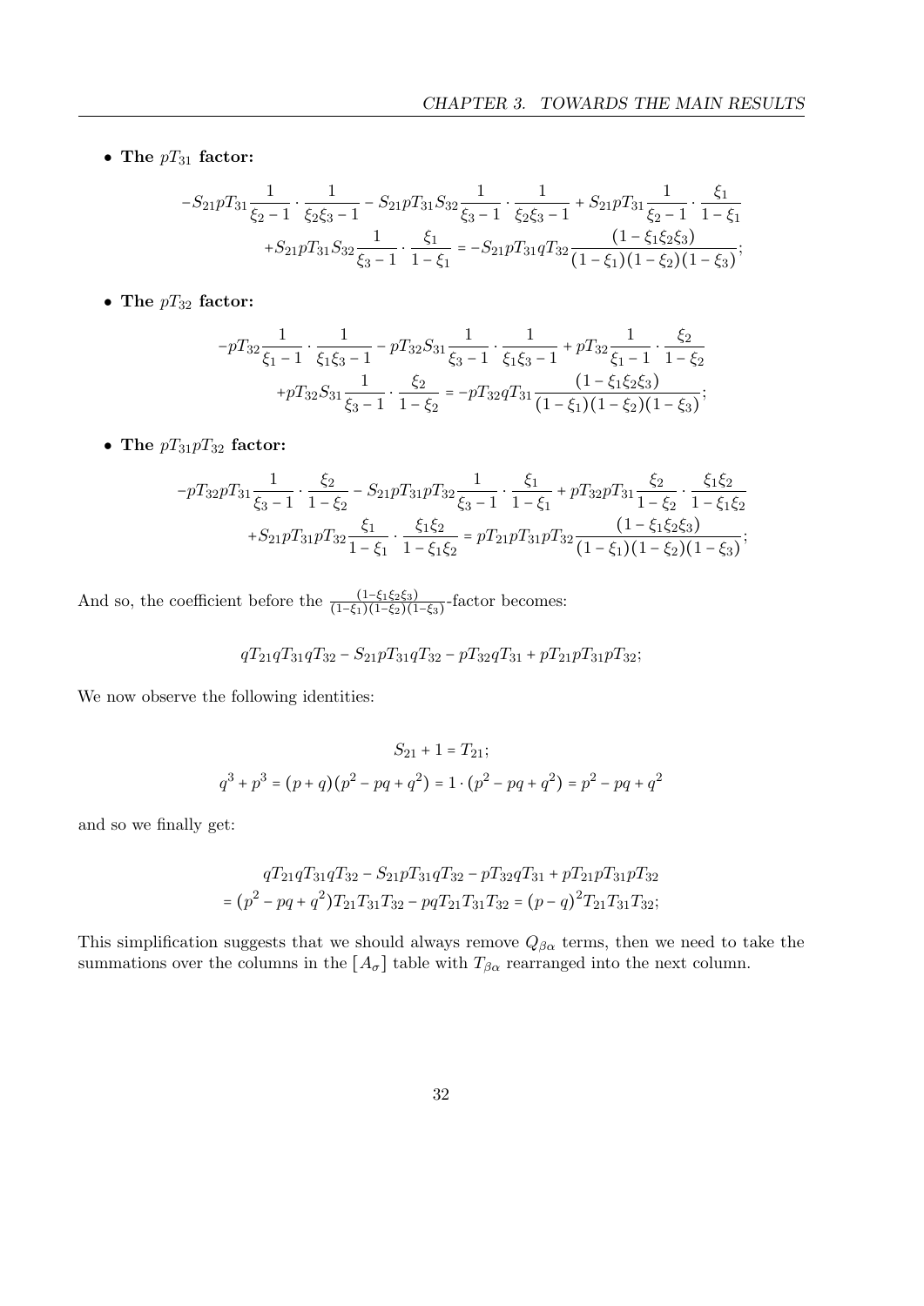- **The $pT_{31}$ factor:**

$$-S_{21}pT_{31}\frac{1}{\xi_2-1}\cdot\frac{1}{\xi_2\xi_3-1}-S_{21}pT_{31}S_{32}\frac{1}{\xi_3-1}\cdot\frac{1}{\xi_2\xi_3-1}+S_{21}pT_{31}\frac{1}{\xi_2-1}\cdot\frac{\xi_1}{1-\xi_1}$$
$$+S_{21}pT_{31}S_{32}\frac{1}{\xi_3-1}\cdot\frac{\xi_1}{1-\xi_1}=-S_{21}pT_{31}qT_{32}\frac{(1-\xi_1\xi_2\xi_3)}{(1-\xi_1)(1-\xi_2)(1-\xi_3)};$$

- **The $pT_{32}$ factor:**

$$-pT_{32}\frac{1}{\xi_1-1}\cdot\frac{1}{\xi_1\xi_3-1}-pT_{32}S_{31}\frac{1}{\xi_3-1}\cdot\frac{1}{\xi_1\xi_3-1}+pT_{32}\frac{1}{\xi_1-1}\cdot\frac{\xi_2}{1-\xi_2}$$
$$+pT_{32}S_{31}\frac{1}{\xi_3-1}\cdot\frac{\xi_2}{1-\xi_2}=-pT_{32}qT_{31}\frac{(1-\xi_1\xi_2\xi_3)}{(1-\xi_1)(1-\xi_2)(1-\xi_3)};$$

- **The $pT_{31}pT_{32}$ factor:**

$$-pT_{32}pT_{31}\frac{1}{\xi_3-1}\cdot\frac{\xi_2}{1-\xi_2}-S_{21}pT_{31}pT_{32}\frac{1}{\xi_3-1}\cdot\frac{\xi_1}{1-\xi_1}+pT_{32}pT_{31}\frac{\xi_2}{1-\xi_2}\cdot\frac{\xi_1\xi_2}{1-\xi_1\xi_2}$$
$$+S_{21}pT_{31}pT_{32}\frac{\xi_1}{1-\xi_1}\cdot\frac{\xi_1\xi_2}{1-\xi_1\xi_2}=pT_{21}pT_{31}pT_{32}\frac{(1-\xi_1\xi_2\xi_3)}{(1-\xi_1)(1-\xi_2)(1-\xi_3)};$$

And so, the coefficient before the $\frac{(1-\xi_1\xi_2\xi_3)}{(1-\xi_1)(1-\xi_2)(1-\xi_3)}$-factor becomes:

$$qT_{21}qT_{31}qT_{32}-S_{21}pT_{31}qT_{32}-pT_{32}qT_{31}+pT_{21}pT_{31}pT_{32};$$

We now observe the following identities:

$$S_{21}+1=T_{21};$$
$$q^3+p^3=(p+q)(p^2-pq+q^2)=1\cdot(p^2-pq+q^2)=p^2-pq+q^2$$

and so we finally get:

$$qT_{21}qT_{31}qT_{32}-S_{21}pT_{31}qT_{32}-pT_{32}qT_{31}+pT_{21}pT_{31}pT_{32}$$
$$=(p^2-pq+q^2)T_{21}T_{31}T_{32}-pqT_{21}T_{31}T_{32}=(p-q)^2T_{21}T_{31}T_{32};$$

This simplification suggests that we should always remove $Q_{\beta\alpha}$ terms, then we need to take the summations over the columns in the $[A_\sigma]$ table with $T_{\beta\alpha}$ rearranged into the next column.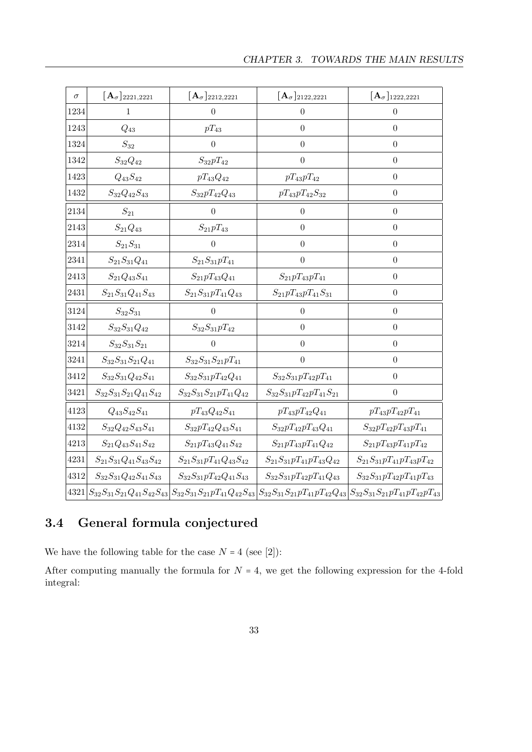| $\sigma$ | $[\mathbf{A}_\sigma]_{2221,2221}$ | $[\mathbf{A}_\sigma]_{2212,2221}$ | $[\mathbf{A}_\sigma]_{2122,2221}$ | $[\mathbf{A}_\sigma]_{1222,2221}$ |
|---|---|---|---|---|
| 1234 | $1$ | $0$ | $0$ | $0$ |
| 1243 | $Q_{43}$ | $pT_{43}$ | $0$ | $0$ |
| 1324 | $S_{32}$ | $0$ | $0$ | $0$ |
| 1342 | $S_{32}Q_{42}$ | $S_{32}pT_{42}$ | $0$ | $0$ |
| 1423 | $Q_{43}S_{42}$ | $pT_{43}Q_{42}$ | $pT_{43}pT_{42}$ | $0$ |
| 1432 | $S_{32}Q_{42}S_{43}$ | $S_{32}pT_{42}Q_{43}$ | $pT_{43}pT_{42}S_{32}$ | $0$ |
| 2134 | $S_{21}$ | $0$ | $0$ | $0$ |
| 2143 | $S_{21}Q_{43}$ | $S_{21}pT_{43}$ | $0$ | $0$ |
| 2314 | $S_{21}S_{31}$ | $0$ | $0$ | $0$ |
| 2341 | $S_{21}S_{31}Q_{41}$ | $S_{21}S_{31}pT_{41}$ | $0$ | $0$ |
| 2413 | $S_{21}Q_{43}S_{41}$ | $S_{21}pT_{43}Q_{41}$ | $S_{21}pT_{43}pT_{41}$ | $0$ |
| 2431 | $S_{21}S_{31}Q_{41}S_{43}$ | $S_{21}S_{31}pT_{41}Q_{43}$ | $S_{21}pT_{43}pT_{41}S_{31}$ | $0$ |
| 3124 | $S_{32}S_{31}$ | $0$ | $0$ | $0$ |
| 3142 | $S_{32}S_{31}Q_{42}$ | $S_{32}S_{31}pT_{42}$ | $0$ | $0$ |
| 3214 | $S_{32}S_{31}S_{21}$ | $0$ | $0$ | $0$ |
| 3241 | $S_{32}S_{31}S_{21}Q_{41}$ | $S_{32}S_{31}S_{21}pT_{41}$ | $0$ | $0$ |
| 3412 | $S_{32}S_{31}Q_{42}S_{41}$ | $S_{32}S_{31}pT_{42}Q_{41}$ | $S_{32}S_{31}pT_{42}pT_{41}$ | $0$ |
| 3421 | $S_{32}S_{31}S_{21}Q_{41}S_{42}$ | $S_{32}S_{31}S_{21}pT_{41}Q_{42}$ | $S_{32}S_{31}pT_{42}pT_{41}S_{21}$ | $0$ |
| 4123 | $Q_{43}S_{42}S_{41}$ | $pT_{43}Q_{42}S_{41}$ | $pT_{43}pT_{42}Q_{41}$ | $pT_{43}pT_{42}pT_{41}$ |
| 4132 | $S_{32}Q_{42}S_{43}S_{41}$ | $S_{32}pT_{42}Q_{43}S_{41}$ | $S_{32}pT_{42}pT_{43}Q_{41}$ | $S_{32}pT_{42}pT_{43}pT_{41}$ |
| 4213 | $S_{21}Q_{43}S_{41}S_{42}$ | $S_{21}pT_{43}Q_{41}S_{42}$ | $S_{21}pT_{43}pT_{41}Q_{42}$ | $S_{21}pT_{43}pT_{41}pT_{42}$ |
| 4231 | $S_{21}S_{31}Q_{41}S_{43}S_{42}$ | $S_{21}S_{31}pT_{41}Q_{43}S_{42}$ | $S_{21}S_{31}pT_{41}pT_{43}Q_{42}$ | $S_{21}S_{31}pT_{41}pT_{43}pT_{42}$ |
| 4312 | $S_{32}S_{31}Q_{42}S_{41}S_{43}$ | $S_{32}S_{31}pT_{42}Q_{41}S_{43}$ | $S_{32}S_{31}pT_{42}pT_{41}Q_{43}$ | $S_{32}S_{31}pT_{42}pT_{41}pT_{43}$ |
| 4321 | $S_{32}S_{31}S_{21}Q_{41}S_{42}S_{43}$ | $S_{32}S_{31}S_{21}pT_{41}Q_{42}S_{43}$ | $S_{32}S_{31}S_{21}pT_{41}pT_{42}Q_{43}$ | $S_{32}S_{31}S_{21}pT_{41}pT_{42}pT_{43}$ |

## 3.4 General formula conjectured

We have the following table for the case $N = 4$ (see [2]):

After computing manually the formula for $N = 4$, we get the following expression for the 4-fold integral: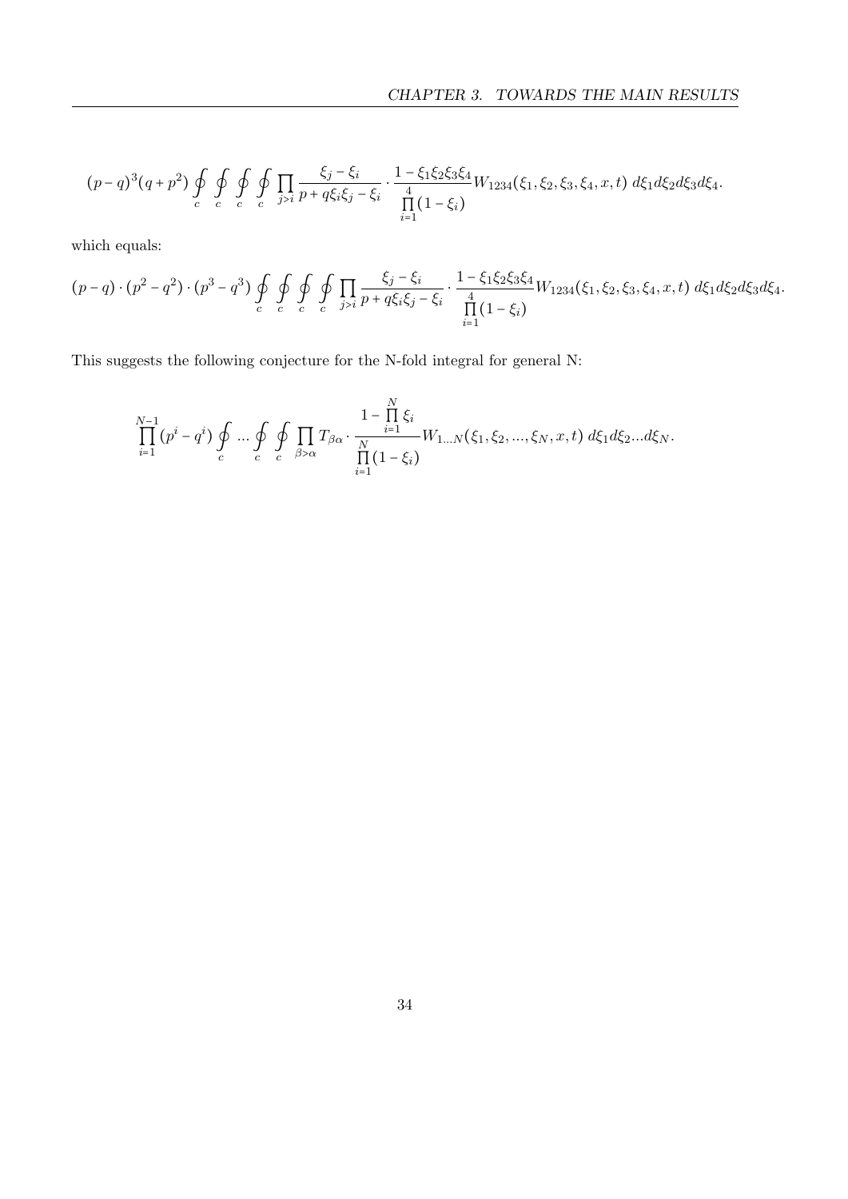$$(p-q)^3(q+p^2)\oint_c\oint_c\oint_c\oint_c\prod_{j>i}\frac{\xi_j-\xi_i}{p+q\xi_i\xi_j-\xi_i}\cdot\frac{1-\xi_1\xi_2\xi_3\xi_4}{\prod_{i=1}^{4}(1-\xi_i)}W_{1234}(\xi_1,\xi_2,\xi_3,\xi_4,x,t)\;d\xi_1 d\xi_2 d\xi_3 d\xi_4.$$

which equals:

$$(p-q)\cdot(p^2-q^2)\cdot(p^3-q^3)\oint_c\oint_c\oint_c\oint_c\prod_{j>i}\frac{\xi_j-\xi_i}{p+q\xi_i\xi_j-\xi_i}\cdot\frac{1-\xi_1\xi_2\xi_3\xi_4}{\prod_{i=1}^{4}(1-\xi_i)}W_{1234}(\xi_1,\xi_2,\xi_3,\xi_4,x,t)\;d\xi_1 d\xi_2 d\xi_3 d\xi_4.$$

This suggests the following conjecture for the N-fold integral for general N:

$$\prod_{i=1}^{N-1}(p^i-q^i)\oint_c\ldots\oint_c\oint_c\prod_{\beta>\alpha}T_{\beta\alpha}\cdot\frac{1-\prod_{i=1}^{N}\xi_i}{\prod_{i=1}^{N}(1-\xi_i)}W_{1\ldots N}(\xi_1,\xi_2,\ldots,\xi_N,x,t)\;d\xi_1 d\xi_2\ldots d\xi_N.$$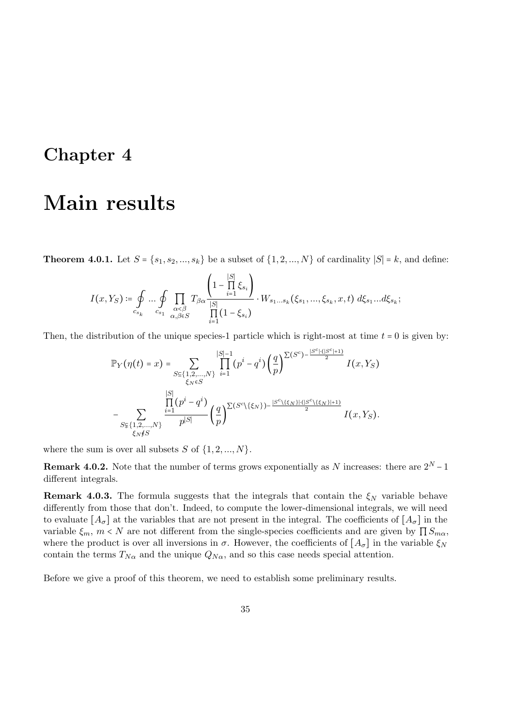# Chapter 4

# Main results

**Theorem 4.0.1.** Let $S = \{s_1, s_2, ..., s_k\}$ be a subset of $\{1, 2, ..., N\}$ of cardinality $|S| = k$, and define:

$$I(x, Y_S) := \oint_{c_{s_k}} ... \oint_{c_{s_1}} \prod_{\substack{\alpha<\beta \\ \alpha,\beta \in S}} T_{\beta\alpha} \frac{\left(1 - \prod_{i=1}^{|S|} \xi_{s_i}\right)}{\prod_{i=1}^{|S|} (1 - \xi_{s_i})} \cdot W_{s_1 ... s_k}(\xi_{s_1}, ..., \xi_{s_k}, x, t) \; d\xi_{s_1} ... d\xi_{s_k};$$

Then, the distribution of the unique species-1 particle which is right-most at time $t = 0$ is given by:

$$\mathbb{P}_Y(\eta(t) = x) = \sum_{\substack{S \subseteq \{1,2,...,N\} \\ \xi_N \in S}} \prod_{i=1}^{|S|-1} (p^i - q^i) \left(\frac{q}{p}\right)^{\Sigma(S^c) - \frac{|S^c| \cdot (|S^c|+1)}{2}} I(x, Y_S)$$

$$- \sum_{\substack{S \subsetneq \{1,2,...,N\} \\ \xi_N \notin S}} \frac{\prod_{i=1}^{|S|} (p^i - q^i)}{p^{|S|}} \left(\frac{q}{p}\right)^{\Sigma(S^c \setminus \{\xi_N\}) - \frac{|S^c \setminus \{\xi_N\}| \cdot (|S^c \setminus \{\xi_N\}|+1)}{2}} I(x, Y_S).$$

where the sum is over all subsets $S$ of $\{1, 2, ..., N\}$.

**Remark 4.0.2.** Note that the number of terms grows exponentially as $N$ increases: there are $2^N - 1$ different integrals.

**Remark 4.0.3.** The formula suggests that the integrals that contain the $\xi_N$ variable behave differently from those that don't. Indeed, to compute the lower-dimensional integrals, we will need to evaluate $[A_\sigma]$ at the variables that are not present in the integral. The coefficients of $[A_\sigma]$ in the variable $\xi_m$, $m < N$ are not different from the single-species coefficients and are given by $\prod S_{m\alpha}$, where the product is over all inversions in $\sigma$. However, the coefficients of $[A_\sigma]$ in the variable $\xi_N$ contain the terms $T_{N\alpha}$ and the unique $Q_{N\alpha}$, and so this case needs special attention.

Before we give a proof of this theorem, we need to establish some preliminary results.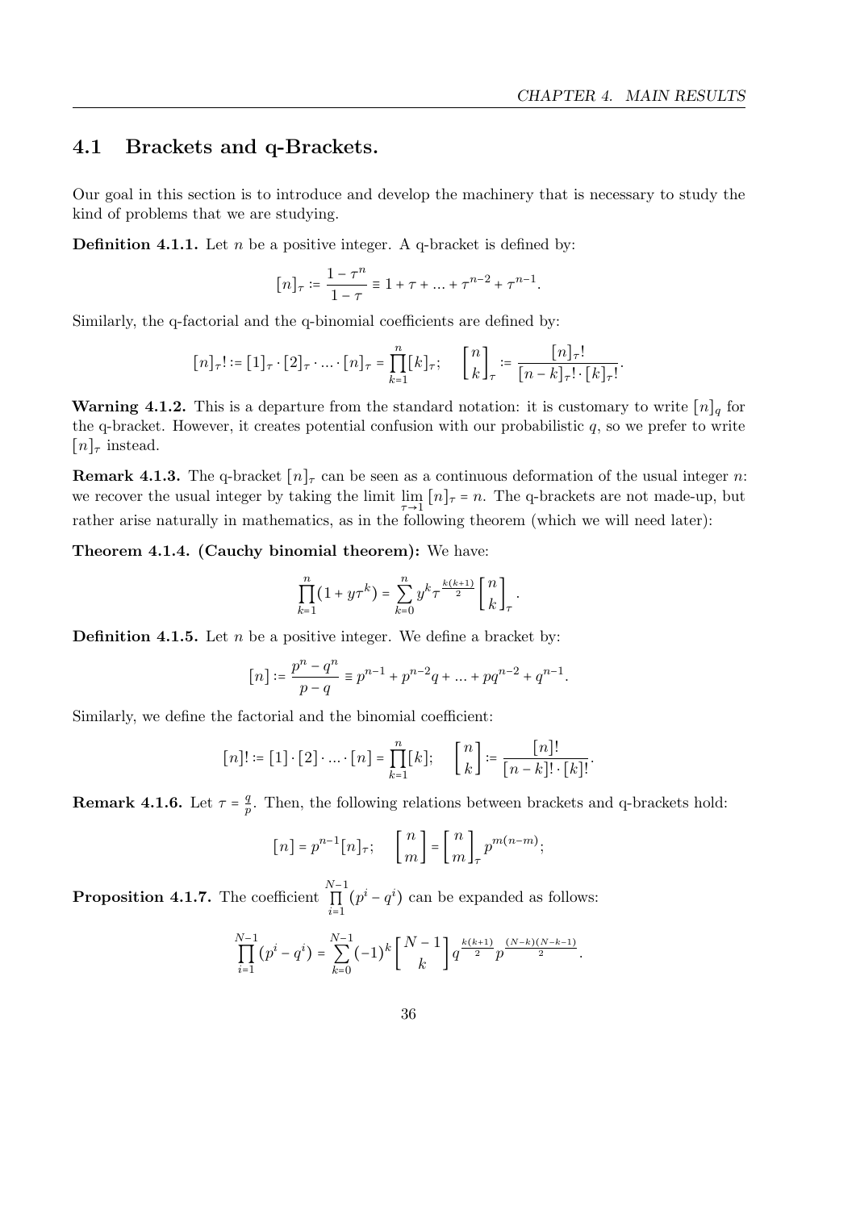## 4.1 Brackets and q-Brackets.

Our goal in this section is to introduce and develop the machinery that is necessary to study the kind of problems that we are studying.

**Definition 4.1.1.** Let $n$ be a positive integer. A q-bracket is defined by:

$$[n]_\tau := \frac{1-\tau^n}{1-\tau} \equiv 1 + \tau + ... + \tau^{n-2} + \tau^{n-1}.$$

Similarly, the q-factorial and the q-binomial coefficients are defined by:

$$[n]_\tau! := [1]_\tau \cdot [2]_\tau \cdot ... \cdot [n]_\tau = \prod_{k=1}^{n} [k]_\tau; \quad \begin{bmatrix} n \\ k \end{bmatrix}_\tau := \frac{[n]_\tau!}{[n-k]_\tau! \cdot [k]_\tau!}.$$

**Warning 4.1.2.** This is a departure from the standard notation: it is customary to write $[n]_q$ for the q-bracket. However, it creates potential confusion with our probabilistic $q$, so we prefer to write $[n]_\tau$ instead.

**Remark 4.1.3.** The q-bracket $[n]_\tau$ can be seen as a continuous deformation of the usual integer $n$: we recover the usual integer by taking the limit $\lim_{\tau \to 1} [n]_\tau = n$. The q-brackets are not made-up, but rather arise naturally in mathematics, as in the following theorem (which we will need later):

**Theorem 4.1.4. (Cauchy binomial theorem):** We have:

$$\prod_{k=1}^{n} (1 + y\tau^k) = \sum_{k=0}^{n} y^k \tau^{\frac{k(k+1)}{2}} \begin{bmatrix} n \\ k \end{bmatrix}_\tau.$$

**Definition 4.1.5.** Let $n$ be a positive integer. We define a bracket by:

$$[n] := \frac{p^n - q^n}{p-q} \equiv p^{n-1} + p^{n-2}q + ... + pq^{n-2} + q^{n-1}.$$

Similarly, we define the factorial and the binomial coefficient:

$$[n]! := [1] \cdot [2] \cdot ... \cdot [n] = \prod_{k=1}^{n} [k]; \quad \begin{bmatrix} n \\ k \end{bmatrix} := \frac{[n]!}{[n-k]! \cdot [k]!}.$$

**Remark 4.1.6.** Let $\tau = \frac{q}{p}$. Then, the following relations between brackets and q-brackets hold:

$$[n] = p^{n-1}[n]_\tau; \quad \begin{bmatrix} n \\ m \end{bmatrix} = \begin{bmatrix} n \\ m \end{bmatrix}_\tau p^{m(n-m)};$$

**Proposition 4.1.7.** The coefficient $\prod_{i=1}^{N-1} (p^i - q^i)$ can be expanded as follows:

$$\prod_{i=1}^{N-1} (p^i - q^i) = \sum_{k=0}^{N-1} (-1)^k \begin{bmatrix} N-1 \\ k \end{bmatrix} q^{\frac{k(k+1)}{2}} p^{\frac{(N-k)(N-k-1)}{2}}.$$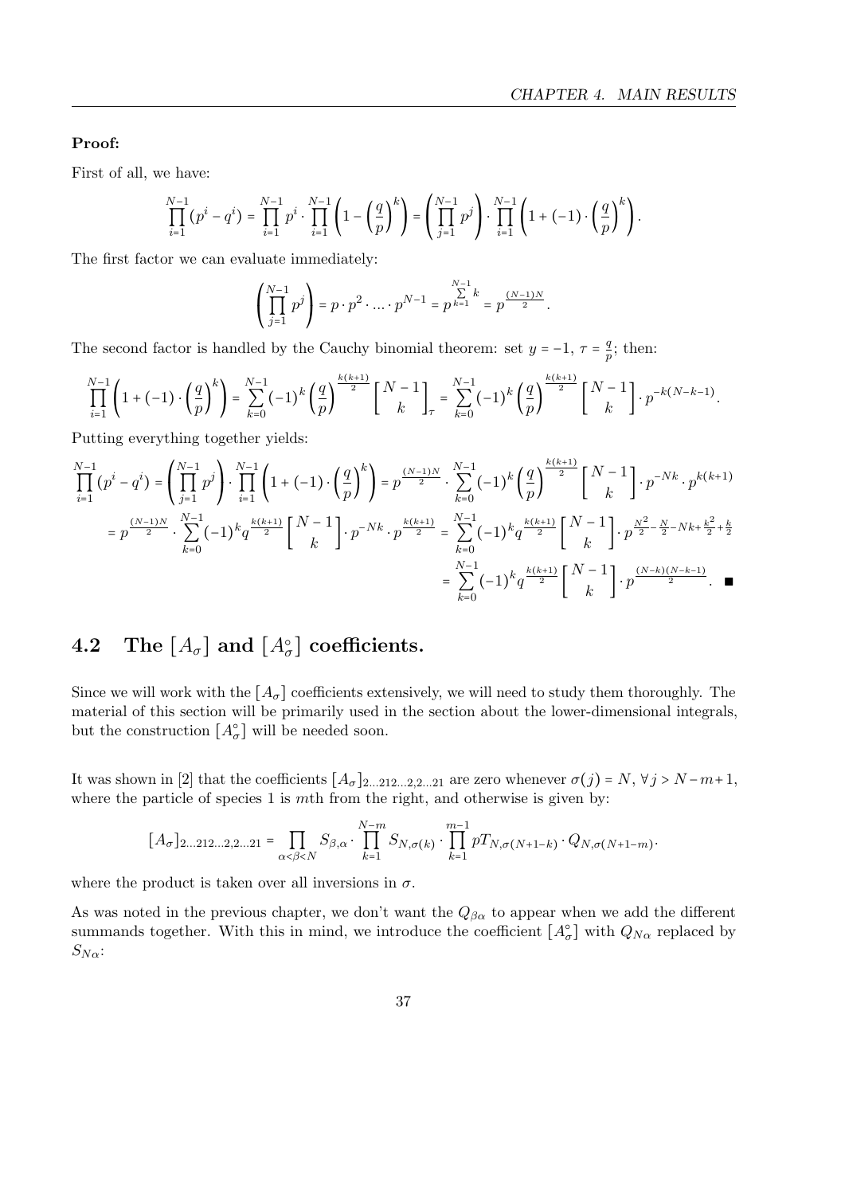**Proof:**

First of all, we have:

$$\prod_{i=1}^{N-1}(p^i - q^i) = \prod_{i=1}^{N-1} p^i \cdot \prod_{i=1}^{N-1}\left(1 - \left(\frac{q}{p}\right)^k\right) = \left(\prod_{j=1}^{N-1} p^j\right) \cdot \prod_{i=1}^{N-1}\left(1 + (-1)\cdot\left(\frac{q}{p}\right)^k\right).$$

The first factor we can evaluate immediately:

$$\left(\prod_{j=1}^{N-1} p^j\right) = p \cdot p^2 \cdot \ldots \cdot p^{N-1} = p^{\sum\limits_{k=1}^{N-1} k} = p^{\frac{(N-1)N}{2}}.$$

The second factor is handled by the Cauchy binomial theorem: set $y = -1$, $\tau = \frac{q}{p}$; then:

$$\prod_{i=1}^{N-1}\left(1 + (-1)\cdot\left(\frac{q}{p}\right)^k\right) = \sum_{k=0}^{N-1}(-1)^k\left(\frac{q}{p}\right)^{\frac{k(k+1)}{2}}\begin{bmatrix} N-1 \\ k \end{bmatrix}_\tau = \sum_{k=0}^{N-1}(-1)^k\left(\frac{q}{p}\right)^{\frac{k(k+1)}{2}}\begin{bmatrix} N-1 \\ k \end{bmatrix}\cdot p^{-k(N-k-1)}.$$

Putting everything together yields:

$$\begin{aligned}
\prod_{i=1}^{N-1}(p^i - q^i) &= \left(\prod_{j=1}^{N-1} p^j\right)\cdot\prod_{i=1}^{N-1}\left(1 + (-1)\cdot\left(\frac{q}{p}\right)^k\right) = p^{\frac{(N-1)N}{2}}\cdot\sum_{k=0}^{N-1}(-1)^k\left(\frac{q}{p}\right)^{\frac{k(k+1)}{2}}\begin{bmatrix} N-1 \\ k \end{bmatrix}\cdot p^{-Nk}\cdot p^{k(k+1)} \\
&= p^{\frac{(N-1)N}{2}}\cdot\sum_{k=0}^{N-1}(-1)^k q^{\frac{k(k+1)}{2}}\begin{bmatrix} N-1 \\ k \end{bmatrix}\cdot p^{-Nk}\cdot p^{\frac{k(k+1)}{2}} = \sum_{k=0}^{N-1}(-1)^k q^{\frac{k(k+1)}{2}}\begin{bmatrix} N-1 \\ k \end{bmatrix}\cdot p^{\frac{N^2}{2}-\frac{N}{2}-Nk+\frac{k^2}{2}+\frac{k}{2}} \\
&= \sum_{k=0}^{N-1}(-1)^k q^{\frac{k(k+1)}{2}}\begin{bmatrix} N-1 \\ k \end{bmatrix}\cdot p^{\frac{(N-k)(N-k-1)}{2}}. \quad \blacksquare
\end{aligned}$$

## 4.2 The $[A_\sigma]$ and $[A_\sigma^\circ]$ coefficients.

Since we will work with the $[A_\sigma]$ coefficients extensively, we will need to study them thoroughly. The material of this section will be primarily used in the section about the lower-dimensional integrals, but the construction $[A_\sigma^\circ]$ will be needed soon.

It was shown in [2] that the coefficients $[A_\sigma]_{2\ldots212\ldots2,2\ldots21}$ are zero whenever $\sigma(j) = N$, $\forall j > N-m+1$, where the particle of species 1 is $m$th from the right, and otherwise is given by:

$$[A_\sigma]_{2\ldots212\ldots2,2\ldots21} = \prod_{\alpha<\beta<N} S_{\beta,\alpha}\cdot\prod_{k=1}^{N-m} S_{N,\sigma(k)}\cdot\prod_{k=1}^{m-1} pT_{N,\sigma(N+1-k)}\cdot Q_{N,\sigma(N+1-m)}.$$

where the product is taken over all inversions in $\sigma$.

As was noted in the previous chapter, we don't want the $Q_{\beta\alpha}$ to appear when we add the different summands together. With this in mind, we introduce the coefficient $[A_\sigma^\circ]$ with $Q_{N\alpha}$ replaced by $S_{N\alpha}$: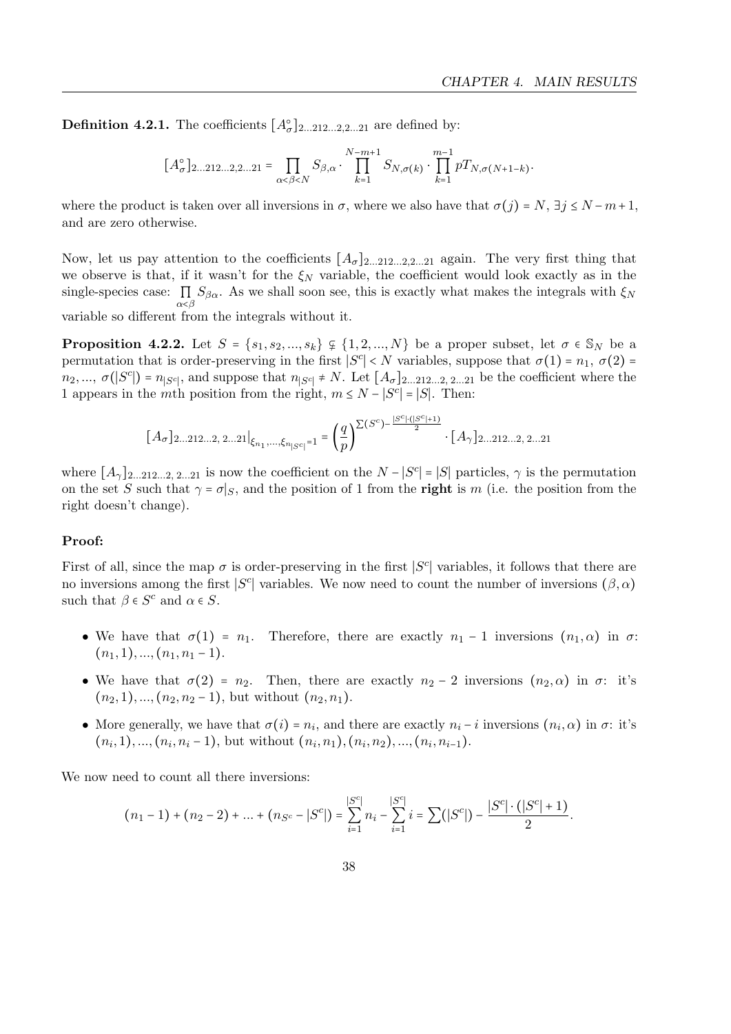**Definition 4.2.1.** The coefficients $[A^{\circ}_{\sigma}]_{2...212...2,2...21}$ are defined by:

$$[A^{\circ}_{\sigma}]_{2...212...2,2...21} = \prod_{\alpha<\beta<N} S_{\beta,\alpha} \cdot \prod_{k=1}^{N-m+1} S_{N,\sigma(k)} \cdot \prod_{k=1}^{m-1} pT_{N,\sigma(N+1-k)}.$$

where the product is taken over all inversions in $\sigma$, where we also have that $\sigma(j) = N$, $\exists j \leq N-m+1$, and are zero otherwise.

Now, let us pay attention to the coefficients $[A_{\sigma}]_{2...212...2,2...21}$ again. The very first thing that we observe is that, if it wasn't for the $\xi_N$ variable, the coefficient would look exactly as in the single-species case: $\prod_{\alpha<\beta} S_{\beta\alpha}$. As we shall soon see, this is exactly what makes the integrals with $\xi_N$ variable so different from the integrals without it.

**Proposition 4.2.2.** Let $S = \{s_1, s_2, ..., s_k\} \subsetneq \{1, 2, ..., N\}$ be a proper subset, let $\sigma \in \mathbb{S}_N$ be a permutation that is order-preserving in the first $|S^c| < N$ variables, suppose that $\sigma(1) = n_1$, $\sigma(2) = n_2, ..., \sigma(|S^c|) = n_{|S^c|}$, and suppose that $n_{|S^c|} \neq N$. Let $[A_{\sigma}]_{2...212...2,\,2...21}$ be the coefficient where the 1 appears in the $m$th position from the right, $m \leq N - |S^c| = |S|$. Then:

$$[A_{\sigma}]_{2...212...2,\,2...21}\big|_{\xi_{n_1},...,\xi_{n_{|S^c|}}=1} = \left(\frac{q}{p}\right)^{\Sigma(S^c) - \frac{|S^c|\cdot(|S^c|+1)}{2}} \cdot [A_{\gamma}]_{2...212...2,\,2...21}$$

where $[A_{\gamma}]_{2...212...2,\,2...21}$ is now the coefficient on the $N - |S^c| = |S|$ particles, $\gamma$ is the permutation on the set $S$ such that $\gamma = \sigma|_S$, and the position of 1 from the **right** is $m$ (i.e. the position from the right doesn't change).

**Proof:**

First of all, since the map $\sigma$ is order-preserving in the first $|S^c|$ variables, it follows that there are no inversions among the first $|S^c|$ variables. We now need to count the number of inversions $(\beta, \alpha)$ such that $\beta \in S^c$ and $\alpha \in S$.

- We have that $\sigma(1) = n_1$. Therefore, there are exactly $n_1 - 1$ inversions $(n_1, \alpha)$ in $\sigma$: $(n_1, 1), ..., (n_1, n_1 - 1)$.
- We have that $\sigma(2) = n_2$. Then, there are exactly $n_2 - 2$ inversions $(n_2, \alpha)$ in $\sigma$: it's $(n_2, 1), ..., (n_2, n_2 - 1)$, but without $(n_2, n_1)$.
- More generally, we have that $\sigma(i) = n_i$, and there are exactly $n_i - i$ inversions $(n_i, \alpha)$ in $\sigma$: it's $(n_i, 1), ..., (n_i, n_i - 1)$, but without $(n_i, n_1), (n_i, n_2), ..., (n_i, n_{i-1})$.

We now need to count all there inversions:

$$(n_1 - 1) + (n_2 - 2) + ... + (n_{S^c} - |S^c|) = \sum_{i=1}^{|S^c|} n_i - \sum_{i=1}^{|S^c|} i = \sum(|S^c|) - \frac{|S^c| \cdot (|S^c| + 1)}{2}.$$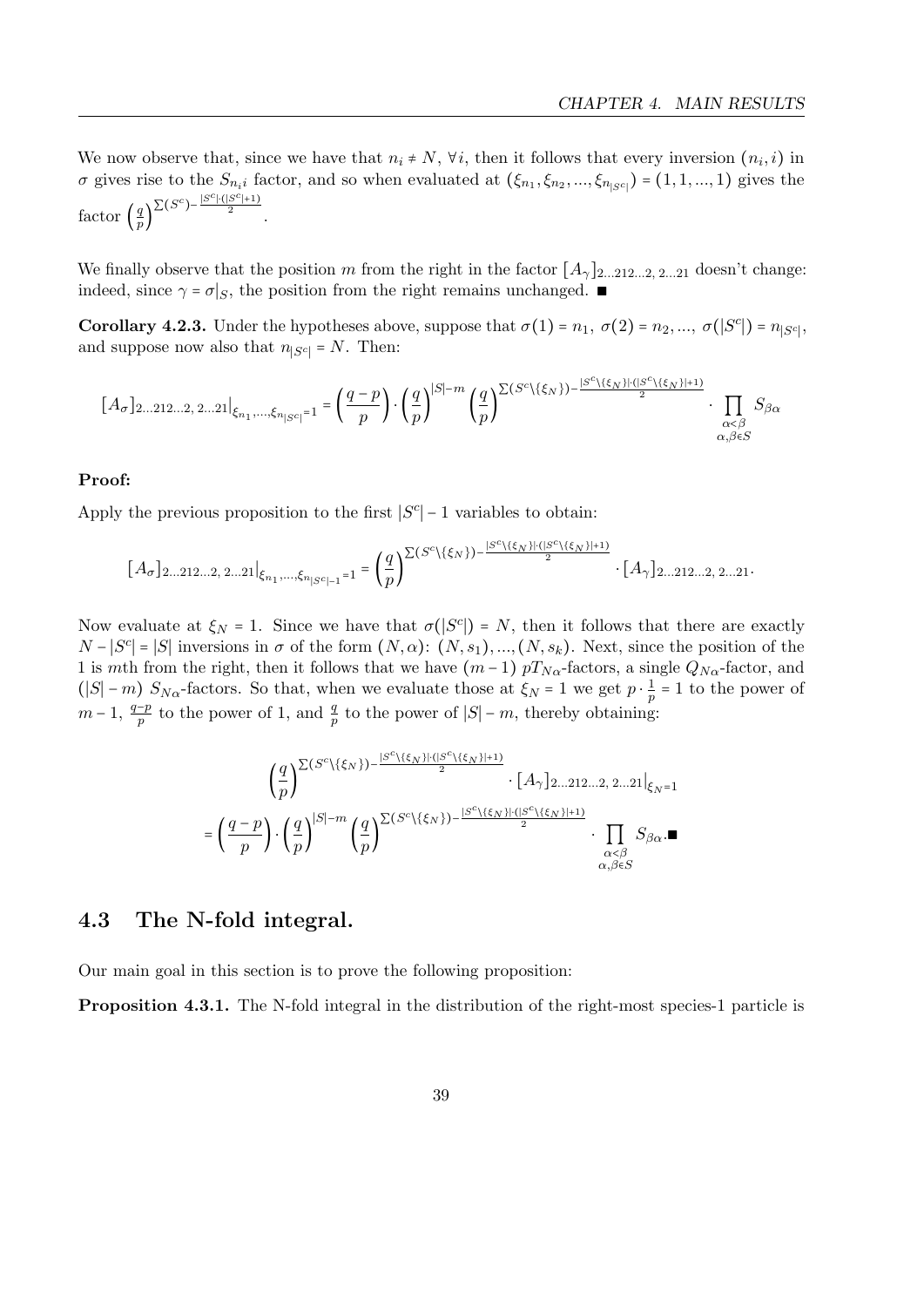We now observe that, since we have that $n_i \neq N$, $\forall i$, then it follows that every inversion $(n_i, i)$ in $\sigma$ gives rise to the $S_{n_i i}$ factor, and so when evaluated at $(\xi_{n_1}, \xi_{n_2}, ..., \xi_{n_{|S^c|}}) = (1, 1, ..., 1)$ gives the factor $\left(\frac{q}{p}\right)^{\Sigma(S^c) - \frac{|S^c|\cdot(|S^c|+1)}{2}}$.

We finally observe that the position $m$ from the right in the factor $[A_\gamma]_{2...212...2,\, 2...21}$ doesn't change: indeed, since $\gamma = \sigma|_S$, the position from the right remains unchanged. ∎

**Corollary 4.2.3.** Under the hypotheses above, suppose that $\sigma(1) = n_1,\ \sigma(2) = n_2, ...,\ \sigma(|S^c|) = n_{|S^c|}$, and suppose now also that $n_{|S^c|} = N$. Then:

$$[A_\sigma]_{2...212...2,\, 2...21}\big|_{\xi_{n_1},...,\xi_{n_{|S^c|}}=1} = \left(\frac{q-p}{p}\right) \cdot \left(\frac{q}{p}\right)^{|S|-m} \left(\frac{q}{p}\right)^{\Sigma(S^c\setminus\{\xi_N\}) - \frac{|S^c\setminus\{\xi_N\}|\cdot(|S^c\setminus\{\xi_N\}|+1)}{2}} \cdot \prod_{\substack{\alpha<\beta \\ \alpha,\beta\in S}} S_{\beta\alpha}$$

**Proof:**

Apply the previous proposition to the first $|S^c| - 1$ variables to obtain:

$$[A_\sigma]_{2...212...2,\, 2...21}\big|_{\xi_{n_1},...,\xi_{n_{|S^c|-1}}=1} = \left(\frac{q}{p}\right)^{\Sigma(S^c\setminus\{\xi_N\}) - \frac{|S^c\setminus\{\xi_N\}|\cdot(|S^c\setminus\{\xi_N\}|+1)}{2}} \cdot [A_\gamma]_{2...212...2,\, 2...21}.$$

Now evaluate at $\xi_N = 1$. Since we have that $\sigma(|S^c|) = N$, then it follows that there are exactly $N - |S^c| = |S|$ inversions in $\sigma$ of the form $(N, \alpha)$: $(N, s_1), ..., (N, s_k)$. Next, since the position of the 1 is $m$th from the right, then it follows that we have $(m-1)$ $pT_{N\alpha}$-factors, a single $Q_{N\alpha}$-factor, and $(|S| - m)$ $S_{N\alpha}$-factors. So that, when we evaluate those at $\xi_N = 1$ we get $p \cdot \frac{1}{p} = 1$ to the power of $m - 1$, $\frac{q-p}{p}$ to the power of 1, and $\frac{q}{p}$ to the power of $|S| - m$, thereby obtaining:

$$\left(\frac{q}{p}\right)^{\Sigma(S^c\setminus\{\xi_N\}) - \frac{|S^c\setminus\{\xi_N\}|\cdot(|S^c\setminus\{\xi_N\}|+1)}{2}} \cdot [A_\gamma]_{2...212...2,\, 2...21}\big|_{\xi_N=1}$$

$$= \left(\frac{q-p}{p}\right) \cdot \left(\frac{q}{p}\right)^{|S|-m} \left(\frac{q}{p}\right)^{\Sigma(S^c\setminus\{\xi_N\}) - \frac{|S^c\setminus\{\xi_N\}|\cdot(|S^c\setminus\{\xi_N\}|+1)}{2}} \cdot \prod_{\substack{\alpha<\beta \\ \alpha,\beta\in S}} S_{\beta\alpha}. \blacksquare$$

## 4.3 The N-fold integral.

Our main goal in this section is to prove the following proposition:

**Proposition 4.3.1.** The N-fold integral in the distribution of the right-most species-1 particle is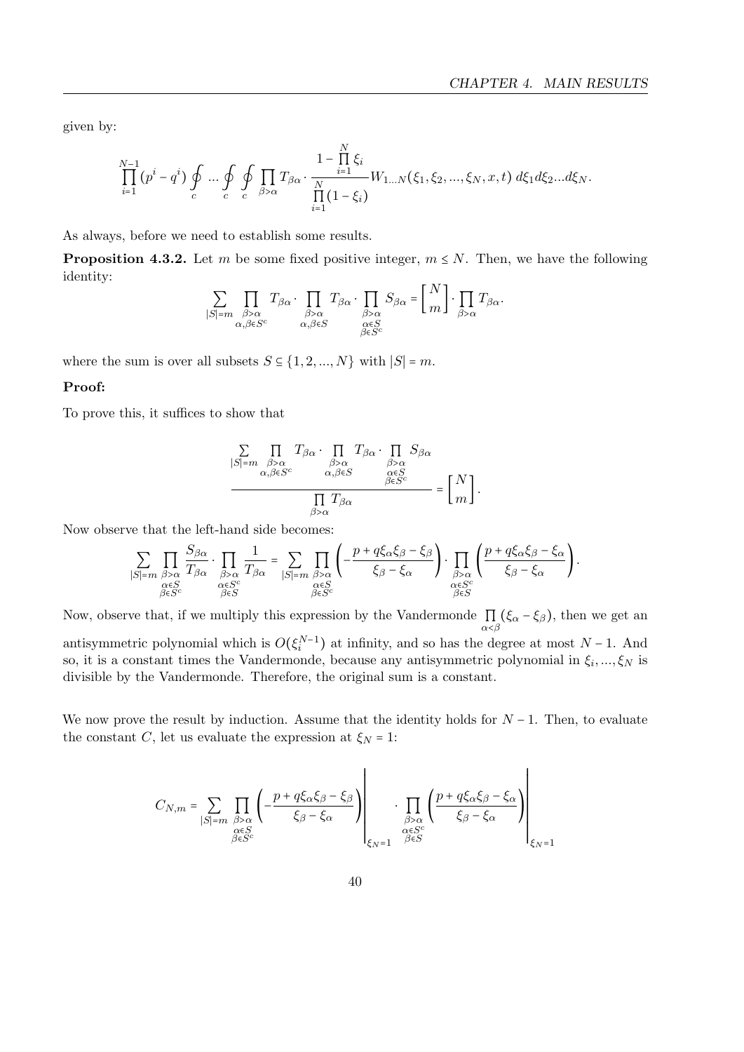given by:

$$\prod_{i=1}^{N-1}(p^i - q^i) \oint_c \dots \oint_c \oint_c \prod_{\beta>\alpha} T_{\beta\alpha} \cdot \frac{1 - \prod_{i=1}^{N} \xi_i}{\prod_{i=1}^{N}(1-\xi_i)} W_{1\dots N}(\xi_1, \xi_2, \dots, \xi_N, x, t)\, d\xi_1 d\xi_2 \dots d\xi_N.$$

As always, before we need to establish some results.

**Proposition 4.3.2.** Let $m$ be some fixed positive integer, $m \leq N$. Then, we have the following identity:

$$\sum_{|S|=m} \prod_{\substack{\beta>\alpha \\ \alpha,\beta\in S^c}} T_{\beta\alpha} \cdot \prod_{\substack{\beta>\alpha \\ \alpha,\beta\in S}} T_{\beta\alpha} \cdot \prod_{\substack{\beta>\alpha \\ \alpha\in S \\ \beta\in S^c}} S_{\beta\alpha} = \begin{bmatrix} N \\ m \end{bmatrix} \cdot \prod_{\beta>\alpha} T_{\beta\alpha}.$$

where the sum is over all subsets $S \subseteq \{1, 2, \dots, N\}$ with $|S| = m$.

**Proof:**

To prove this, it suffices to show that

$$\frac{\sum_{|S|=m} \prod_{\substack{\beta>\alpha \\ \alpha,\beta\in S^c}} T_{\beta\alpha} \cdot \prod_{\substack{\beta>\alpha \\ \alpha,\beta\in S}} T_{\beta\alpha} \cdot \prod_{\substack{\beta>\alpha \\ \alpha\in S \\ \beta\in S^c}} S_{\beta\alpha}}{\prod_{\beta>\alpha} T_{\beta\alpha}} = \begin{bmatrix} N \\ m \end{bmatrix}.$$

Now observe that the left-hand side becomes:

$$\sum_{|S|=m} \prod_{\substack{\beta>\alpha \\ \alpha\in S \\ \beta\in S^c}} \frac{S_{\beta\alpha}}{T_{\beta\alpha}} \cdot \prod_{\substack{\beta>\alpha \\ \alpha\in S^c \\ \beta\in S}} \frac{1}{T_{\beta\alpha}} = \sum_{|S|=m} \prod_{\substack{\beta>\alpha \\ \alpha\in S \\ \beta\in S^c}} \left( -\frac{p + q\xi_\alpha\xi_\beta - \xi_\beta}{\xi_\beta - \xi_\alpha} \right) \cdot \prod_{\substack{\beta>\alpha \\ \alpha\in S^c \\ \beta\in S}} \left( \frac{p + q\xi_\alpha\xi_\beta - \xi_\alpha}{\xi_\beta - \xi_\alpha} \right).$$

Now, observe that, if we multiply this expression by the Vandermonde $\prod_{\alpha<\beta}(\xi_\alpha - \xi_\beta)$, then we get an antisymmetric polynomial which is $O(\xi_i^{N-1})$ at infinity, and so has the degree at most $N-1$. And so, it is a constant times the Vandermonde, because any antisymmetric polynomial in $\xi_i, \dots, \xi_N$ is divisible by the Vandermonde. Therefore, the original sum is a constant.

We now prove the result by induction. Assume that the identity holds for $N-1$. Then, to evaluate the constant $C$, let us evaluate the expression at $\xi_N = 1$:

$$C_{N,m} = \sum_{|S|=m} \prod_{\substack{\beta>\alpha \\ \alpha\in S \\ \beta\in S^c}} \left( -\frac{p + q\xi_\alpha\xi_\beta - \xi_\beta}{\xi_\beta - \xi_\alpha} \right) \Bigg|_{\xi_N=1} \cdot \prod_{\substack{\beta>\alpha \\ \alpha\in S^c \\ \beta\in S}} \left( \frac{p + q\xi_\alpha\xi_\beta - \xi_\alpha}{\xi_\beta - \xi_\alpha} \right) \Bigg|_{\xi_N=1}$$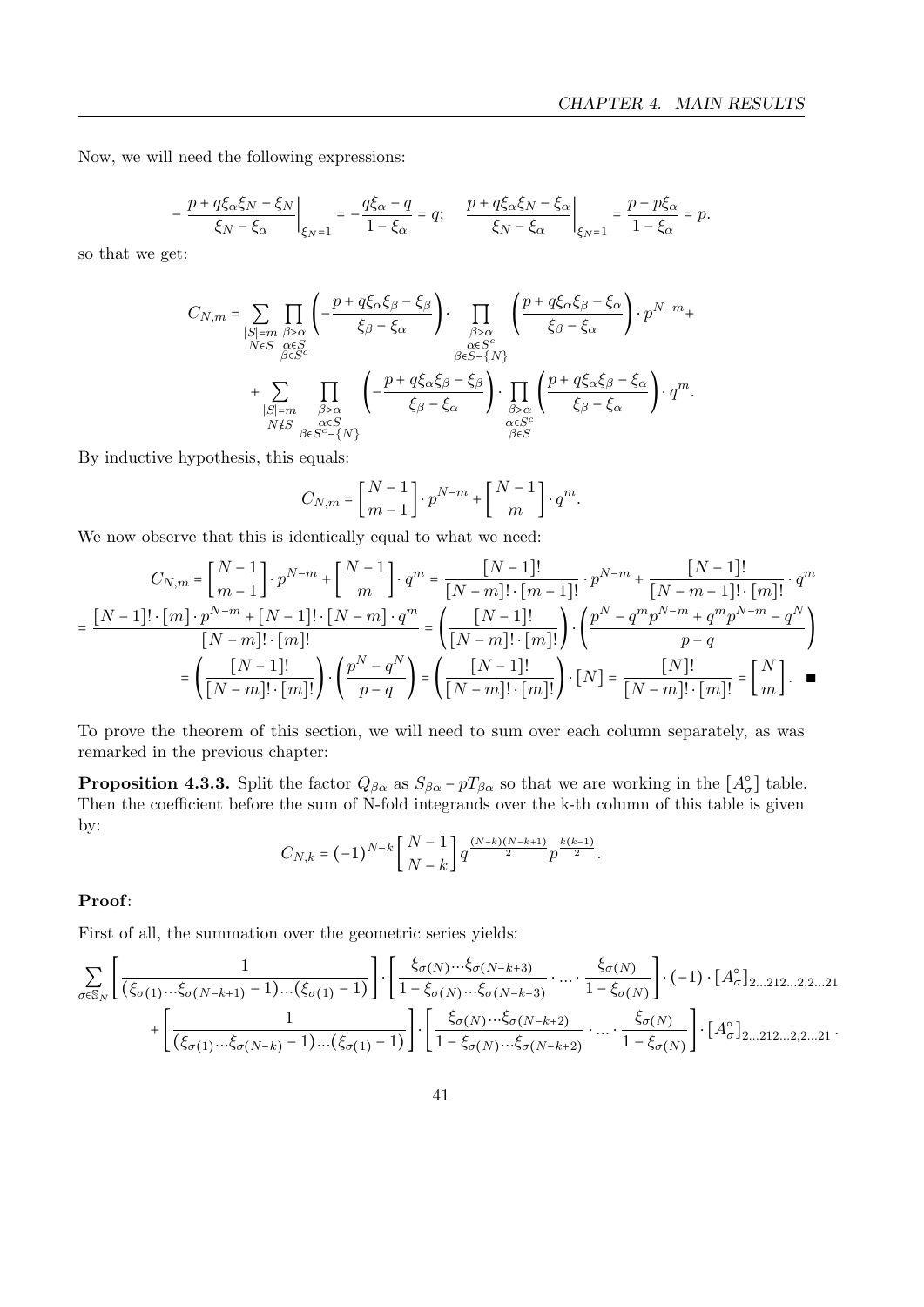Now, we will need the following expressions:

$$-\left.\frac{p+q\xi_\alpha\xi_N-\xi_N}{\xi_N-\xi_\alpha}\right|_{\xi_N=1}=-\frac{q\xi_\alpha-q}{1-\xi_\alpha}=q;\qquad \left.\frac{p+q\xi_\alpha\xi_N-\xi_\alpha}{\xi_N-\xi_\alpha}\right|_{\xi_N=1}=\frac{p-p\xi_\alpha}{1-\xi_\alpha}=p.$$

so that we get:

$$C_{N,m}=\sum_{\substack{|S|=m\\ N\in S}}\prod_{\substack{\beta>\alpha\\ \alpha\in S\\ \beta\in S^c}}\left(-\frac{p+q\xi_\alpha\xi_\beta-\xi_\beta}{\xi_\beta-\xi_\alpha}\right)\cdot\prod_{\substack{\beta>\alpha\\ \alpha\in S^c\\ \beta\in S-\{N\}}}\left(\frac{p+q\xi_\alpha\xi_\beta-\xi_\alpha}{\xi_\beta-\xi_\alpha}\right)\cdot p^{N-m}+$$

$$+\sum_{\substack{|S|=m\\ N\notin S}}\prod_{\substack{\beta>\alpha\\ \alpha\in S\\ \beta\in S^c-\{N\}}}\left(-\frac{p+q\xi_\alpha\xi_\beta-\xi_\beta}{\xi_\beta-\xi_\alpha}\right)\cdot\prod_{\substack{\beta>\alpha\\ \alpha\in S^c\\ \beta\in S}}\left(\frac{p+q\xi_\alpha\xi_\beta-\xi_\alpha}{\xi_\beta-\xi_\alpha}\right)\cdot q^m.$$

By inductive hypothesis, this equals:

$$C_{N,m}=\begin{bmatrix}N-1\\m-1\end{bmatrix}\cdot p^{N-m}+\begin{bmatrix}N-1\\m\end{bmatrix}\cdot q^m.$$

We now observe that this is identically equal to what we need:

$$C_{N,m}=\begin{bmatrix}N-1\\m-1\end{bmatrix}\cdot p^{N-m}+\begin{bmatrix}N-1\\m\end{bmatrix}\cdot q^m=\frac{[N-1]!}{[N-m]!\cdot[m-1]!}\cdot p^{N-m}+\frac{[N-1]!}{[N-m-1]!\cdot[m]!}\cdot q^m$$

$$=\frac{[N-1]!\cdot[m]\cdot p^{N-m}+[N-1]!\cdot[N-m]\cdot q^m}{[N-m]!\cdot[m]!}=\left(\frac{[N-1]!}{[N-m]!\cdot[m]!}\right)\cdot\left(\frac{p^N-q^mp^{N-m}+q^mp^{N-m}-q^N}{p-q}\right)$$

$$=\left(\frac{[N-1]!}{[N-m]!\cdot[m]!}\right)\cdot\left(\frac{p^N-q^N}{p-q}\right)=\left(\frac{[N-1]!}{[N-m]!\cdot[m]!}\right)\cdot[N]=\frac{[N]!}{[N-m]!\cdot[m]!}=\begin{bmatrix}N\\m\end{bmatrix}.\quad\blacksquare$$

To prove the theorem of this section, we will need to sum over each column separately, as was remarked in the previous chapter:

**Proposition 4.3.3.** Split the factor $Q_{\beta\alpha}$ as $S_{\beta\alpha}-pT_{\beta\alpha}$ so that we are working in the $[A^\circ_\sigma]$ table. Then the coefficient before the sum of N-fold integrands over the k-th column of this table is given by:

$$C_{N,k}=(-1)^{N-k}\begin{bmatrix}N-1\\N-k\end{bmatrix}q^{\frac{(N-k)(N-k+1)}{2}}p^{\frac{k(k-1)}{2}}.$$

**Proof**:

First of all, the summation over the geometric series yields:

$$\sum_{\sigma\in\mathbb{S}_N}\left[\frac{1}{(\xi_{\sigma(1)}\ldots\xi_{\sigma(N-k+1)}-1)\ldots(\xi_{\sigma(1)}-1)}\right]\cdot\left[\frac{\xi_{\sigma(N)}\cdots\xi_{\sigma(N-k+3)}}{1-\xi_{\sigma(N)}\cdots\xi_{\sigma(N-k+3)}}\cdot\ldots\cdot\frac{\xi_{\sigma(N)}}{1-\xi_{\sigma(N)}}\right]\cdot(-1)\cdot[A^\circ_\sigma]_{2\ldots212\ldots2,2\ldots21}$$

$$+\left[\frac{1}{(\xi_{\sigma(1)}\ldots\xi_{\sigma(N-k)}-1)\ldots(\xi_{\sigma(1)}-1)}\right]\cdot\left[\frac{\xi_{\sigma(N)}\cdots\xi_{\sigma(N-k+2)}}{1-\xi_{\sigma(N)}\cdots\xi_{\sigma(N-k+2)}}\cdot\ldots\cdot\frac{\xi_{\sigma(N)}}{1-\xi_{\sigma(N)}}\right]\cdot[A^\circ_\sigma]_{2\ldots212\ldots2,2\ldots21}.$$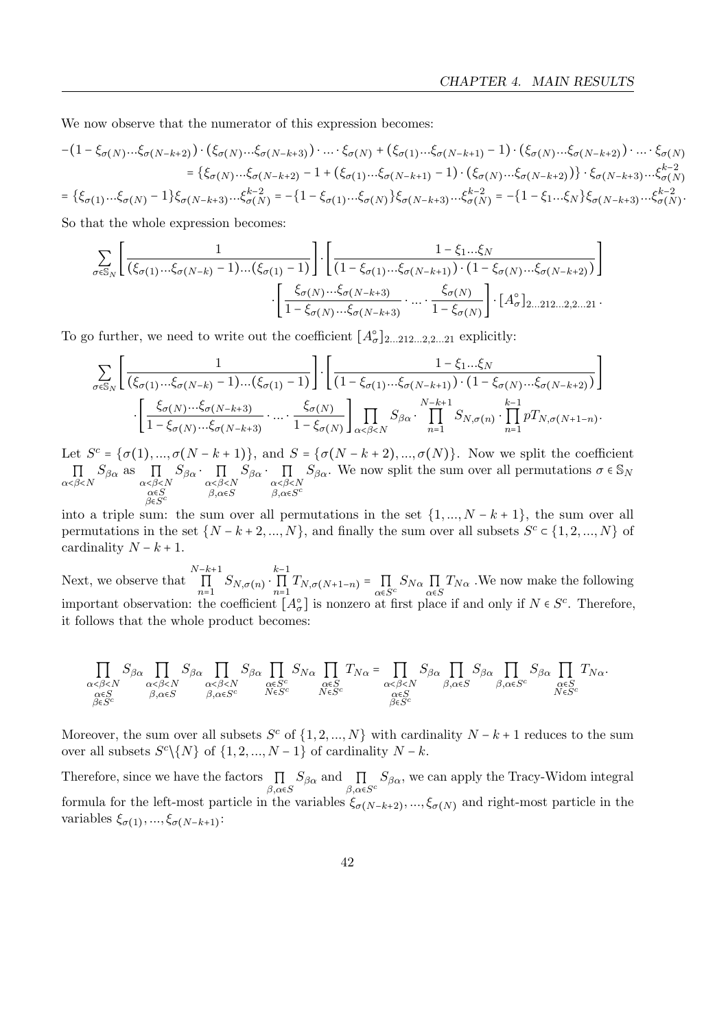We now observe that the numerator of this expression becomes:

$$-(1-\xi_{\sigma(N)}...\xi_{\sigma(N-k+2)})\cdot(\xi_{\sigma(N)}...\xi_{\sigma(N-k+3)})\cdot...\cdot\xi_{\sigma(N)}+(\xi_{\sigma(1)}...\xi_{\sigma(N-k+1)}-1)\cdot(\xi_{\sigma(N)}...\xi_{\sigma(N-k+2)})\cdot...\cdot\xi_{\sigma(N)}$$

$$=\{\xi_{\sigma(N)}...\xi_{\sigma(N-k+2)}-1+(\xi_{\sigma(1)}...\xi_{\sigma(N-k+1)}-1)\cdot(\xi_{\sigma(N)}...\xi_{\sigma(N-k+2)})\}\cdot\xi_{\sigma(N-k+3)}...\xi_{\sigma(N)}^{k-2}$$

$$=\{\xi_{\sigma(1)}...\xi_{\sigma(N)}-1\}\xi_{\sigma(N-k+3)}...\xi_{\sigma(N)}^{k-2}=-\{1-\xi_{\sigma(1)}...\xi_{\sigma(N)}\}\xi_{\sigma(N-k+3)}...\xi_{\sigma(N)}^{k-2}=-\{1-\xi_1...\xi_N\}\xi_{\sigma(N-k+3)}...\xi_{\sigma(N)}^{k-2}.$$

So that the whole expression becomes:

$$\sum_{\sigma\in\mathbb{S}_N}\left[\frac{1}{(\xi_{\sigma(1)}...\xi_{\sigma(N-k)}-1)...(\xi_{\sigma(1)}-1)}\right]\cdot\left[\frac{1-\xi_1...\xi_N}{(1-\xi_{\sigma(1)}...\xi_{\sigma(N-k+1)})\cdot(1-\xi_{\sigma(N)}...\xi_{\sigma(N-k+2)})}\right]$$
$$\cdot\left[\frac{\xi_{\sigma(N)}...\xi_{\sigma(N-k+3)}}{1-\xi_{\sigma(N)}...\xi_{\sigma(N-k+3)}}\cdot...\cdot\frac{\xi_{\sigma(N)}}{1-\xi_{\sigma(N)}}\right]\cdot[A_\sigma^\circ]_{2...212...2,2...21}.$$

To go further, we need to write out the coefficient $[A_\sigma^\circ]_{2...212...2,2...21}$ explicitly:

$$\sum_{\sigma\in\mathbb{S}_N}\left[\frac{1}{(\xi_{\sigma(1)}...\xi_{\sigma(N-k)}-1)...(\xi_{\sigma(1)}-1)}\right]\cdot\left[\frac{1-\xi_1...\xi_N}{(1-\xi_{\sigma(1)}...\xi_{\sigma(N-k+1)})\cdot(1-\xi_{\sigma(N)}...\xi_{\sigma(N-k+2)})}\right]$$
$$\cdot\left[\frac{\xi_{\sigma(N)}...\xi_{\sigma(N-k+3)}}{1-\xi_{\sigma(N)}...\xi_{\sigma(N-k+3)}}\cdot...\cdot\frac{\xi_{\sigma(N)}}{1-\xi_{\sigma(N)}}\right]\prod_{\alpha<\beta<N}S_{\beta\alpha}\cdot\prod_{n=1}^{N-k+1}S_{N,\sigma(n)}\cdot\prod_{n=1}^{k-1}pT_{N,\sigma(N+1-n)}.$$

Let $S^c=\{\sigma(1),...,\sigma(N-k+1)\}$, and $S=\{\sigma(N-k+2),...,\sigma(N)\}$. Now we split the coefficient $\prod_{\alpha<\beta<N}S_{\beta\alpha}$ as $\prod_{\substack{\alpha<\beta<N\\ \alpha\in S\\ \beta\in S^c}}S_{\beta\alpha}\cdot\prod_{\substack{\alpha<\beta<N\\ \beta,\alpha\in S}}S_{\beta\alpha}\cdot\prod_{\substack{\alpha<\beta<N\\ \beta,\alpha\in S^c}}S_{\beta\alpha}$. We now split the sum over all permutations $\sigma\in\mathbb{S}_N$ into a triple sum: the sum over all permutations in the set $\{1,...,N-k+1\}$, the sum over all permutations in the set $\{N-k+2,...,N\}$, and finally the sum over all subsets $S^c\subset\{1,2,...,N\}$ of cardinality $N-k+1$.

Next, we observe that $\prod_{n=1}^{N-k+1}S_{N,\sigma(n)}\cdot\prod_{n=1}^{k-1}T_{N,\sigma(N+1-n)}=\prod_{\alpha\in S^c}S_{N\alpha}\prod_{\alpha\in S}T_{N\alpha}$ .We now make the following important observation: the coefficient $[A_\sigma^\circ]$ is nonzero at first place if and only if $N\in S^c$. Therefore, it follows that the whole product becomes:

$$\prod_{\substack{\alpha<\beta<N\\ \alpha\in S\\ \beta\in S^c}}S_{\beta\alpha}\prod_{\substack{\alpha<\beta<N\\ \beta,\alpha\in S}}S_{\beta\alpha}\prod_{\substack{\alpha<\beta<N\\ \beta,\alpha\in S^c}}S_{\beta\alpha}\prod_{\substack{\alpha\in S^c\\ N\in S^c}}S_{N\alpha}\prod_{\substack{\alpha\in S\\ N\in S^c}}T_{N\alpha}=\prod_{\substack{\alpha<\beta<N\\ \alpha\in S\\ \beta\in S^c}}S_{\beta\alpha}\prod_{\beta,\alpha\in S}S_{\beta\alpha}\prod_{\beta,\alpha\in S^c}S_{\beta\alpha}\prod_{\substack{\alpha\in S\\ N\in S^c}}T_{N\alpha}.$$

Moreover, the sum over all subsets $S^c$ of $\{1,2,...,N\}$ with cardinality $N-k+1$ reduces to the sum over all subsets $S^c\backslash\{N\}$ of $\{1,2,...,N-1\}$ of cardinality $N-k$.

Therefore, since we have the factors $\prod_{\beta,\alpha\in S}S_{\beta\alpha}$ and $\prod_{\beta,\alpha\in S^c}S_{\beta\alpha}$, we can apply the Tracy-Widom integral formula for the left-most particle in the variables $\xi_{\sigma(N-k+2)},...,\xi_{\sigma(N)}$ and right-most particle in the variables $\xi_{\sigma(1)},...,\xi_{\sigma(N-k+1)}$: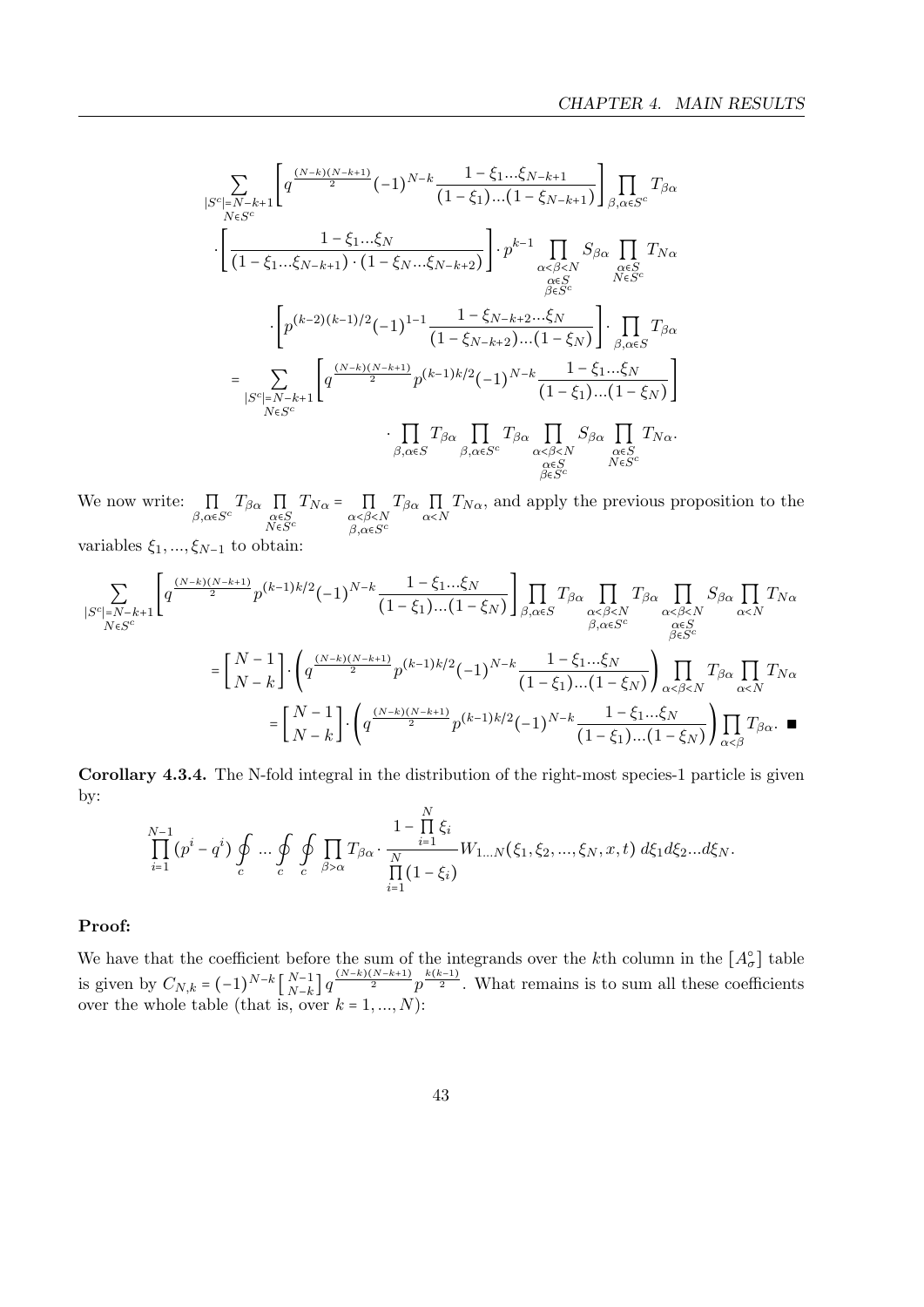$$
\sum_{\substack{|S^c|=N-k+1\\ N\in S^c}} \left[ q^{\frac{(N-k)(N-k+1)}{2}} (-1)^{N-k} \frac{1-\xi_1 ... \xi_{N-k+1}}{(1-\xi_1)...(1-\xi_{N-k+1})} \right] \prod_{\beta,\alpha\in S^c} T_{\beta\alpha}
$$

$$
\cdot \left[ \frac{1-\xi_1...\xi_N}{(1-\xi_1...\xi_{N-k+1}) \cdot (1-\xi_N...\xi_{N-k+2})} \right] \cdot p^{k-1} \prod_{\substack{\alpha<\beta<N\\ \alpha\in S\\ \beta\in S^c}} S_{\beta\alpha} \prod_{\substack{\alpha\in S\\ N\in S^c}} T_{N\alpha}
$$

$$
\cdot \left[ p^{(k-2)(k-1)/2} (-1)^{1-1} \frac{1-\xi_{N-k+2}...\xi_N}{(1-\xi_{N-k+2})...(1-\xi_N)} \right] \cdot \prod_{\beta,\alpha\in S} T_{\beta\alpha}
$$

$$
= \sum_{\substack{|S^c|=N-k+1\\ N\in S^c}} \left[ q^{\frac{(N-k)(N-k+1)}{2}} p^{(k-1)k/2} (-1)^{N-k} \frac{1-\xi_1...\xi_N}{(1-\xi_1)...(1-\xi_N)} \right]
$$

$$
\cdot \prod_{\beta,\alpha\in S} T_{\beta\alpha} \prod_{\beta,\alpha\in S^c} T_{\beta\alpha} \prod_{\substack{\alpha<\beta<N\\ \alpha\in S\\ \beta\in S^c}} S_{\beta\alpha} \prod_{\substack{\alpha\in S\\ N\in S^c}} T_{N\alpha}.
$$

We now write: $\prod\limits_{\beta,\alpha\in S^c} T_{\beta\alpha} \prod\limits_{\substack{\alpha\in S\\ N\in S^c}} T_{N\alpha} = \prod\limits_{\substack{\alpha<\beta<N\\ \beta,\alpha\in S^c}} T_{\beta\alpha} \prod\limits_{\alpha<N} T_{N\alpha}$, and apply the previous proposition to the variables $\xi_1,...,\xi_{N-1}$ to obtain:

$$
\sum_{\substack{|S^c|=N-k+1\\ N\in S^c}} \left[ q^{\frac{(N-k)(N-k+1)}{2}} p^{(k-1)k/2} (-1)^{N-k} \frac{1-\xi_1...\xi_N}{(1-\xi_1)...(1-\xi_N)} \right] \prod_{\beta,\alpha\in S} T_{\beta\alpha} \prod_{\substack{\alpha<\beta<N\\ \beta,\alpha\in S^c}} T_{\beta\alpha} \prod_{\substack{\alpha<\beta<N\\ \alpha\in S\\ \beta\in S^c}} S_{\beta\alpha} \prod_{\alpha<N} T_{N\alpha}
$$

$$
= \begin{bmatrix} N-1 \\ N-k \end{bmatrix} \cdot \left( q^{\frac{(N-k)(N-k+1)}{2}} p^{(k-1)k/2} (-1)^{N-k} \frac{1-\xi_1...\xi_N}{(1-\xi_1)...(1-\xi_N)} \right) \prod_{\alpha<\beta<N} T_{\beta\alpha} \prod_{\alpha<N} T_{N\alpha}
$$

$$
= \begin{bmatrix} N-1 \\ N-k \end{bmatrix} \cdot \left( q^{\frac{(N-k)(N-k+1)}{2}} p^{(k-1)k/2} (-1)^{N-k} \frac{1-\xi_1...\xi_N}{(1-\xi_1)...(1-\xi_N)} \right) \prod_{\alpha<\beta} T_{\beta\alpha}. \quad \blacksquare
$$

**Corollary 4.3.4.** The N-fold integral in the distribution of the right-most species-1 particle is given by:

$$
\prod_{i=1}^{N-1} (p^i - q^i) \oint_c ... \oint_c \oint_c \prod_{\beta>\alpha} T_{\beta\alpha} \cdot \frac{1-\prod\limits_{i=1}^{N} \xi_i}{\prod\limits_{i=1}^{N} (1-\xi_i)} W_{1...N}(\xi_1, \xi_2, ..., \xi_N, x, t)\, d\xi_1 d\xi_2 ... d\xi_N.
$$

**Proof:**

We have that the coefficient before the sum of the integrands over the $k$th column in the $[A^\circ_\sigma]$ table is given by $C_{N,k} = (-1)^{N-k} \begin{bmatrix} N-1 \\ N-k \end{bmatrix} q^{\frac{(N-k)(N-k+1)}{2}} p^{\frac{k(k-1)}{2}}$. What remains is to sum all these coefficients over the whole table (that is, over $k = 1, ..., N$):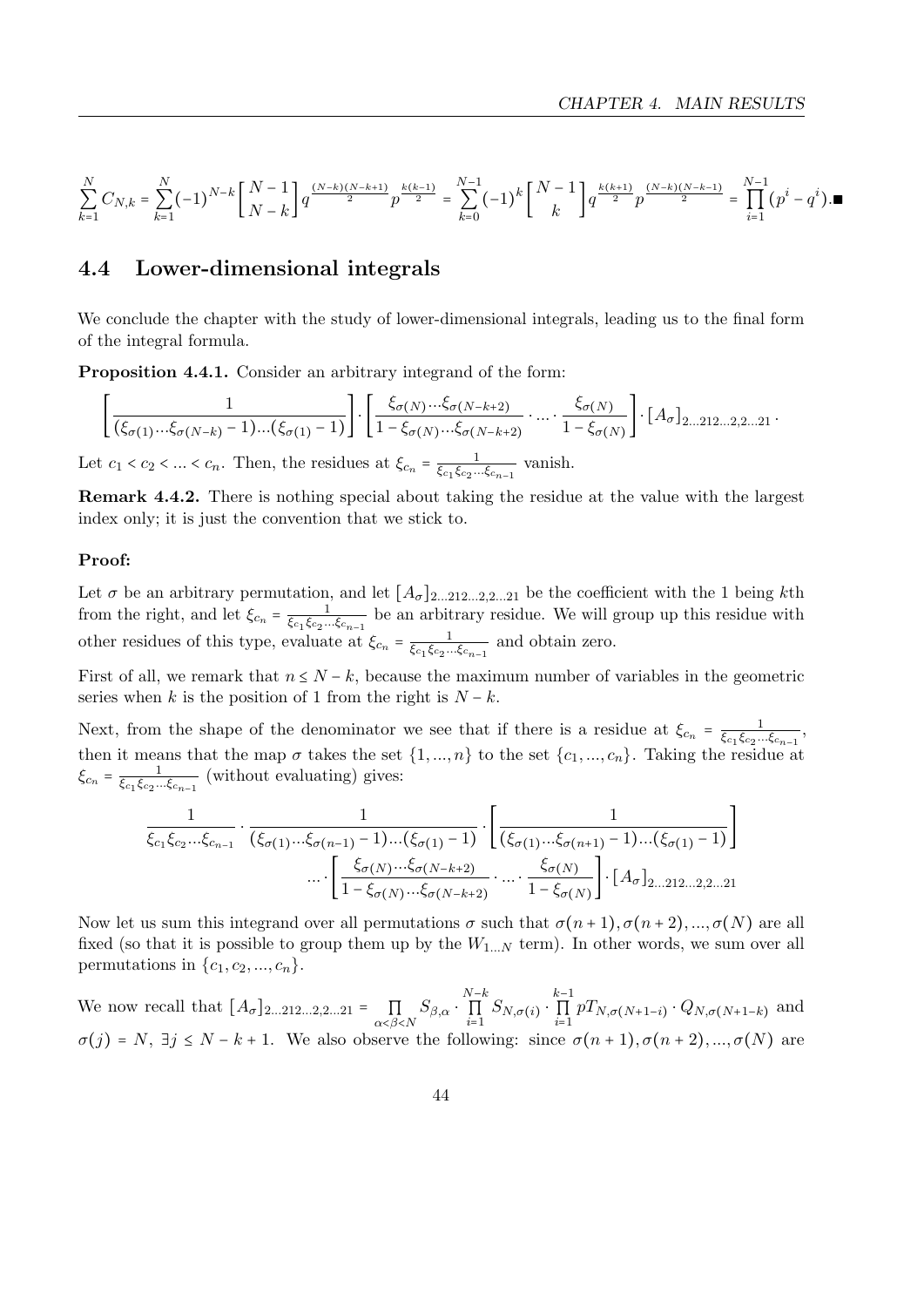$$\sum_{k=1}^{N} C_{N,k} = \sum_{k=1}^{N} (-1)^{N-k} \begin{bmatrix} N-1 \\ N-k \end{bmatrix} q^{\frac{(N-k)(N-k+1)}{2}} p^{\frac{k(k-1)}{2}} = \sum_{k=0}^{N-1} (-1)^{k} \begin{bmatrix} N-1 \\ k \end{bmatrix} q^{\frac{k(k+1)}{2}} p^{\frac{(N-k)(N-k-1)}{2}} = \prod_{i=1}^{N-1} (p^i - q^i). \blacksquare$$

## 4.4 Lower-dimensional integrals

We conclude the chapter with the study of lower-dimensional integrals, leading us to the final form of the integral formula.

**Proposition 4.4.1.** Consider an arbitrary integrand of the form:

$$\left[ \frac{1}{(\xi_{\sigma(1)} ... \xi_{\sigma(N-k)} - 1) ... (\xi_{\sigma(1)} - 1)} \right] \cdot \left[ \frac{\xi_{\sigma(N)} ... \xi_{\sigma(N-k+2)}}{1 - \xi_{\sigma(N)} ... \xi_{\sigma(N-k+2)}} \cdot ... \cdot \frac{\xi_{\sigma(N)}}{1 - \xi_{\sigma(N)}} \right] \cdot [A_\sigma]_{2...212...2,2...21}.$$

Let $c_1 < c_2 < ... < c_n$. Then, the residues at $\xi_{c_n} = \frac{1}{\xi_{c_1} \xi_{c_2} ... \xi_{c_{n-1}}}$ vanish.

**Remark 4.4.2.** There is nothing special about taking the residue at the value with the largest index only; it is just the convention that we stick to.

**Proof:**

Let $\sigma$ be an arbitrary permutation, and let $[A_\sigma]_{2...212...2,2...21}$ be the coefficient with the 1 being $k$th from the right, and let $\xi_{c_n} = \frac{1}{\xi_{c_1} \xi_{c_2} ... \xi_{c_{n-1}}}$ be an arbitrary residue. We will group up this residue with other residues of this type, evaluate at $\xi_{c_n} = \frac{1}{\xi_{c_1} \xi_{c_2} ... \xi_{c_{n-1}}}$ and obtain zero.

First of all, we remark that $n \leq N - k$, because the maximum number of variables in the geometric series when $k$ is the position of 1 from the right is $N - k$.

Next, from the shape of the denominator we see that if there is a residue at $\xi_{c_n} = \frac{1}{\xi_{c_1} \xi_{c_2} ... \xi_{c_{n-1}}}$, then it means that the map $\sigma$ takes the set $\{1, ..., n\}$ to the set $\{c_1, ..., c_n\}$. Taking the residue at $\xi_{c_n} = \frac{1}{\xi_{c_1} \xi_{c_2} ... \xi_{c_{n-1}}}$ (without evaluating) gives:

$$\frac{1}{\xi_{c_1} \xi_{c_2} ... \xi_{c_{n-1}}} \cdot \frac{1}{(\xi_{\sigma(1)} ... \xi_{\sigma(n-1)} - 1) ... (\xi_{\sigma(1)} - 1)} \cdot \left[ \frac{1}{(\xi_{\sigma(1)} ... \xi_{\sigma(n+1)} - 1) ... (\xi_{\sigma(1)} - 1)} \right]$$
$$... \cdot \left[ \frac{\xi_{\sigma(N)} ... \xi_{\sigma(N-k+2)}}{1 - \xi_{\sigma(N)} ... \xi_{\sigma(N-k+2)}} \cdot ... \cdot \frac{\xi_{\sigma(N)}}{1 - \xi_{\sigma(N)}} \right] \cdot [A_\sigma]_{2...212...2,2...21}$$

Now let us sum this integrand over all permutations $\sigma$ such that $\sigma(n+1), \sigma(n+2), ..., \sigma(N)$ are all fixed (so that it is possible to group them up by the $W_{1...N}$ term). In other words, we sum over all permutations in $\{c_1, c_2, ..., c_n\}$.

We now recall that $[A_\sigma]_{2...212...2,2...21} = \prod_{\alpha < \beta < N} S_{\beta,\alpha} \cdot \prod_{i=1}^{N-k} S_{N,\sigma(i)} \cdot \prod_{i=1}^{k-1} pT_{N,\sigma(N+1-i)} \cdot Q_{N,\sigma(N+1-k)}$ and $\sigma(j) = N$, $\exists j \leq N - k + 1$. We also observe the following: since $\sigma(n+1), \sigma(n+2), ..., \sigma(N)$ are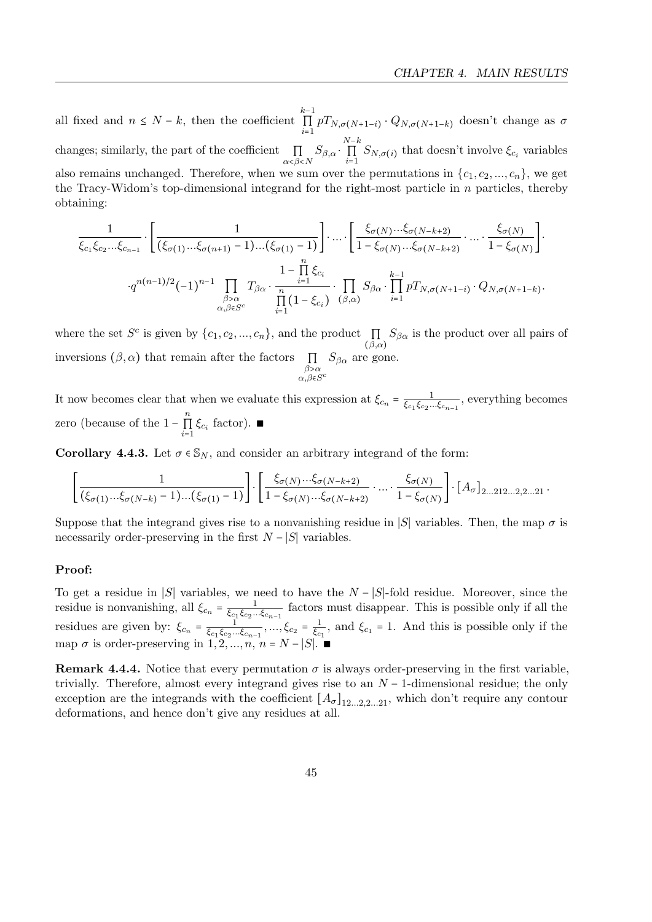all fixed and $n \le N-k$, then the coefficient $\prod_{i=1}^{k-1} pT_{N,\sigma(N+1-i)} \cdot Q_{N,\sigma(N+1-k)}$ doesn't change as $\sigma$ changes; similarly, the part of the coefficient $\prod_{\alpha<\beta<N} S_{\beta,\alpha} \cdot \prod_{i=1}^{N-k} S_{N,\sigma(i)}$ that doesn't involve $\xi_{c_i}$ variables also remains unchanged. Therefore, when we sum over the permutations in $\{c_1, c_2, ..., c_n\}$, we get the Tracy-Widom's top-dimensional integrand for the right-most particle in $n$ particles, thereby obtaining:

$$\frac{1}{\xi_{c_1}\xi_{c_2}...\xi_{c_{n-1}}} \cdot \left[\frac{1}{(\xi_{\sigma(1)}...\xi_{\sigma(n+1)}-1)...(\xi_{\sigma(1)}-1)}\right] \cdot ... \cdot \left[\frac{\xi_{\sigma(N)}...\xi_{\sigma(N-k+2)}}{1-\xi_{\sigma(N)}...\xi_{\sigma(N-k+2)}} \cdot ... \cdot \frac{\xi_{\sigma(N)}}{1-\xi_{\sigma(N)}}\right] \cdot$$

$$\cdot q^{n(n-1)/2}(-1)^{n-1} \prod_{\substack{\beta>\alpha \\ \alpha,\beta\in S^c}} T_{\beta\alpha} \cdot \frac{1-\prod_{i=1}^{n}\xi_{c_i}}{\prod_{i=1}^{n}(1-\xi_{c_i})} \cdot \prod_{(\beta,\alpha)} S_{\beta\alpha} \cdot \prod_{i=1}^{k-1} pT_{N,\sigma(N+1-i)} \cdot Q_{N,\sigma(N+1-k)} \cdot$$

where the set $S^c$ is given by $\{c_1, c_2, ..., c_n\}$, and the product $\prod_{(\beta,\alpha)} S_{\beta\alpha}$ is the product over all pairs of inversions $(\beta, \alpha)$ that remain after the factors $\prod_{\substack{\beta>\alpha \\ \alpha,\beta\in S^c}} S_{\beta\alpha}$ are gone.

It now becomes clear that when we evaluate this expression at $\xi_{c_n} = \frac{1}{\xi_{c_1}\xi_{c_2}...\xi_{c_{n-1}}}$, everything becomes zero (because of the $1-\prod_{i=1}^{n}\xi_{c_i}$ factor). ■

**Corollary 4.4.3.** Let $\sigma \in \mathbb{S}_N$, and consider an arbitrary integrand of the form:

$$\left[\frac{1}{(\xi_{\sigma(1)}...\xi_{\sigma(N-k)}-1)...(\xi_{\sigma(1)}-1)}\right] \cdot \left[\frac{\xi_{\sigma(N)}...\xi_{\sigma(N-k+2)}}{1-\xi_{\sigma(N)}...\xi_{\sigma(N-k+2)}} \cdot ... \cdot \frac{\xi_{\sigma(N)}}{1-\xi_{\sigma(N)}}\right] \cdot [A_\sigma]_{2...212...2,2...21}.$$

Suppose that the integrand gives rise to a nonvanishing residue in $|S|$ variables. Then, the map $\sigma$ is necessarily order-preserving in the first $N-|S|$ variables.

### Proof:

To get a residue in $|S|$ variables, we need to have the $N-|S|$-fold residue. Moreover, since the residue is nonvanishing, all $\xi_{c_n} = \frac{1}{\xi_{c_1}\xi_{c_2}...\xi_{c_{n-1}}}$ factors must disappear. This is possible only if all the residues are given by: $\xi_{c_n} = \frac{1}{\xi_{c_1}\xi_{c_2}...\xi_{c_{n-1}}}, ..., \xi_{c_2} = \frac{1}{\xi_{c_1}}$, and $\xi_{c_1} = 1$. And this is possible only if the map $\sigma$ is order-preserving in $1, 2, ..., n$, $n = N-|S|$. ■

**Remark 4.4.4.** Notice that every permutation $\sigma$ is always order-preserving in the first variable, trivially. Therefore, almost every integrand gives rise to an $N-1$-dimensional residue; the only exception are the integrands with the coefficient $[A_\sigma]_{12...2,2,2...21}$, which don't require any contour deformations, and hence don't give any residues at all.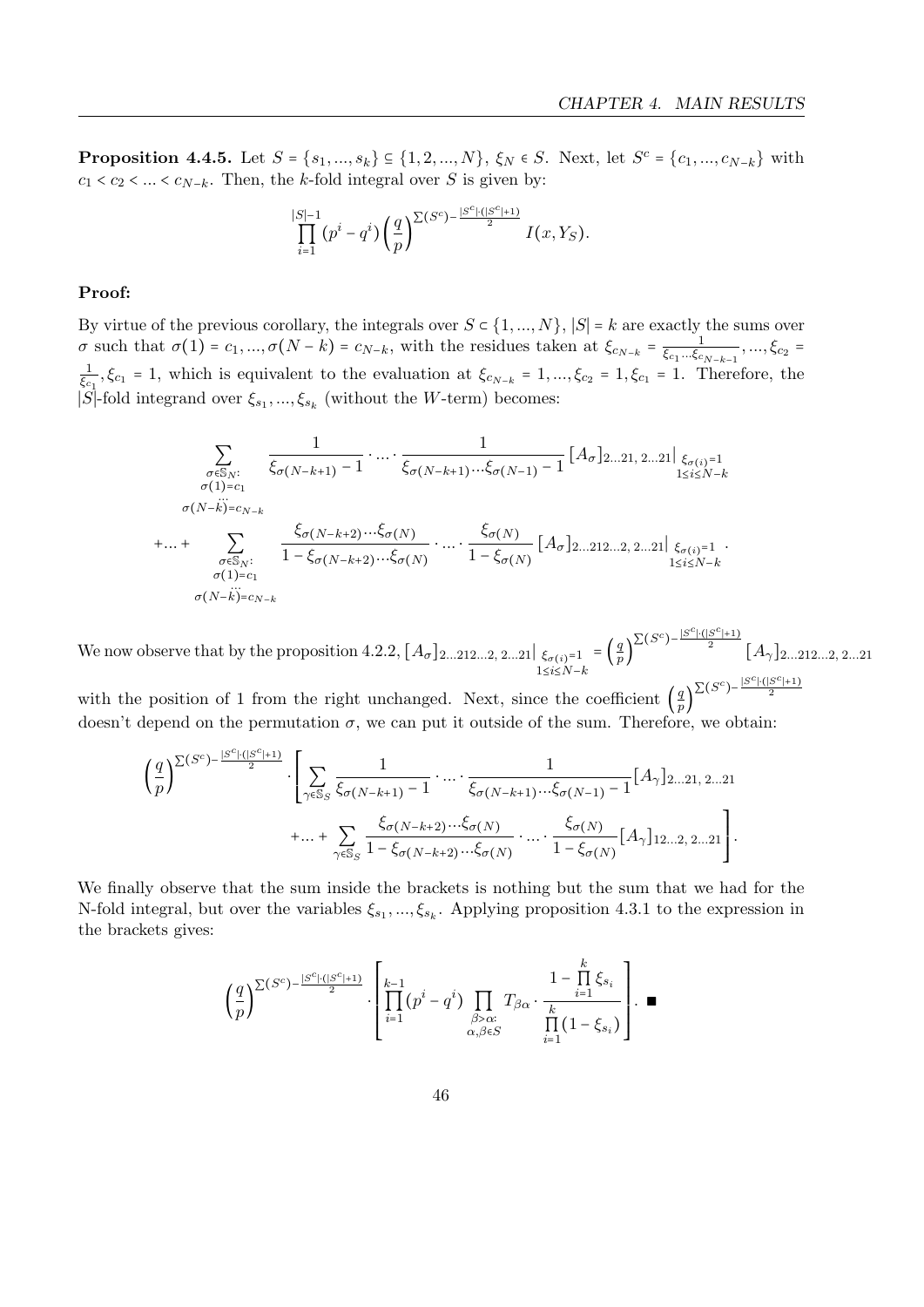**Proposition 4.4.5.** Let $S = \{s_1, ..., s_k\} \subseteq \{1, 2, ..., N\}$, $\xi_N \in S$. Next, let $S^c = \{c_1, ..., c_{N-k}\}$ with $c_1 < c_2 < ... < c_{N-k}$. Then, the $k$-fold integral over $S$ is given by:

$$\prod_{i=1}^{|S|-1} (p^i - q^i) \left(\frac{q}{p}\right)^{\Sigma(S^c) - \frac{|S^c|\cdot(|S^c|+1)}{2}} I(x, Y_S).$$

**Proof:**

By virtue of the previous corollary, the integrals over $S \subset \{1, ..., N\}$, $|S| = k$ are exactly the sums over $\sigma$ such that $\sigma(1) = c_1, ..., \sigma(N-k) = c_{N-k}$, with the residues taken at $\xi_{c_{N-k}} = \frac{1}{\xi_{c_1} \cdots \xi_{c_{N-k-1}}}, ..., \xi_{c_2} = \frac{1}{\xi_{c_1}}, \xi_{c_1} = 1$, which is equivalent to the evaluation at $\xi_{c_{N-k}} = 1, ..., \xi_{c_2} = 1, \xi_{c_1} = 1$. Therefore, the $|S|$-fold integrand over $\xi_{s_1}, ..., \xi_{s_k}$ (without the $W$-term) becomes:

$$\sum_{\substack{\sigma \in \mathbb{S}_N: \\ \sigma(1) = c_1 \\ \cdots \\ \sigma(N-k) = c_{N-k}}} \frac{1}{\xi_{\sigma(N-k+1)} - 1} \cdot ... \cdot \frac{1}{\xi_{\sigma(N-k+1)} \cdots \xi_{\sigma(N-1)} - 1} [A_\sigma]_{2...21,\, 2...21}\Big|_{\substack{\xi_{\sigma(i)} = 1 \\ 1 \le i \le N-k}}$$

$$+ ... + \sum_{\substack{\sigma \in \mathbb{S}_N: \\ \sigma(1) = c_1 \\ \cdots \\ \sigma(N-k) = c_{N-k}}} \frac{\xi_{\sigma(N-k+2)} \cdots \xi_{\sigma(N)}}{1 - \xi_{\sigma(N-k+2)} \cdots \xi_{\sigma(N)}} \cdot ... \cdot \frac{\xi_{\sigma(N)}}{1 - \xi_{\sigma(N)}} [A_\sigma]_{2...212...2,\, 2...21}\Big|_{\substack{\xi_{\sigma(i)} = 1 \\ 1 \le i \le N-k}}.$$

We now observe that by the proposition 4.2.2, $[A_\sigma]_{2...212...2,\, 2...21}\Big|_{\substack{\xi_{\sigma(i)} = 1 \\ 1 \le i \le N-k}} = \left(\frac{q}{p}\right)^{\Sigma(S^c) - \frac{|S^c|\cdot(|S^c|+1)}{2}} [A_\gamma]_{2...212...2,\, 2...21}$ with the position of 1 from the right unchanged. Next, since the coefficient $\left(\frac{q}{p}\right)^{\Sigma(S^c) - \frac{|S^c|\cdot(|S^c|+1)}{2}}$ doesn't depend on the permutation $\sigma$, we can put it outside of the sum. Therefore, we obtain:

$$\left(\frac{q}{p}\right)^{\Sigma(S^c) - \frac{|S^c|\cdot(|S^c|+1)}{2}} \cdot \Bigg[ \sum_{\gamma \in \mathbb{S}_S} \frac{1}{\xi_{\sigma(N-k+1)} - 1} \cdot ... \cdot \frac{1}{\xi_{\sigma(N-k+1)} \cdots \xi_{\sigma(N-1)} - 1} [A_\gamma]_{2...21,\, 2...21}$$

$$+ ... + \sum_{\gamma \in \mathbb{S}_S} \frac{\xi_{\sigma(N-k+2)} \cdots \xi_{\sigma(N)}}{1 - \xi_{\sigma(N-k+2)} \cdots \xi_{\sigma(N)}} \cdot ... \cdot \frac{\xi_{\sigma(N)}}{1 - \xi_{\sigma(N)}} [A_\gamma]_{12...2,\, 2...21} \Bigg].$$

We finally observe that the sum inside the brackets is nothing but the sum that we had for the N-fold integral, but over the variables $\xi_{s_1}, ..., \xi_{s_k}$. Applying proposition 4.3.1 to the expression in the brackets gives:

$$\left(\frac{q}{p}\right)^{\Sigma(S^c) - \frac{|S^c|\cdot(|S^c|+1)}{2}} \cdot \left[ \prod_{i=1}^{k-1} (p^i - q^i) \prod_{\substack{\beta > \alpha: \\ \alpha, \beta \in S}} T_{\beta\alpha} \cdot \frac{1 - \prod_{i=1}^{k} \xi_{s_i}}{\prod_{i=1}^{k} (1 - \xi_{s_i})} \right]. \blacksquare$$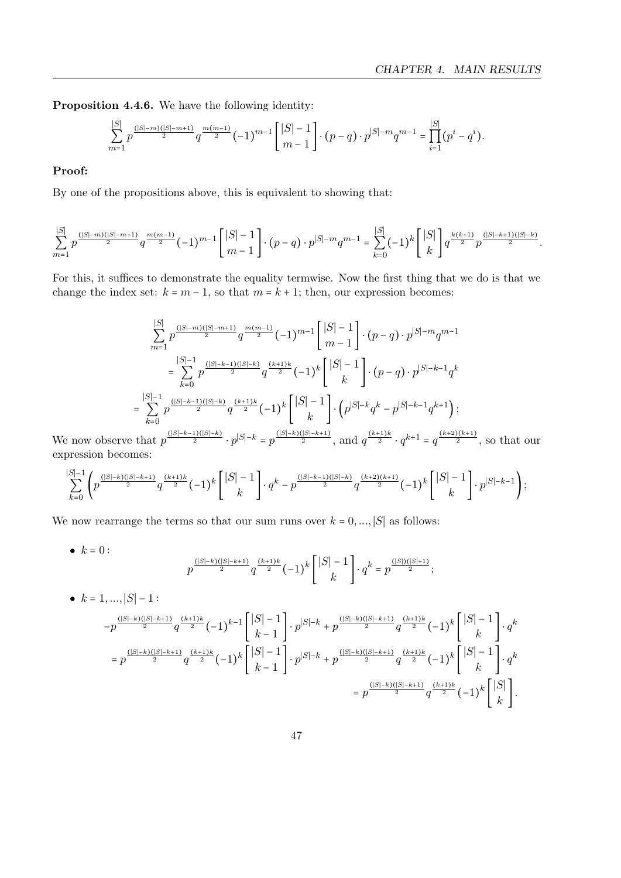**Proposition 4.4.6.** We have the following identity:

$$\sum_{m=1}^{|S|} p^{\frac{(|S|-m)(|S|-m+1)}{2}} q^{\frac{m(m-1)}{2}} (-1)^{m-1} \begin{bmatrix} |S|-1 \\ m-1 \end{bmatrix} \cdot (p-q) \cdot p^{|S|-m} q^{m-1} = \prod_{i=1}^{|S|} (p^i - q^i).$$

**Proof:**

By one of the propositions above, this is equivalent to showing that:

$$\sum_{m=1}^{|S|} p^{\frac{(|S|-m)(|S|-m+1)}{2}} q^{\frac{m(m-1)}{2}} (-1)^{m-1} \begin{bmatrix} |S|-1 \\ m-1 \end{bmatrix} \cdot (p-q) \cdot p^{|S|-m} q^{m-1} = \sum_{k=0}^{|S|} (-1)^k \begin{bmatrix} |S| \\ k \end{bmatrix} q^{\frac{k(k+1)}{2}} p^{\frac{(|S|-k+1)(|S|-k)}{2}}.$$

For this, it suffices to demonstrate the equality termwise. Now the first thing that we do is that we change the index set: $k = m-1$, so that $m = k+1$; then, our expression becomes:

$$\begin{aligned}
&\sum_{m=1}^{|S|} p^{\frac{(|S|-m)(|S|-m+1)}{2}} q^{\frac{m(m-1)}{2}} (-1)^{m-1} \begin{bmatrix} |S|-1 \\ m-1 \end{bmatrix} \cdot (p-q) \cdot p^{|S|-m} q^{m-1} \\
&= \sum_{k=0}^{|S|-1} p^{\frac{(|S|-k-1)(|S|-k)}{2}} q^{\frac{(k+1)k}{2}} (-1)^k \begin{bmatrix} |S|-1 \\ k \end{bmatrix} \cdot (p-q) \cdot p^{|S|-k-1} q^k \\
&= \sum_{k=0}^{|S|-1} p^{\frac{(|S|-k-1)(|S|-k)}{2}} q^{\frac{(k+1)k}{2}} (-1)^k \begin{bmatrix} |S|-1 \\ k \end{bmatrix} \cdot \left( p^{|S|-k} q^k - p^{|S|-k-1} q^{k+1} \right);
\end{aligned}$$

We now observe that $p^{\frac{(|S|-k-1)(|S|-k)}{2}} \cdot p^{|S|-k} = p^{\frac{(|S|-k)(|S|-k+1)}{2}}$, and $q^{\frac{(k+1)k}{2}} \cdot q^{k+1} = q^{\frac{(k+2)(k+1)}{2}}$, so that our expression becomes:

$$\sum_{k=0}^{|S|-1} \left( p^{\frac{(|S|-k)(|S|-k+1)}{2}} q^{\frac{(k+1)k}{2}} (-1)^k \begin{bmatrix} |S|-1 \\ k \end{bmatrix} \cdot q^k - p^{\frac{(|S|-k-1)(|S|-k)}{2}} q^{\frac{(k+2)(k+1)}{2}} (-1)^k \begin{bmatrix} |S|-1 \\ k \end{bmatrix} \cdot p^{|S|-k-1} \right);$$

We now rearrange the terms so that our sum runs over $k = 0, ..., |S|$ as follows:

- $k = 0:$
$$p^{\frac{(|S|-k)(|S|-k+1)}{2}} q^{\frac{(k+1)k}{2}} (-1)^k \begin{bmatrix} |S|-1 \\ k \end{bmatrix} \cdot q^k = p^{\frac{(|S|)(|S|+1)}{2}};$$

- $k = 1, ..., |S|-1:$
$$\begin{aligned}
&-p^{\frac{(|S|-k)(|S|-k+1)}{2}} q^{\frac{(k+1)k}{2}} (-1)^{k-1} \begin{bmatrix} |S|-1 \\ k-1 \end{bmatrix} \cdot p^{|S|-k} + p^{\frac{(|S|-k)(|S|-k+1)}{2}} q^{\frac{(k+1)k}{2}} (-1)^k \begin{bmatrix} |S|-1 \\ k \end{bmatrix} \cdot q^k \\
&= p^{\frac{(|S|-k)(|S|-k+1)}{2}} q^{\frac{(k+1)k}{2}} (-1)^k \begin{bmatrix} |S|-1 \\ k-1 \end{bmatrix} \cdot p^{|S|-k} + p^{\frac{(|S|-k)(|S|-k+1)}{2}} q^{\frac{(k+1)k}{2}} (-1)^k \begin{bmatrix} |S|-1 \\ k \end{bmatrix} \cdot q^k \\
&= p^{\frac{(|S|-k)(|S|-k+1)}{2}} q^{\frac{(k+1)k}{2}} (-1)^k \begin{bmatrix} |S| \\ k \end{bmatrix}.
\end{aligned}$$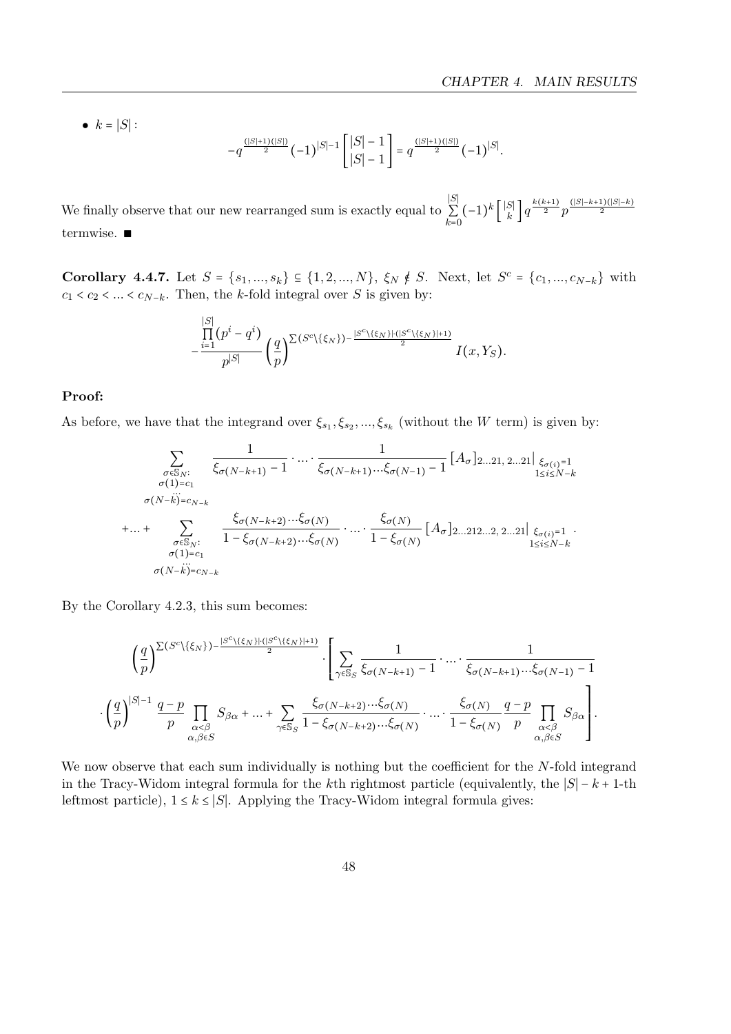- $k = |S|$ :

$$-q^{\frac{(|S|+1)(|S|)}{2}}(-1)^{|S|-1}\begin{bmatrix}|S|-1\\|S|-1\end{bmatrix} = q^{\frac{(|S|+1)(|S|)}{2}}(-1)^{|S|}.$$

We finally observe that our new rearranged sum is exactly equal to $\sum\limits_{k=0}^{|S|}(-1)^k\begin{bmatrix}|S|\\k\end{bmatrix}q^{\frac{k(k+1)}{2}}p^{\frac{(|S|-k+1)(|S|-k)}{2}}$ termwise. ■

**Corollary 4.4.7.** Let $S = \{s_1, ..., s_k\} \subseteq \{1, 2, ..., N\}$, $\xi_N \notin S$. Next, let $S^c = \{c_1, ..., c_{N-k}\}$ with $c_1 < c_2 < ... < c_{N-k}$. Then, the $k$-fold integral over $S$ is given by:

$$-\frac{\prod\limits_{i=1}^{|S|}(p^i - q^i)}{p^{|S|}}\left(\frac{q}{p}\right)^{\Sigma(S^c\setminus\{\xi_N\}) - \frac{|S^c\setminus\{\xi_N\}|\cdot(|S^c\setminus\{\xi_N\}|+1)}{2}} I(x, Y_S).$$

**Proof:**

As before, we have that the integrand over $\xi_{s_1}, \xi_{s_2}, ..., \xi_{s_k}$ (without the $W$ term) is given by:

$$\sum_{\substack{\sigma\in\mathbb{S}_N:\\ \sigma(1)=c_1\\ \dots\\ \sigma(N-k)=c_{N-k}}} \frac{1}{\xi_{\sigma(N-k+1)}-1}\cdot ... \cdot \frac{1}{\xi_{\sigma(N-k+1)}\cdots\xi_{\sigma(N-1)}-1}\left[A_\sigma\right]_{2...21,\,2...21}\Big|_{\substack{\xi_{\sigma(i)}=1\\1\le i\le N-k}}$$

$$+ ... + \sum_{\substack{\sigma\in\mathbb{S}_N:\\ \sigma(1)=c_1\\ \dots\\ \sigma(N-k)=c_{N-k}}} \frac{\xi_{\sigma(N-k+2)}\cdots\xi_{\sigma(N)}}{1-\xi_{\sigma(N-k+2)}\cdots\xi_{\sigma(N)}}\cdot ... \cdot \frac{\xi_{\sigma(N)}}{1-\xi_{\sigma(N)}}\left[A_\sigma\right]_{2...212...2,\,2...21}\Big|_{\substack{\xi_{\sigma(i)}=1\\1\le i\le N-k}}.$$

By the Corollary 4.2.3, this sum becomes:

$$\left(\frac{q}{p}\right)^{\Sigma(S^c\setminus\{\xi_N\}) - \frac{|S^c\setminus\{\xi_N\}|\cdot(|S^c\setminus\{\xi_N\}|+1)}{2}}\cdot\left[\sum_{\gamma\in\mathbb{S}_S}\frac{1}{\xi_{\sigma(N-k+1)}-1}\cdot ... \cdot\frac{1}{\xi_{\sigma(N-k+1)}\cdots\xi_{\sigma(N-1)}-1}\right.$$

$$\left.\cdot\left(\frac{q}{p}\right)^{|S|-1}\frac{q-p}{p}\prod_{\substack{\alpha<\beta\\ \alpha,\beta\in S}}S_{\beta\alpha} + ... + \sum_{\gamma\in\mathbb{S}_S}\frac{\xi_{\sigma(N-k+2)}\cdots\xi_{\sigma(N)}}{1-\xi_{\sigma(N-k+2)}\cdots\xi_{\sigma(N)}}\cdot ... \cdot \frac{\xi_{\sigma(N)}}{1-\xi_{\sigma(N)}}\frac{q-p}{p}\prod_{\substack{\alpha<\beta\\ \alpha,\beta\in S}}S_{\beta\alpha}\right].$$

We now observe that each sum individually is nothing but the coefficient for the $N$-fold integrand in the Tracy-Widom integral formula for the $k$th rightmost particle (equivalently, the $|S| - k + 1$-th leftmost particle), $1 \le k \le |S|$. Applying the Tracy-Widom integral formula gives: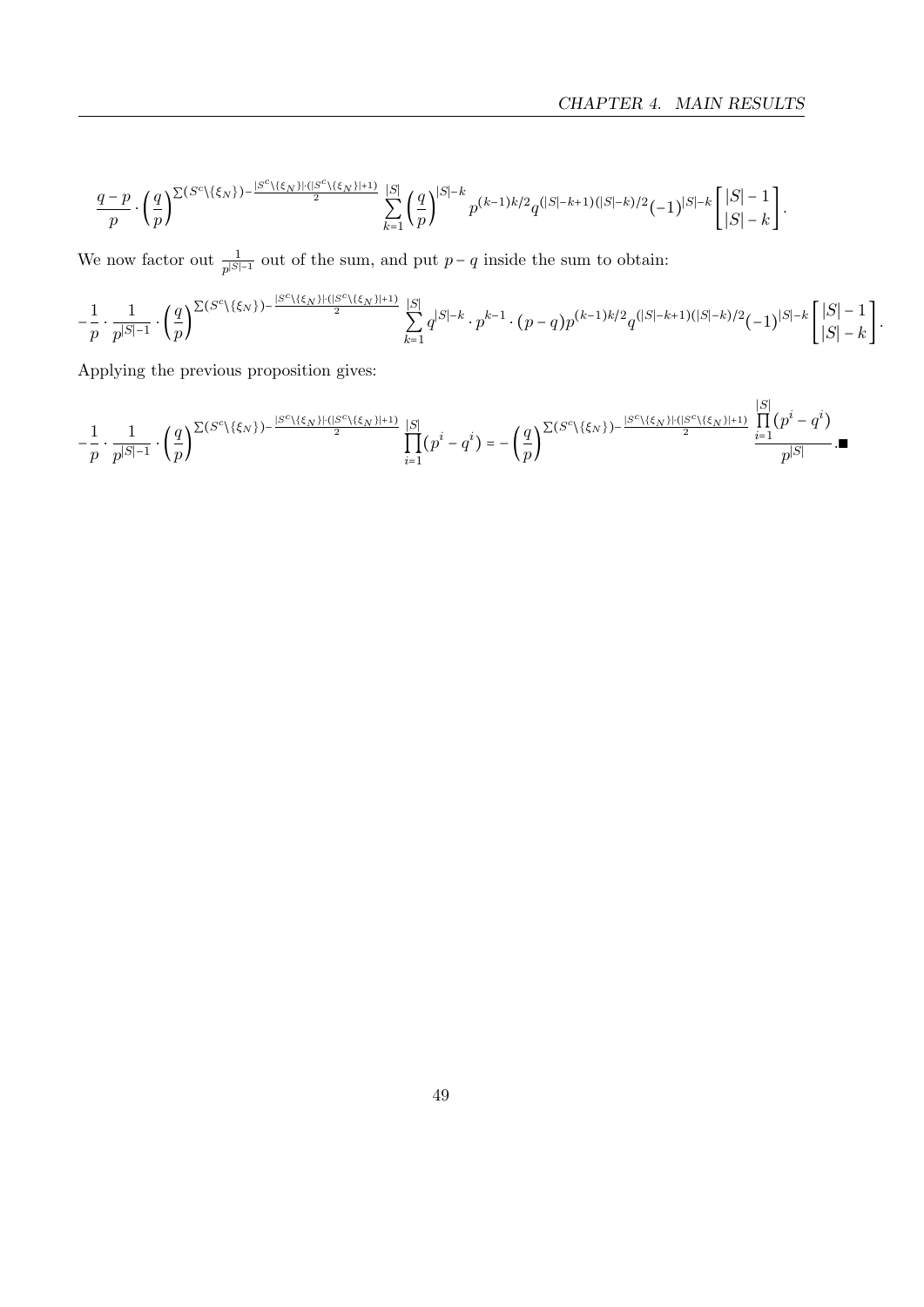$$\frac{q-p}{p} \cdot \left(\frac{q}{p}\right)^{\Sigma(S^c \setminus \{\xi_N\}) - \frac{|S^c \setminus \{\xi_N\}| \cdot (|S^c \setminus \{\xi_N\}|+1)}{2}} \sum_{k=1}^{|S|} \left(\frac{q}{p}\right)^{|S|-k} p^{(k-1)k/2} q^{(|S|-k+1)(|S|-k)/2} (-1)^{|S|-k} \begin{bmatrix} |S|-1 \\ |S|-k \end{bmatrix}.$$

We now factor out $\frac{1}{p^{|S|-1}}$ out of the sum, and put $p-q$ inside the sum to obtain:

$$-\frac{1}{p} \cdot \frac{1}{p^{|S|-1}} \cdot \left(\frac{q}{p}\right)^{\Sigma(S^c \setminus \{\xi_N\}) - \frac{|S^c \setminus \{\xi_N\}| \cdot (|S^c \setminus \{\xi_N\}|+1)}{2}} \sum_{k=1}^{|S|} q^{|S|-k} \cdot p^{k-1} \cdot (p-q) p^{(k-1)k/2} q^{(|S|-k+1)(|S|-k)/2} (-1)^{|S|-k} \begin{bmatrix} |S|-1 \\ |S|-k \end{bmatrix}.$$

Applying the previous proposition gives:

$$-\frac{1}{p} \cdot \frac{1}{p^{|S|-1}} \cdot \left(\frac{q}{p}\right)^{\Sigma(S^c \setminus \{\xi_N\}) - \frac{|S^c \setminus \{\xi_N\}| \cdot (|S^c \setminus \{\xi_N\}|+1)}{2}} \prod_{i=1}^{|S|} (p^i - q^i) = -\left(\frac{q}{p}\right)^{\Sigma(S^c \setminus \{\xi_N\}) - \frac{|S^c \setminus \{\xi_N\}| \cdot (|S^c \setminus \{\xi_N\}|+1)}{2}} \frac{\prod_{i=1}^{|S|} (p^i - q^i)}{p^{|S|}}. \blacksquare$$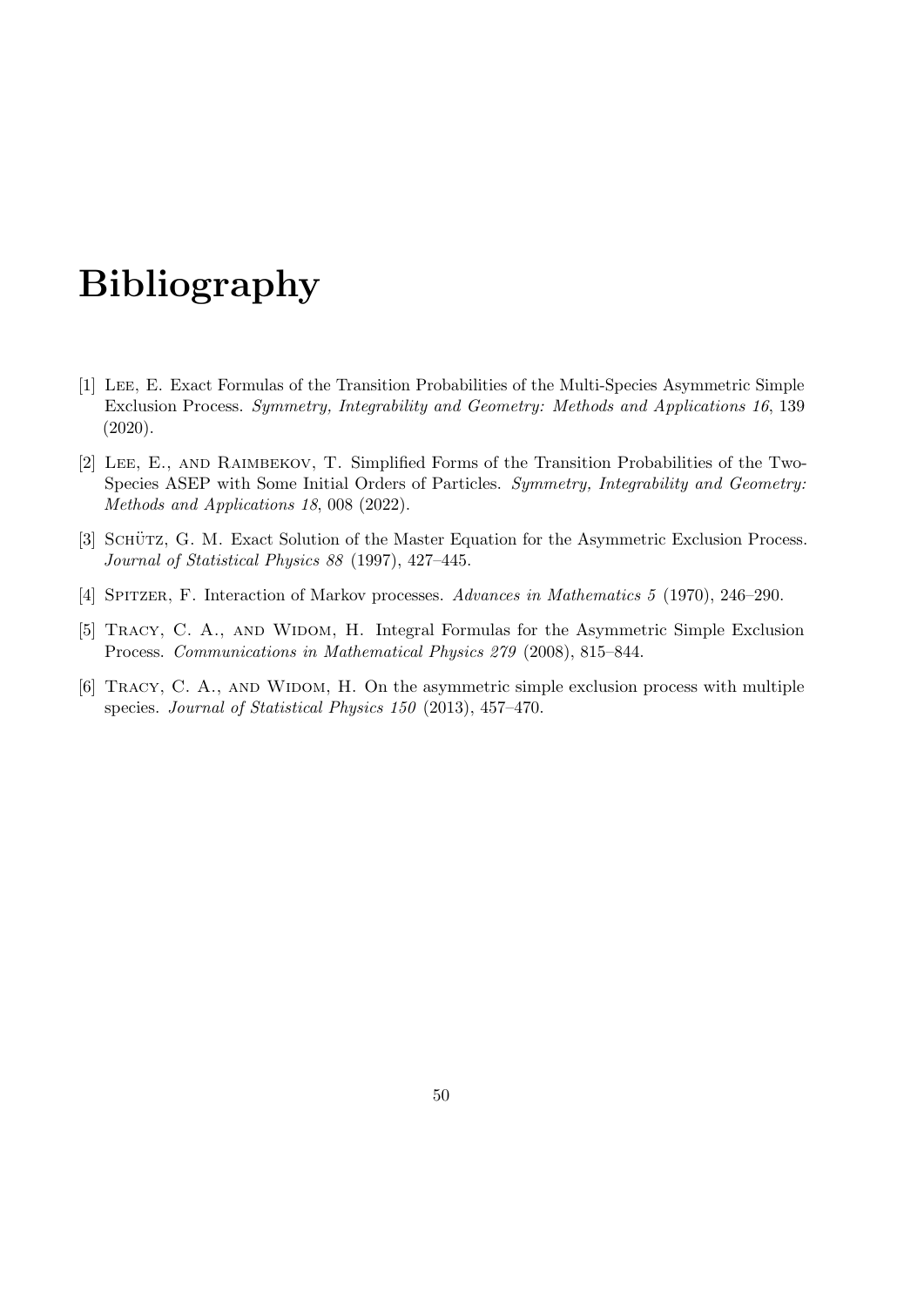# Bibliography

[1] Lee, E. Exact Formulas of the Transition Probabilities of the Multi-Species Asymmetric Simple Exclusion Process. *Symmetry, Integrability and Geometry: Methods and Applications 16*, 139 (2020).

[2] Lee, E., and Raimbekov, T. Simplified Forms of the Transition Probabilities of the Two-Species ASEP with Some Initial Orders of Particles. *Symmetry, Integrability and Geometry: Methods and Applications 18*, 008 (2022).

[3] Schütz, G. M. Exact Solution of the Master Equation for the Asymmetric Exclusion Process. *Journal of Statistical Physics 88* (1997), 427–445.

[4] Spitzer, F. Interaction of Markov processes. *Advances in Mathematics 5* (1970), 246–290.

[5] Tracy, C. A., and Widom, H. Integral Formulas for the Asymmetric Simple Exclusion Process. *Communications in Mathematical Physics 279* (2008), 815–844.

[6] Tracy, C. A., and Widom, H. On the asymmetric simple exclusion process with multiple species. *Journal of Statistical Physics 150* (2013), 457–470.